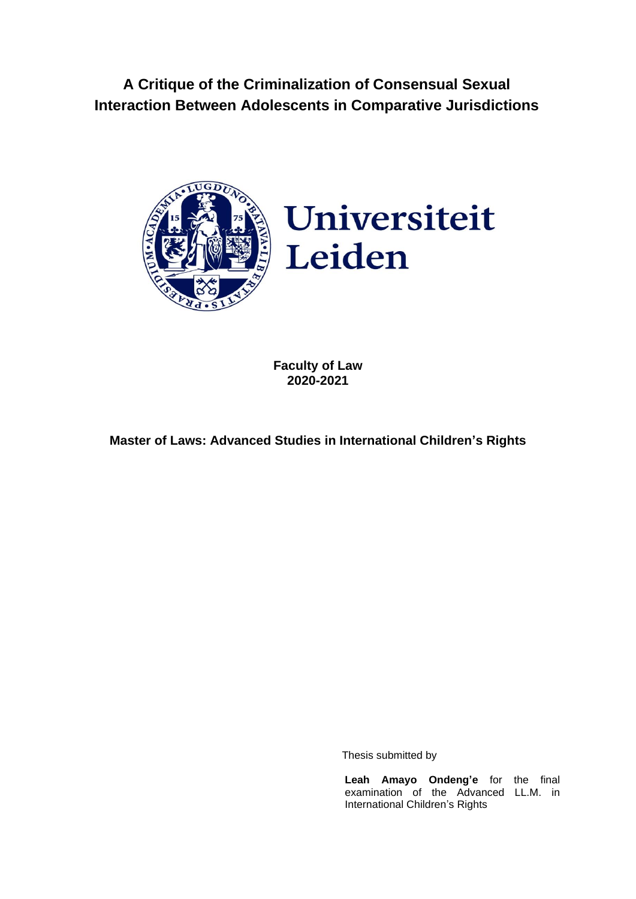# A Critique of the Criminalization of Consensual Sexual Interaction Between Adolescents in Comparative Jurisdictions

Universiteit Leiden

**Faculty of Law**
**2020-2021**

**Master of Laws: Advanced Studies in International Children's Rights**

Thesis submitted by

**Leah Amayo Ondeng'e** for the final examination of the Advanced LL.M. in International Children's Rights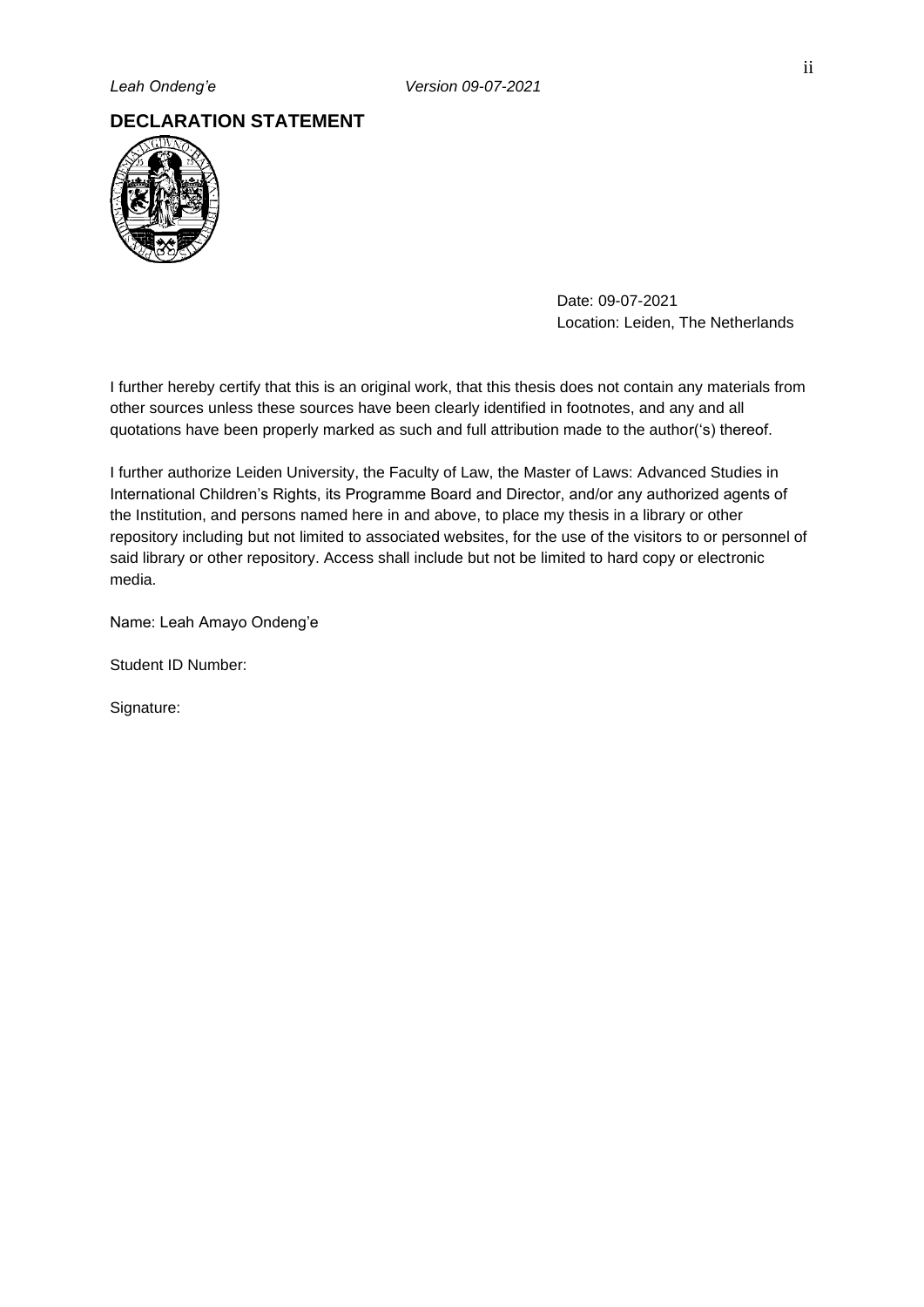## DECLARATION STATEMENT

Date: 09-07-2021
Location: Leiden, The Netherlands

I further hereby certify that this is an original work, that this thesis does not contain any materials from other sources unless these sources have been clearly identified in footnotes, and any and all quotations have been properly marked as such and full attribution made to the author('s) thereof.

I further authorize Leiden University, the Faculty of Law, the Master of Laws: Advanced Studies in International Children's Rights, its Programme Board and Director, and/or any authorized agents of the Institution, and persons named here in and above, to place my thesis in a library or other repository including but not limited to associated websites, for the use of the visitors to or personnel of said library or other repository. Access shall include but not be limited to hard copy or electronic media.

Name: Leah Amayo Ondeng'e

Student ID Number:

Signature: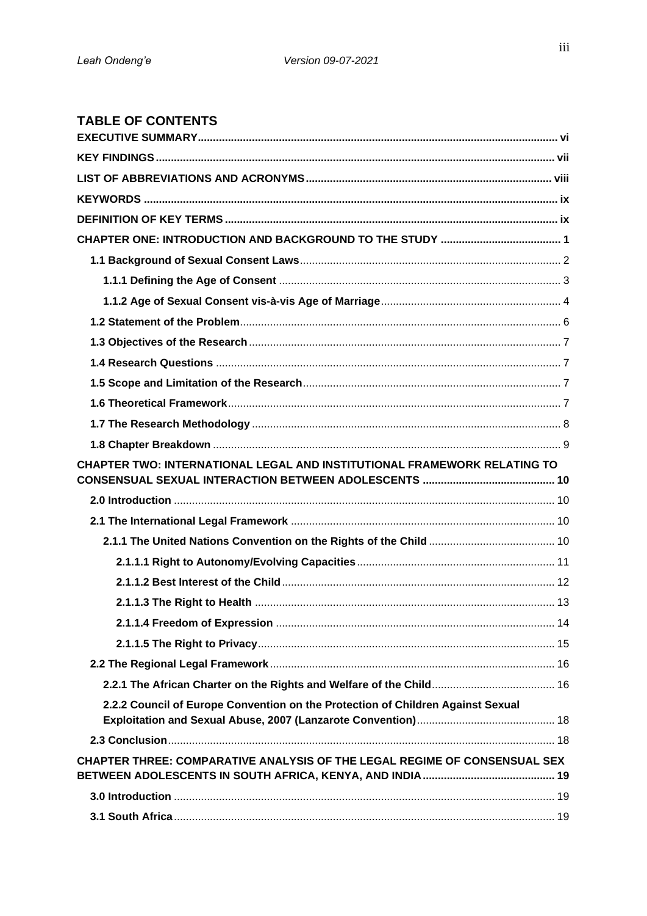## TABLE OF CONTENTS

**EXECUTIVE SUMMARY** ....... vi

**KEY FINDINGS** ....... vii

**LIST OF ABBREVIATIONS AND ACRONYMS** ....... viii

**KEYWORDS** ....... ix

**DEFINITION OF KEY TERMS** ....... ix

**CHAPTER ONE: INTRODUCTION AND BACKGROUND TO THE STUDY** ....... 1

- **1.1 Background of Sexual Consent Laws** ....... 2
  - **1.1.1 Defining the Age of Consent** ....... 3
  - **1.1.2 Age of Sexual Consent vis-à-vis Age of Marriage** ....... 4
- **1.2 Statement of the Problem** ....... 6
- **1.3 Objectives of the Research** ....... 7
- **1.4 Research Questions** ....... 7
- **1.5 Scope and Limitation of the Research** ....... 7
- **1.6 Theoretical Framework** ....... 7
- **1.7 The Research Methodology** ....... 8
- **1.8 Chapter Breakdown** ....... 9

**CHAPTER TWO: INTERNATIONAL LEGAL AND INSTITUTIONAL FRAMEWORK RELATING TO CONSENSUAL SEXUAL INTERACTION BETWEEN ADOLESCENTS** ....... 10

- **2.0 Introduction** ....... 10
- **2.1 The International Legal Framework** ....... 10
  - **2.1.1 The United Nations Convention on the Rights of the Child** ....... 10
    - **2.1.1.1 Right to Autonomy/Evolving Capacities** ....... 11
    - **2.1.1.2 Best Interest of the Child** ....... 12
    - **2.1.1.3 The Right to Health** ....... 13
    - **2.1.1.4 Freedom of Expression** ....... 14
    - **2.1.1.5 The Right to Privacy** ....... 15
- **2.2 The Regional Legal Framework** ....... 16
  - **2.2.1 The African Charter on the Rights and Welfare of the Child** ....... 16
  - **2.2.2 Council of Europe Convention on the Protection of Children Against Sexual Exploitation and Sexual Abuse, 2007 (Lanzarote Convention)** ....... 18
- **2.3 Conclusion** ....... 18

**CHAPTER THREE: COMPARATIVE ANALYSIS OF THE LEGAL REGIME OF CONSENSUAL SEX BETWEEN ADOLESCENTS IN SOUTH AFRICA, KENYA, AND INDIA** ....... 19

- **3.0 Introduction** ....... 19
- **3.1 South Africa** ....... 19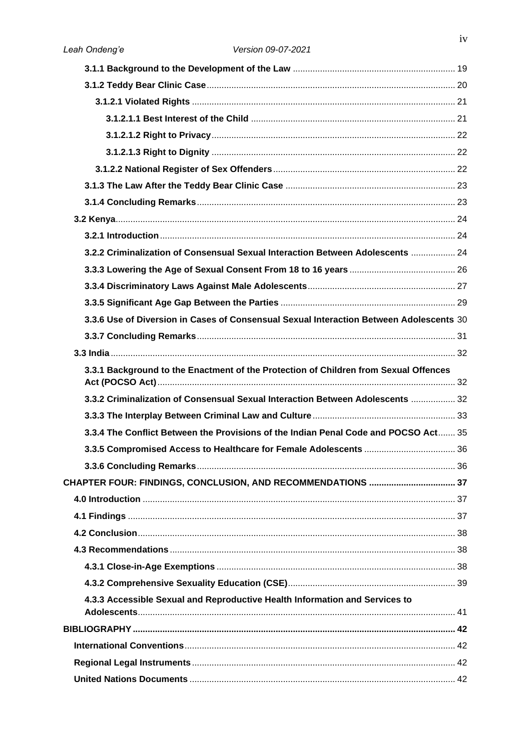**3.1.1 Background to the Development of the Law** ........ 19

**3.1.2 Teddy Bear Clinic Case** ........ 20

**3.1.2.1 Violated Rights** ........ 21

**3.1.2.1.1 Best Interest of the Child** ........ 21

**3.1.2.1.2 Right to Privacy** ........ 22

**3.1.2.1.3 Right to Dignity** ........ 22

**3.1.2.2 National Register of Sex Offenders** ........ 22

**3.1.3 The Law After the Teddy Bear Clinic Case** ........ 23

**3.1.4 Concluding Remarks** ........ 23

**3.2 Kenya** ........ 24

**3.2.1 Introduction** ........ 24

**3.2.2 Criminalization of Consensual Sexual Interaction Between Adolescents** ........ 24

**3.3.3 Lowering the Age of Sexual Consent From 18 to 16 years** ........ 26

**3.3.4 Discriminatory Laws Against Male Adolescents** ........ 27

**3.3.5 Significant Age Gap Between the Parties** ........ 29

**3.3.6 Use of Diversion in Cases of Consensual Sexual Interaction Between Adolescents** 30

**3.3.7 Concluding Remarks** ........ 31

**3.3 India** ........ 32

**3.3.1 Background to the Enactment of the Protection of Children from Sexual Offences Act (POCSO Act)** ........ 32

**3.3.2 Criminalization of Consensual Sexual Interaction Between Adolescents** ........ 32

**3.3.3 The Interplay Between Criminal Law and Culture** ........ 33

**3.3.4 The Conflict Between the Provisions of the Indian Penal Code and POCSO Act** ........ 35

**3.3.5 Compromised Access to Healthcare for Female Adolescents** ........ 36

**3.3.6 Concluding Remarks** ........ 36

**CHAPTER FOUR: FINDINGS, CONCLUSION, AND RECOMMENDATIONS** ........ 37

**4.0 Introduction** ........ 37

**4.1 Findings** ........ 37

**4.2 Conclusion** ........ 38

**4.3 Recommendations** ........ 38

**4.3.1 Close-in-Age Exemptions** ........ 38

**4.3.2 Comprehensive Sexuality Education (CSE)** ........ 39

**4.3.3 Accessible Sexual and Reproductive Health Information and Services to Adolescents** ........ 41

**BIBLIOGRAPHY** ........ 42

**International Conventions** ........ 42

**Regional Legal Instruments** ........ 42

**United Nations Documents** ........ 42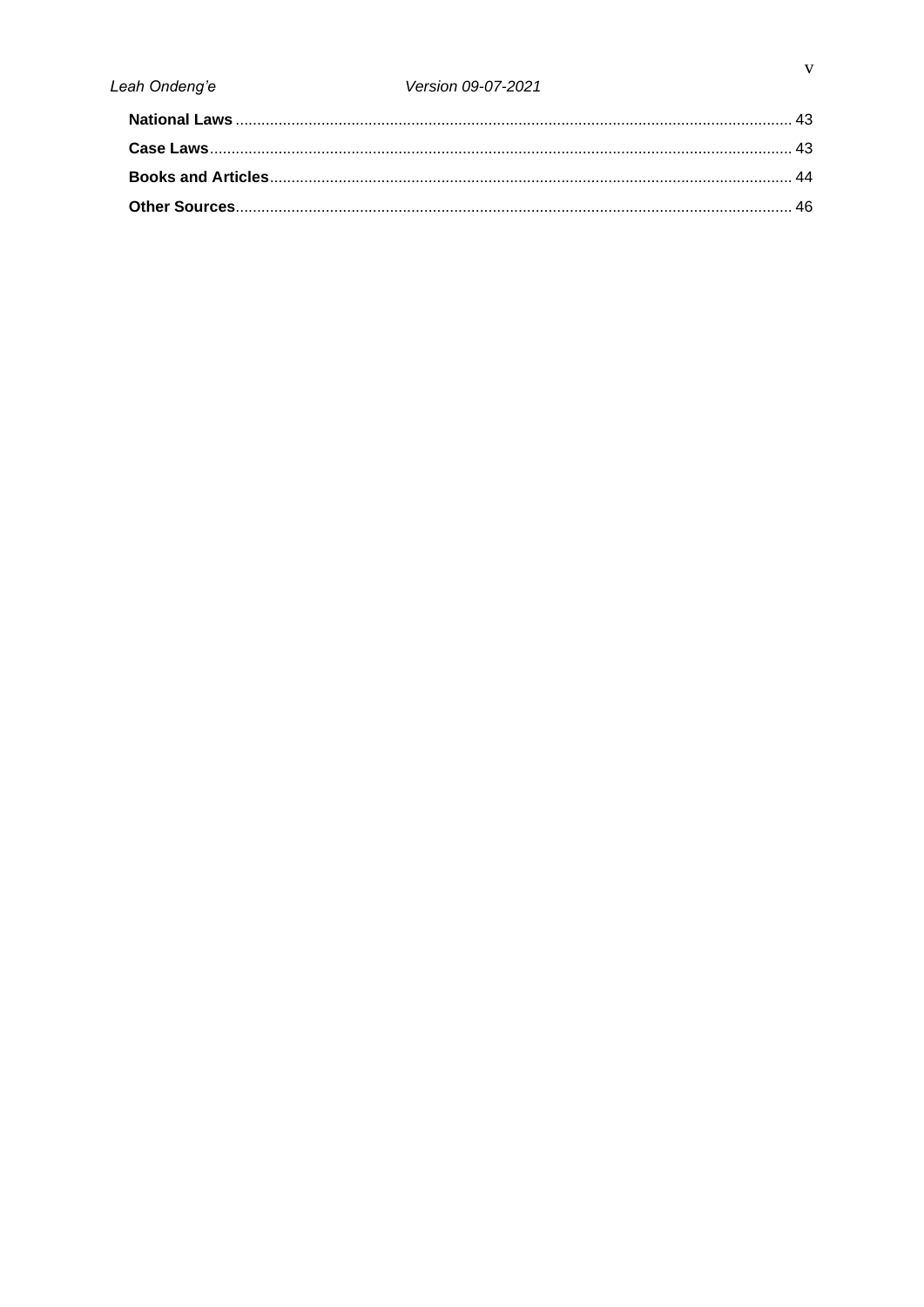**National Laws** ........................................................................................................................ 43

**Case Laws** ............................................................................................................................. 43

**Books and Articles** ................................................................................................................ 44

**Other Sources** ....................................................................................................................... 46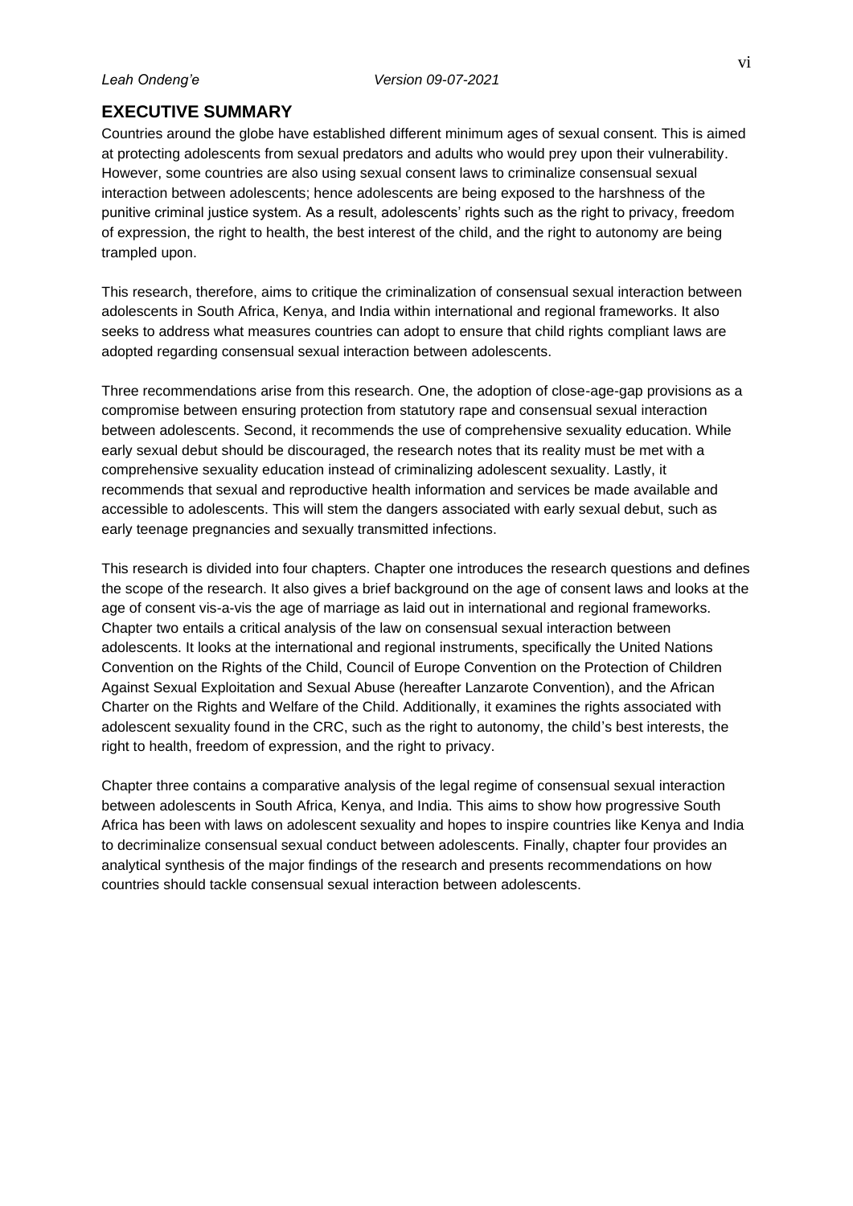## EXECUTIVE SUMMARY

Countries around the globe have established different minimum ages of sexual consent. This is aimed at protecting adolescents from sexual predators and adults who would prey upon their vulnerability. However, some countries are also using sexual consent laws to criminalize consensual sexual interaction between adolescents; hence adolescents are being exposed to the harshness of the punitive criminal justice system. As a result, adolescents' rights such as the right to privacy, freedom of expression, the right to health, the best interest of the child, and the right to autonomy are being trampled upon.

This research, therefore, aims to critique the criminalization of consensual sexual interaction between adolescents in South Africa, Kenya, and India within international and regional frameworks. It also seeks to address what measures countries can adopt to ensure that child rights compliant laws are adopted regarding consensual sexual interaction between adolescents.

Three recommendations arise from this research. One, the adoption of close-age-gap provisions as a compromise between ensuring protection from statutory rape and consensual sexual interaction between adolescents. Second, it recommends the use of comprehensive sexuality education. While early sexual debut should be discouraged, the research notes that its reality must be met with a comprehensive sexuality education instead of criminalizing adolescent sexuality. Lastly, it recommends that sexual and reproductive health information and services be made available and accessible to adolescents. This will stem the dangers associated with early sexual debut, such as early teenage pregnancies and sexually transmitted infections.

This research is divided into four chapters. Chapter one introduces the research questions and defines the scope of the research. It also gives a brief background on the age of consent laws and looks at the age of consent vis-a-vis the age of marriage as laid out in international and regional frameworks. Chapter two entails a critical analysis of the law on consensual sexual interaction between adolescents. It looks at the international and regional instruments, specifically the United Nations Convention on the Rights of the Child, Council of Europe Convention on the Protection of Children Against Sexual Exploitation and Sexual Abuse (hereafter Lanzarote Convention), and the African Charter on the Rights and Welfare of the Child. Additionally, it examines the rights associated with adolescent sexuality found in the CRC, such as the right to autonomy, the child's best interests, the right to health, freedom of expression, and the right to privacy.

Chapter three contains a comparative analysis of the legal regime of consensual sexual interaction between adolescents in South Africa, Kenya, and India. This aims to show how progressive South Africa has been with laws on adolescent sexuality and hopes to inspire countries like Kenya and India to decriminalize consensual sexual conduct between adolescents. Finally, chapter four provides an analytical synthesis of the major findings of the research and presents recommendations on how countries should tackle consensual sexual interaction between adolescents.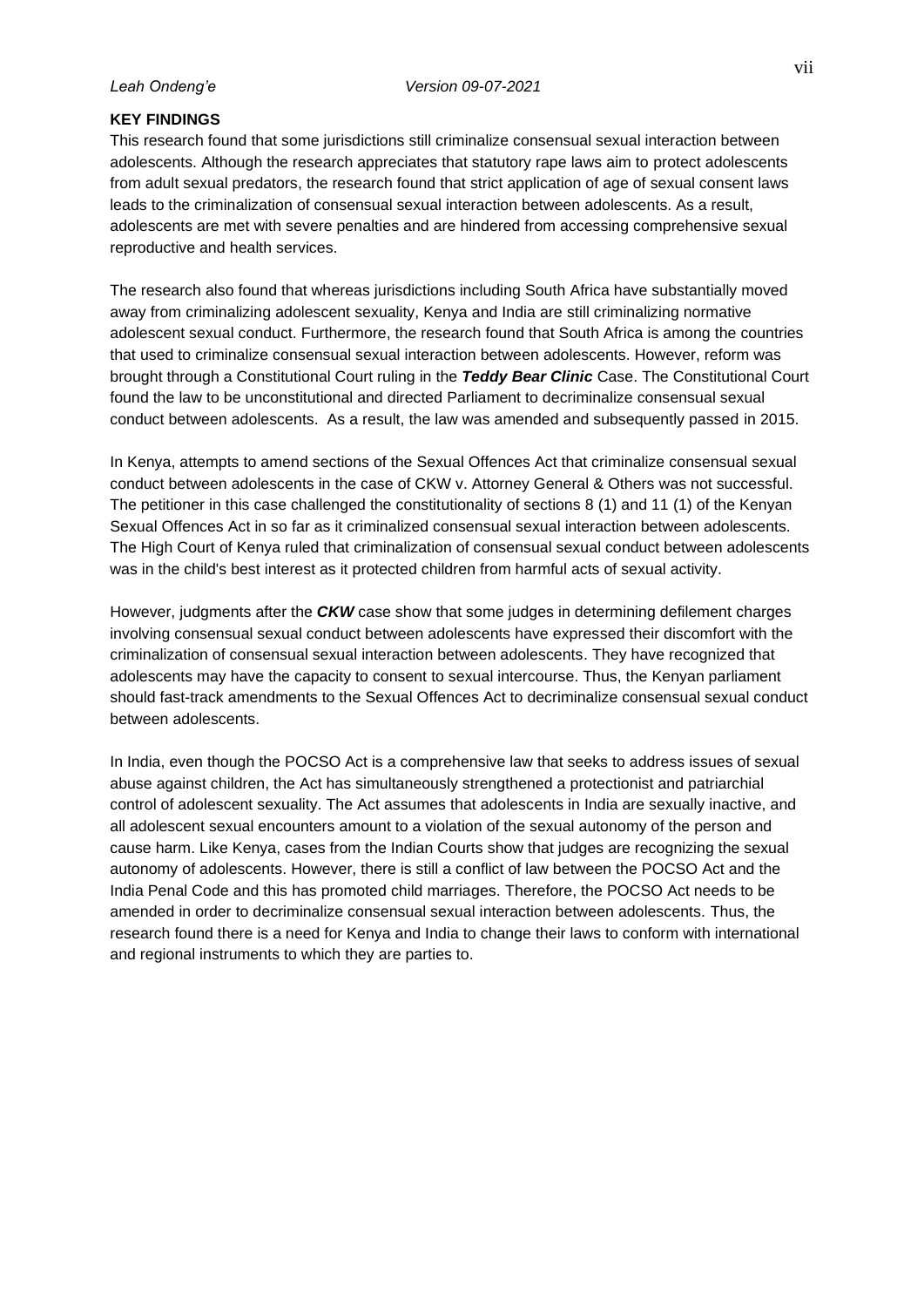**KEY FINDINGS**

This research found that some jurisdictions still criminalize consensual sexual interaction between adolescents. Although the research appreciates that statutory rape laws aim to protect adolescents from adult sexual predators, the research found that strict application of age of sexual consent laws leads to the criminalization of consensual sexual interaction between adolescents. As a result, adolescents are met with severe penalties and are hindered from accessing comprehensive sexual reproductive and health services.

The research also found that whereas jurisdictions including South Africa have substantially moved away from criminalizing adolescent sexuality, Kenya and India are still criminalizing normative adolescent sexual conduct. Furthermore, the research found that South Africa is among the countries that used to criminalize consensual sexual interaction between adolescents. However, reform was brought through a Constitutional Court ruling in the ***Teddy Bear Clinic*** Case. The Constitutional Court found the law to be unconstitutional and directed Parliament to decriminalize consensual sexual conduct between adolescents. As a result, the law was amended and subsequently passed in 2015.

In Kenya, attempts to amend sections of the Sexual Offences Act that criminalize consensual sexual conduct between adolescents in the case of CKW v. Attorney General & Others was not successful. The petitioner in this case challenged the constitutionality of sections 8 (1) and 11 (1) of the Kenyan Sexual Offences Act in so far as it criminalized consensual sexual interaction between adolescents. The High Court of Kenya ruled that criminalization of consensual sexual conduct between adolescents was in the child's best interest as it protected children from harmful acts of sexual activity.

However, judgments after the ***CKW*** case show that some judges in determining defilement charges involving consensual sexual conduct between adolescents have expressed their discomfort with the criminalization of consensual sexual interaction between adolescents. They have recognized that adolescents may have the capacity to consent to sexual intercourse. Thus, the Kenyan parliament should fast-track amendments to the Sexual Offences Act to decriminalize consensual sexual conduct between adolescents.

In India, even though the POCSO Act is a comprehensive law that seeks to address issues of sexual abuse against children, the Act has simultaneously strengthened a protectionist and patriarchial control of adolescent sexuality. The Act assumes that adolescents in India are sexually inactive, and all adolescent sexual encounters amount to a violation of the sexual autonomy of the person and cause harm. Like Kenya, cases from the Indian Courts show that judges are recognizing the sexual autonomy of adolescents. However, there is still a conflict of law between the POCSO Act and the India Penal Code and this has promoted child marriages. Therefore, the POCSO Act needs to be amended in order to decriminalize consensual sexual interaction between adolescents. Thus, the research found there is a need for Kenya and India to change their laws to conform with international and regional instruments to which they are parties to.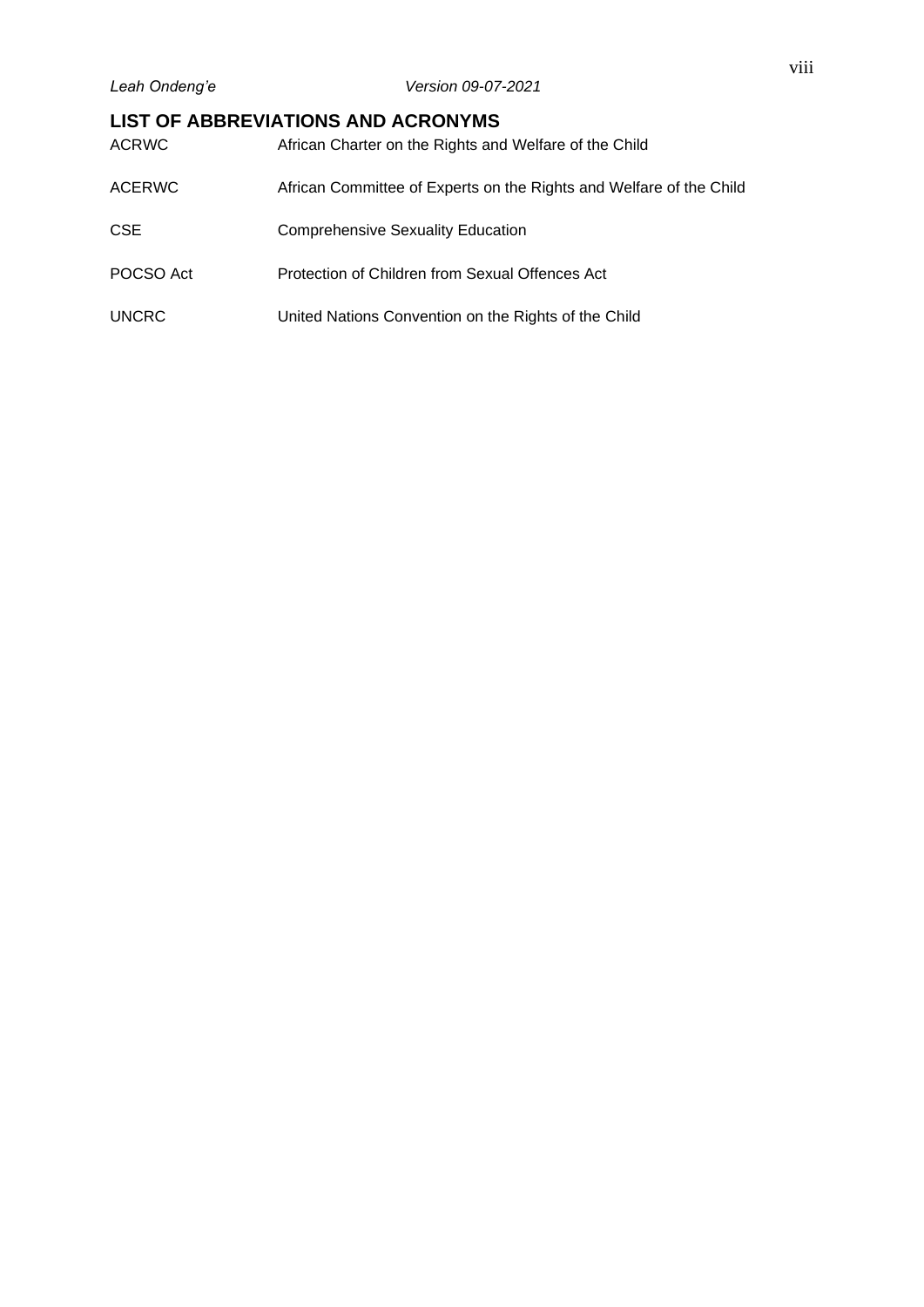## LIST OF ABBREVIATIONS AND ACRONYMS

| | |
|---|---|
| ACRWC | African Charter on the Rights and Welfare of the Child |
| ACERWC | African Committee of Experts on the Rights and Welfare of the Child |
| CSE | Comprehensive Sexuality Education |
| POCSO Act | Protection of Children from Sexual Offences Act |
| UNCRC | United Nations Convention on the Rights of the Child |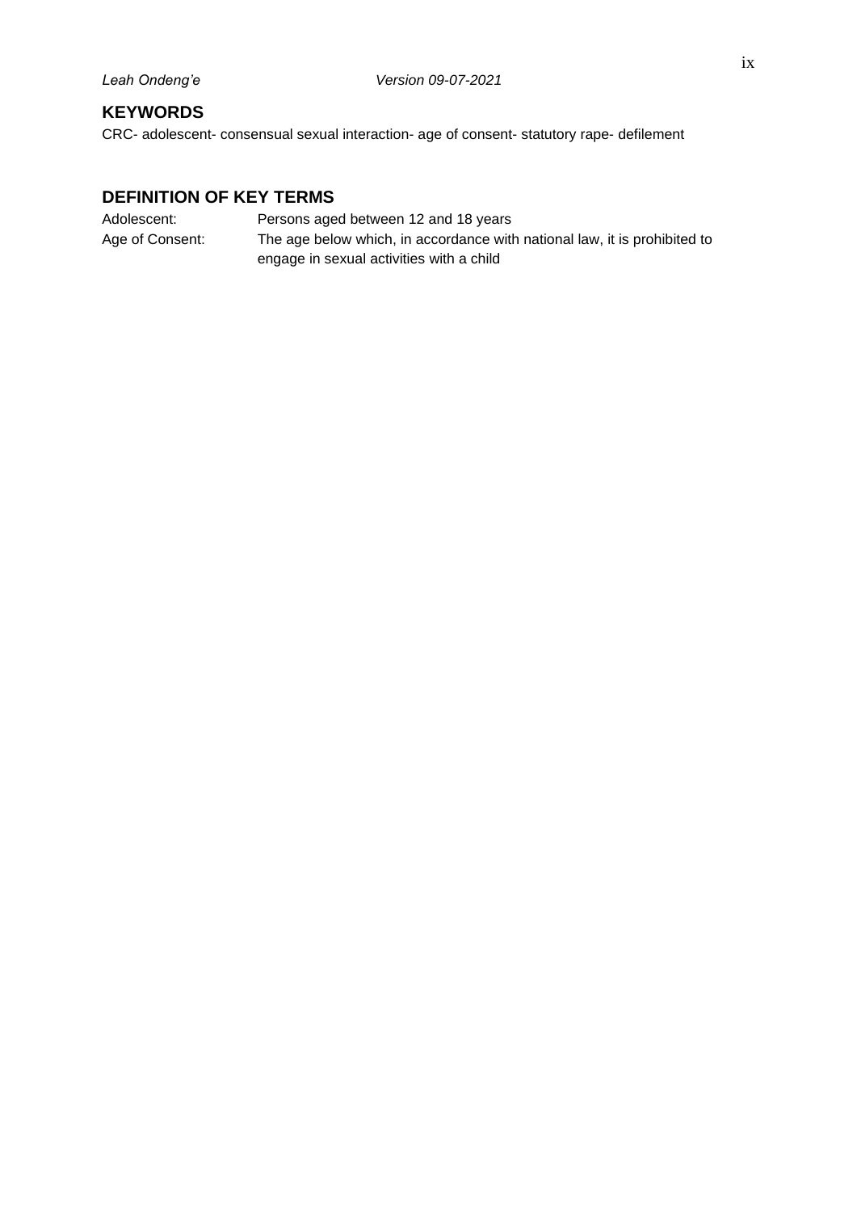## KEYWORDS

CRC- adolescent- consensual sexual interaction- age of consent- statutory rape- defilement

## DEFINITION OF KEY TERMS

| | |
|---|---|
| Adolescent: | Persons aged between 12 and 18 years |
| Age of Consent: | The age below which, in accordance with national law, it is prohibited to engage in sexual activities with a child |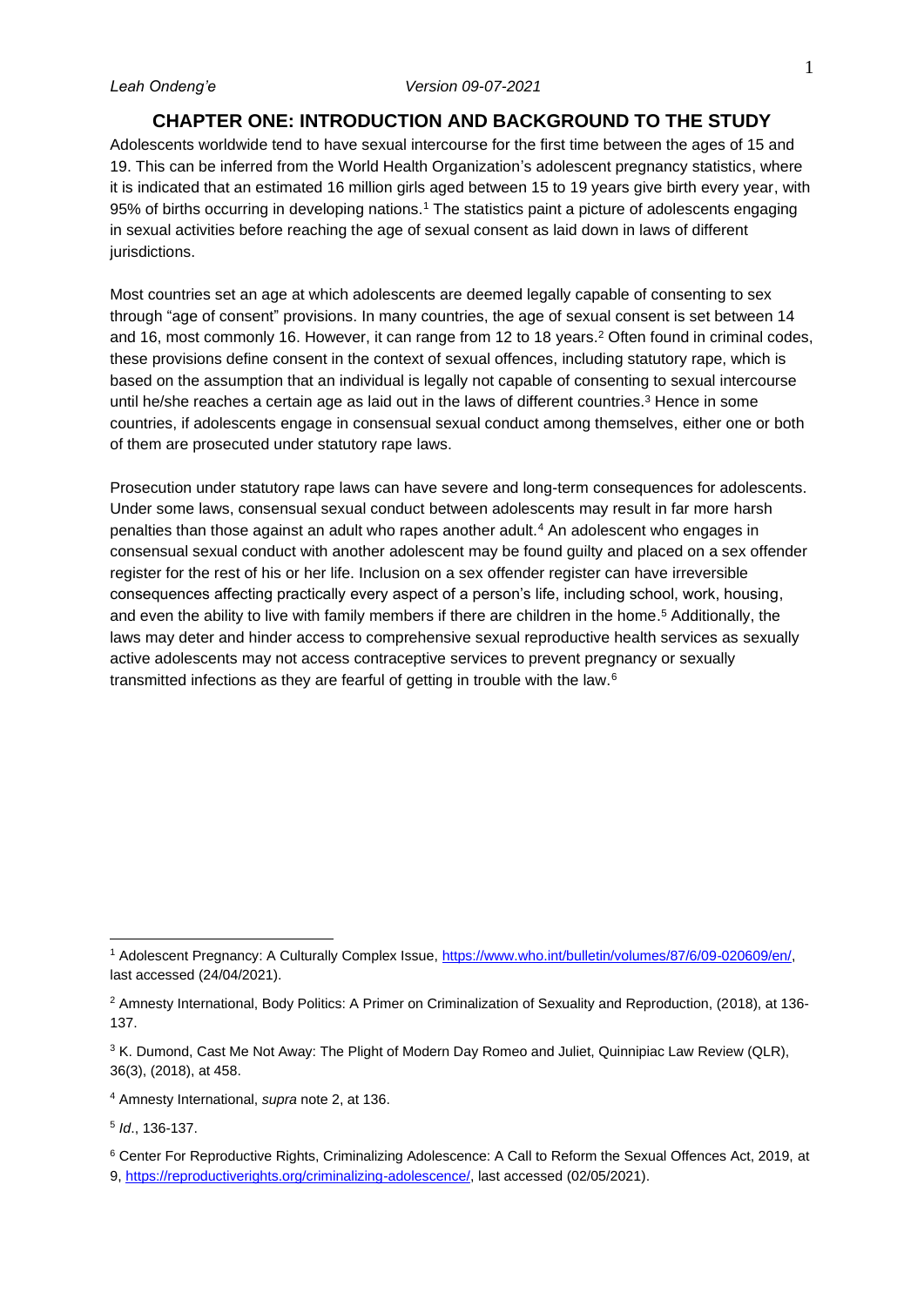# CHAPTER ONE: INTRODUCTION AND BACKGROUND TO THE STUDY

Adolescents worldwide tend to have sexual intercourse for the first time between the ages of 15 and 19. This can be inferred from the World Health Organization's adolescent pregnancy statistics, where it is indicated that an estimated 16 million girls aged between 15 to 19 years give birth every year, with 95% of births occurring in developing nations.[1] The statistics paint a picture of adolescents engaging in sexual activities before reaching the age of sexual consent as laid down in laws of different jurisdictions.

Most countries set an age at which adolescents are deemed legally capable of consenting to sex through "age of consent" provisions. In many countries, the age of sexual consent is set between 14 and 16, most commonly 16. However, it can range from 12 to 18 years.[2] Often found in criminal codes, these provisions define consent in the context of sexual offences, including statutory rape, which is based on the assumption that an individual is legally not capable of consenting to sexual intercourse until he/she reaches a certain age as laid out in the laws of different countries.[3] Hence in some countries, if adolescents engage in consensual sexual conduct among themselves, either one or both of them are prosecuted under statutory rape laws.

Prosecution under statutory rape laws can have severe and long-term consequences for adolescents. Under some laws, consensual sexual conduct between adolescents may result in far more harsh penalties than those against an adult who rapes another adult.[4] An adolescent who engages in consensual sexual conduct with another adolescent may be found guilty and placed on a sex offender register for the rest of his or her life. Inclusion on a sex offender register can have irreversible consequences affecting practically every aspect of a person's life, including school, work, housing, and even the ability to live with family members if there are children in the home.[5] Additionally, the laws may deter and hinder access to comprehensive sexual reproductive health services as sexually active adolescents may not access contraceptive services to prevent pregnancy or sexually transmitted infections as they are fearful of getting in trouble with the law.[6]

---

[1] Adolescent Pregnancy: A Culturally Complex Issue, https://www.who.int/bulletin/volumes/87/6/09-020609/en/, last accessed (24/04/2021).

[2] Amnesty International, Body Politics: A Primer on Criminalization of Sexuality and Reproduction, (2018), at 136-137.

[3] K. Dumond, Cast Me Not Away: The Plight of Modern Day Romeo and Juliet, Quinnipiac Law Review (QLR), 36(3), (2018), at 458.

[4] Amnesty International, *supra* note 2, at 136.

[5] *Id*., 136-137.

[6] Center For Reproductive Rights, Criminalizing Adolescence: A Call to Reform the Sexual Offences Act, 2019, at 9, https://reproductiverights.org/criminalizing-adolescence/, last accessed (02/05/2021).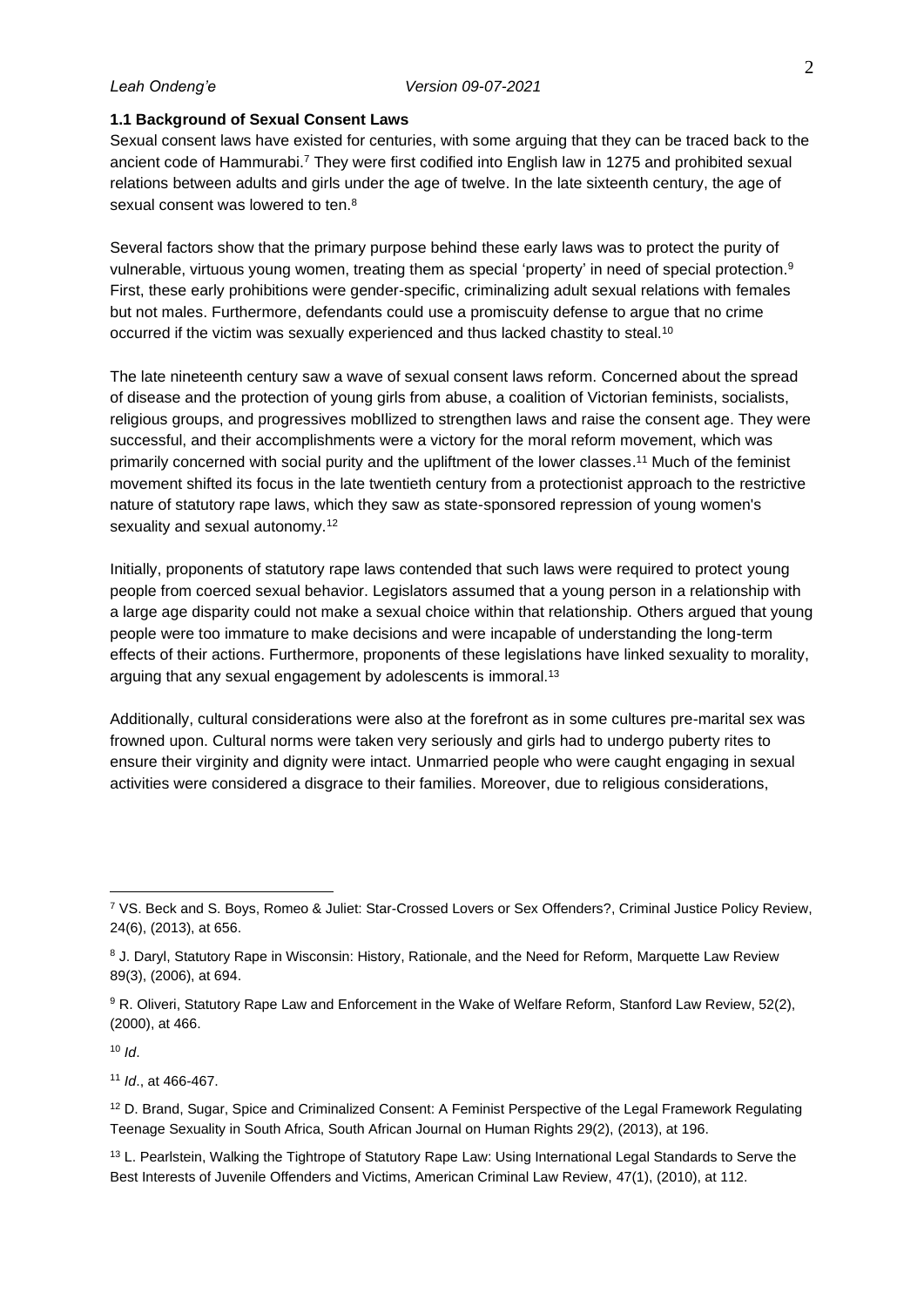### 1.1 Background of Sexual Consent Laws

Sexual consent laws have existed for centuries, with some arguing that they can be traced back to the ancient code of Hammurabi.[7] They were first codified into English law in 1275 and prohibited sexual relations between adults and girls under the age of twelve. In the late sixteenth century, the age of sexual consent was lowered to ten.[8]

Several factors show that the primary purpose behind these early laws was to protect the purity of vulnerable, virtuous young women, treating them as special 'property' in need of special protection.[9] First, these early prohibitions were gender-specific, criminalizing adult sexual relations with females but not males. Furthermore, defendants could use a promiscuity defense to argue that no crime occurred if the victim was sexually experienced and thus lacked chastity to steal.[10]

The late nineteenth century saw a wave of sexual consent laws reform. Concerned about the spread of disease and the protection of young girls from abuse, a coalition of Victorian feminists, socialists, religious groups, and progressives mobIlized to strengthen laws and raise the consent age. They were successful, and their accomplishments were a victory for the moral reform movement, which was primarily concerned with social purity and the upliftment of the lower classes.[11] Much of the feminist movement shifted its focus in the late twentieth century from a protectionist approach to the restrictive nature of statutory rape laws, which they saw as state-sponsored repression of young women's sexuality and sexual autonomy.[12]

Initially, proponents of statutory rape laws contended that such laws were required to protect young people from coerced sexual behavior. Legislators assumed that a young person in a relationship with a large age disparity could not make a sexual choice within that relationship. Others argued that young people were too immature to make decisions and were incapable of understanding the long-term effects of their actions. Furthermore, proponents of these legislations have linked sexuality to morality, arguing that any sexual engagement by adolescents is immoral.[13]

Additionally, cultural considerations were also at the forefront as in some cultures pre-marital sex was frowned upon. Cultural norms were taken very seriously and girls had to undergo puberty rites to ensure their virginity and dignity were intact. Unmarried people who were caught engaging in sexual activities were considered a disgrace to their families. Moreover, due to religious considerations,

---

[7] VS. Beck and S. Boys, Romeo & Juliet: Star-Crossed Lovers or Sex Offenders?, Criminal Justice Policy Review, 24(6), (2013), at 656.

[8] J. Daryl, Statutory Rape in Wisconsin: History, Rationale, and the Need for Reform, Marquette Law Review 89(3), (2006), at 694.

[9] R. Oliveri, Statutory Rape Law and Enforcement in the Wake of Welfare Reform, Stanford Law Review, 52(2), (2000), at 466.

[10] *Id*.

[11] *Id*., at 466-467.

[12] D. Brand, Sugar, Spice and Criminalized Consent: A Feminist Perspective of the Legal Framework Regulating Teenage Sexuality in South Africa, South African Journal on Human Rights 29(2), (2013), at 196.

[13] L. Pearlstein, Walking the Tightrope of Statutory Rape Law: Using International Legal Standards to Serve the Best Interests of Juvenile Offenders and Victims, American Criminal Law Review, 47(1), (2010), at 112.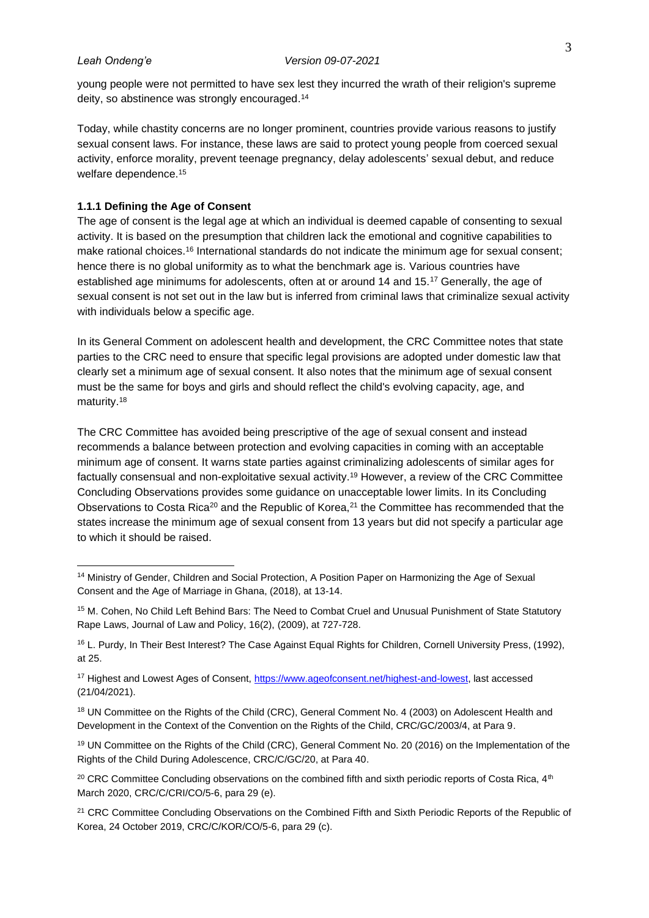young people were not permitted to have sex lest they incurred the wrath of their religion's supreme deity, so abstinence was strongly encouraged.[14]

Today, while chastity concerns are no longer prominent, countries provide various reasons to justify sexual consent laws. For instance, these laws are said to protect young people from coerced sexual activity, enforce morality, prevent teenage pregnancy, delay adolescents' sexual debut, and reduce welfare dependence.[15]

### 1.1.1 Defining the Age of Consent

The age of consent is the legal age at which an individual is deemed capable of consenting to sexual activity. It is based on the presumption that children lack the emotional and cognitive capabilities to make rational choices.[16] International standards do not indicate the minimum age for sexual consent; hence there is no global uniformity as to what the benchmark age is. Various countries have established age minimums for adolescents, often at or around 14 and 15.[17] Generally, the age of sexual consent is not set out in the law but is inferred from criminal laws that criminalize sexual activity with individuals below a specific age.

In its General Comment on adolescent health and development, the CRC Committee notes that state parties to the CRC need to ensure that specific legal provisions are adopted under domestic law that clearly set a minimum age of sexual consent. It also notes that the minimum age of sexual consent must be the same for boys and girls and should reflect the child's evolving capacity, age, and maturity.[18]

The CRC Committee has avoided being prescriptive of the age of sexual consent and instead recommends a balance between protection and evolving capacities in coming with an acceptable minimum age of consent. It warns state parties against criminalizing adolescents of similar ages for factually consensual and non-exploitative sexual activity.[19] However, a review of the CRC Committee Concluding Observations provides some guidance on unacceptable lower limits. In its Concluding Observations to Costa Rica[20] and the Republic of Korea,[21] the Committee has recommended that the states increase the minimum age of sexual consent from 13 years but did not specify a particular age to which it should be raised.

---

[14] Ministry of Gender, Children and Social Protection, A Position Paper on Harmonizing the Age of Sexual Consent and the Age of Marriage in Ghana, (2018), at 13-14.

[15] M. Cohen, No Child Left Behind Bars: The Need to Combat Cruel and Unusual Punishment of State Statutory Rape Laws, Journal of Law and Policy, 16(2), (2009), at 727-728.

[16] L. Purdy, In Their Best Interest? The Case Against Equal Rights for Children, Cornell University Press, (1992), at 25.

[17] Highest and Lowest Ages of Consent, https://www.ageofconsent.net/highest-and-lowest, last accessed (21/04/2021).

[18] UN Committee on the Rights of the Child (CRC), General Comment No. 4 (2003) on Adolescent Health and Development in the Context of the Convention on the Rights of the Child, CRC/GC/2003/4, at Para 9.

[19] UN Committee on the Rights of the Child (CRC), General Comment No. 20 (2016) on the Implementation of the Rights of the Child During Adolescence, CRC/C/GC/20, at Para 40.

[20] CRC Committee Concluding observations on the combined fifth and sixth periodic reports of Costa Rica, 4th March 2020, CRC/C/CRI/CO/5-6, para 29 (e).

[21] CRC Committee Concluding Observations on the Combined Fifth and Sixth Periodic Reports of the Republic of Korea, 24 October 2019, CRC/C/KOR/CO/5-6, para 29 (c).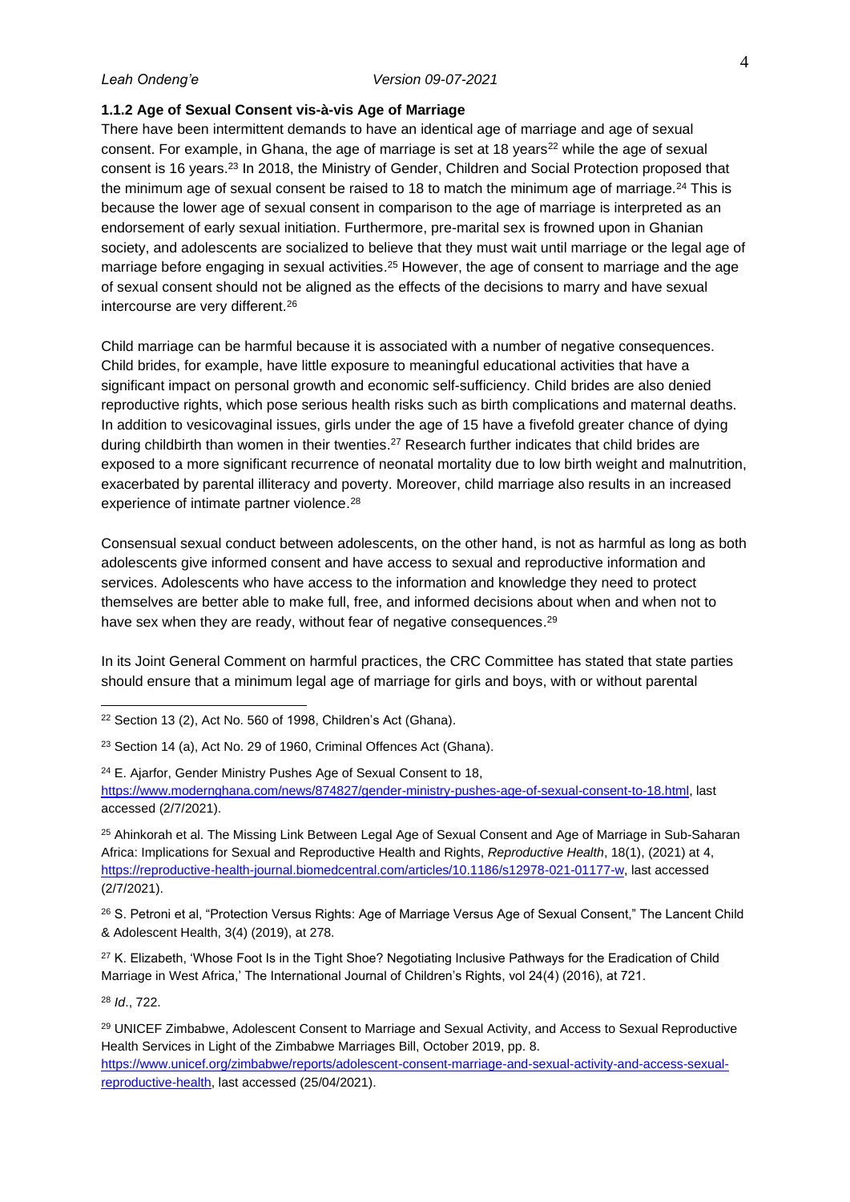### 1.1.2 Age of Sexual Consent vis-à-vis Age of Marriage

There have been intermittent demands to have an identical age of marriage and age of sexual consent. For example, in Ghana, the age of marriage is set at 18 years[22] while the age of sexual consent is 16 years.[23] In 2018, the Ministry of Gender, Children and Social Protection proposed that the minimum age of sexual consent be raised to 18 to match the minimum age of marriage.[24] This is because the lower age of sexual consent in comparison to the age of marriage is interpreted as an endorsement of early sexual initiation. Furthermore, pre-marital sex is frowned upon in Ghanian society, and adolescents are socialized to believe that they must wait until marriage or the legal age of marriage before engaging in sexual activities.[25] However, the age of consent to marriage and the age of sexual consent should not be aligned as the effects of the decisions to marry and have sexual intercourse are very different.[26]

Child marriage can be harmful because it is associated with a number of negative consequences. Child brides, for example, have little exposure to meaningful educational activities that have a significant impact on personal growth and economic self-sufficiency. Child brides are also denied reproductive rights, which pose serious health risks such as birth complications and maternal deaths. In addition to vesicovaginal issues, girls under the age of 15 have a fivefold greater chance of dying during childbirth than women in their twenties.[27] Research further indicates that child brides are exposed to a more significant recurrence of neonatal mortality due to low birth weight and malnutrition, exacerbated by parental illiteracy and poverty. Moreover, child marriage also results in an increased experience of intimate partner violence.[28]

Consensual sexual conduct between adolescents, on the other hand, is not as harmful as long as both adolescents give informed consent and have access to sexual and reproductive information and services. Adolescents who have access to the information and knowledge they need to protect themselves are better able to make full, free, and informed decisions about when and when not to have sex when they are ready, without fear of negative consequences.[29]

In its Joint General Comment on harmful practices, the CRC Committee has stated that state parties should ensure that a minimum legal age of marriage for girls and boys, with or without parental

---

[22] Section 13 (2), Act No. 560 of 1998, Children's Act (Ghana).

[23] Section 14 (a), Act No. 29 of 1960, Criminal Offences Act (Ghana).

[24] E. Ajarfor, Gender Ministry Pushes Age of Sexual Consent to 18, https://www.modernghana.com/news/874827/gender-ministry-pushes-age-of-sexual-consent-to-18.html, last accessed (2/7/2021).

[25] Ahinkorah et al. The Missing Link Between Legal Age of Sexual Consent and Age of Marriage in Sub-Saharan Africa: Implications for Sexual and Reproductive Health and Rights, *Reproductive Health*, 18(1), (2021) at 4, https://reproductive-health-journal.biomedcentral.com/articles/10.1186/s12978-021-01177-w, last accessed (2/7/2021).

[26] S. Petroni et al, "Protection Versus Rights: Age of Marriage Versus Age of Sexual Consent," The Lancent Child & Adolescent Health, 3(4) (2019), at 278.

[27] K. Elizabeth, 'Whose Foot Is in the Tight Shoe? Negotiating Inclusive Pathways for the Eradication of Child Marriage in West Africa,' The International Journal of Children's Rights, vol 24(4) (2016), at 721.

[28] *Id*., 722.

[29] UNICEF Zimbabwe, Adolescent Consent to Marriage and Sexual Activity, and Access to Sexual Reproductive Health Services in Light of the Zimbabwe Marriages Bill, October 2019, pp. 8. https://www.unicef.org/zimbabwe/reports/adolescent-consent-marriage-and-sexual-activity-and-access-sexual-reproductive-health, last accessed (25/04/2021).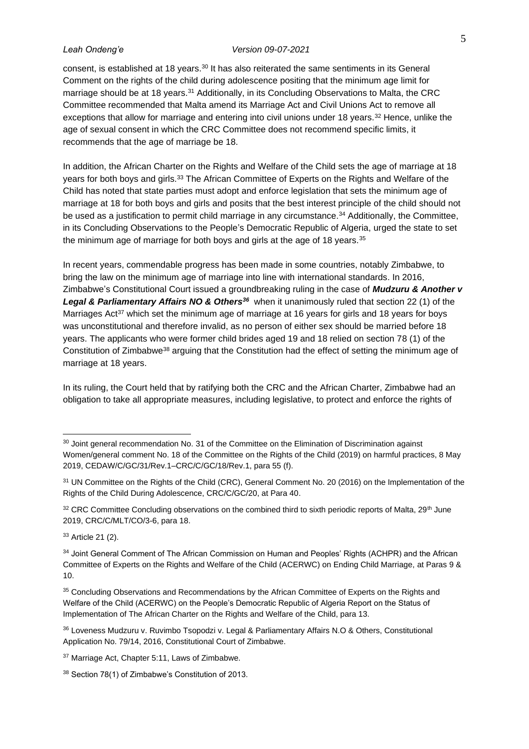consent, is established at 18 years.[30] It has also reiterated the same sentiments in its General Comment on the rights of the child during adolescence positing that the minimum age limit for marriage should be at 18 years.[31] Additionally, in its Concluding Observations to Malta, the CRC Committee recommended that Malta amend its Marriage Act and Civil Unions Act to remove all exceptions that allow for marriage and entering into civil unions under 18 years.[32] Hence, unlike the age of sexual consent in which the CRC Committee does not recommend specific limits, it recommends that the age of marriage be 18.

In addition, the African Charter on the Rights and Welfare of the Child sets the age of marriage at 18 years for both boys and girls.[33] The African Committee of Experts on the Rights and Welfare of the Child has noted that state parties must adopt and enforce legislation that sets the minimum age of marriage at 18 for both boys and girls and posits that the best interest principle of the child should not be used as a justification to permit child marriage in any circumstance.[34] Additionally, the Committee, in its Concluding Observations to the People's Democratic Republic of Algeria, urged the state to set the minimum age of marriage for both boys and girls at the age of 18 years.[35]

In recent years, commendable progress has been made in some countries, notably Zimbabwe, to bring the law on the minimum age of marriage into line with international standards. In 2016, Zimbabwe's Constitutional Court issued a groundbreaking ruling in the case of ***Mudzuru & Another v Legal & Parliamentary Affairs NO & Others***[36] when it unanimously ruled that section 22 (1) of the Marriages Act[37] which set the minimum age of marriage at 16 years for girls and 18 years for boys was unconstitutional and therefore invalid, as no person of either sex should be married before 18 years. The applicants who were former child brides aged 19 and 18 relied on section 78 (1) of the Constitution of Zimbabwe[38] arguing that the Constitution had the effect of setting the minimum age of marriage at 18 years.

In its ruling, the Court held that by ratifying both the CRC and the African Charter, Zimbabwe had an obligation to take all appropriate measures, including legislative, to protect and enforce the rights of

---

[30] Joint general recommendation No. 31 of the Committee on the Elimination of Discrimination against Women/general comment No. 18 of the Committee on the Rights of the Child (2019) on harmful practices, 8 May 2019, CEDAW/C/GC/31/Rev.1–CRC/C/GC/18/Rev.1, para 55 (f).

[31] UN Committee on the Rights of the Child (CRC), General Comment No. 20 (2016) on the Implementation of the Rights of the Child During Adolescence, CRC/C/GC/20, at Para 40.

[32] CRC Committee Concluding observations on the combined third to sixth periodic reports of Malta, 29th June 2019, CRC/C/MLT/CO/3-6, para 18.

[33] Article 21 (2).

[34] Joint General Comment of The African Commission on Human and Peoples' Rights (ACHPR) and the African Committee of Experts on the Rights and Welfare of the Child (ACERWC) on Ending Child Marriage, at Paras 9 & 10.

[35] Concluding Observations and Recommendations by the African Committee of Experts on the Rights and Welfare of the Child (ACERWC) on the People's Democratic Republic of Algeria Report on the Status of Implementation of The African Charter on the Rights and Welfare of the Child, para 13.

[36] Loveness Mudzuru v. Ruvimbo Tsopodzi v. Legal & Parliamentary Affairs N.O & Others, Constitutional Application No. 79/14, 2016, Constitutional Court of Zimbabwe.

[37] Marriage Act, Chapter 5:11, Laws of Zimbabwe.

[38] Section 78(1) of Zimbabwe's Constitution of 2013.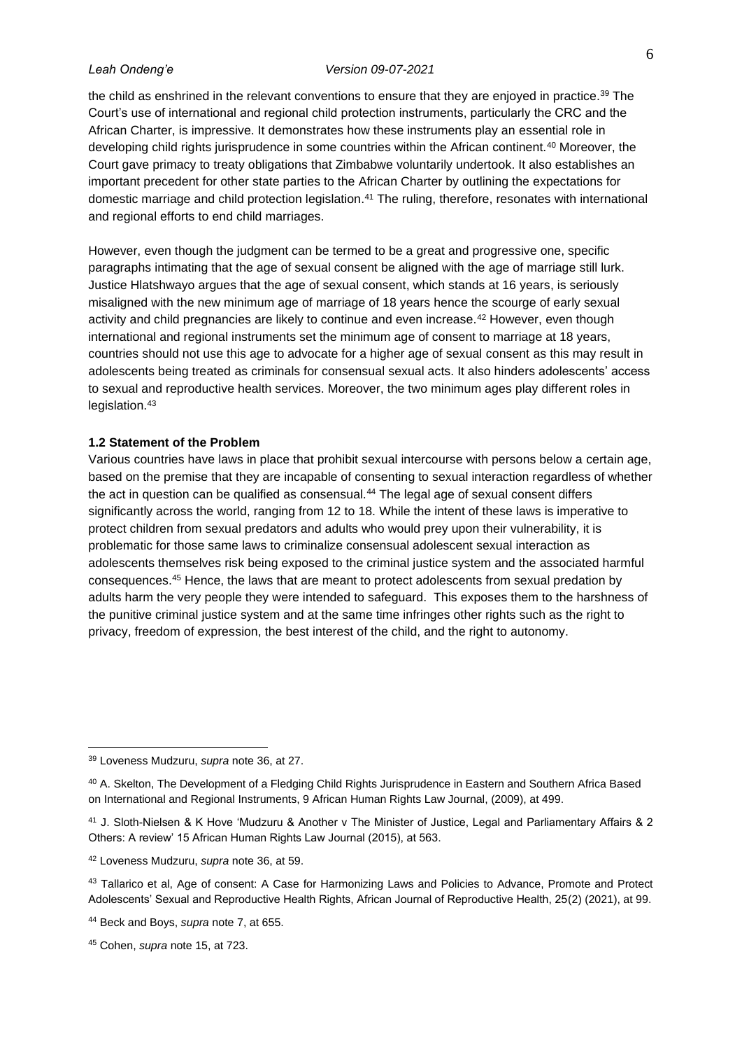the child as enshrined in the relevant conventions to ensure that they are enjoyed in practice.[39] The Court's use of international and regional child protection instruments, particularly the CRC and the African Charter, is impressive. It demonstrates how these instruments play an essential role in developing child rights jurisprudence in some countries within the African continent.[40] Moreover, the Court gave primacy to treaty obligations that Zimbabwe voluntarily undertook. It also establishes an important precedent for other state parties to the African Charter by outlining the expectations for domestic marriage and child protection legislation.[41] The ruling, therefore, resonates with international and regional efforts to end child marriages.

However, even though the judgment can be termed to be a great and progressive one, specific paragraphs intimating that the age of sexual consent be aligned with the age of marriage still lurk. Justice Hlatshwayo argues that the age of sexual consent, which stands at 16 years, is seriously misaligned with the new minimum age of marriage of 18 years hence the scourge of early sexual activity and child pregnancies are likely to continue and even increase.[42] However, even though international and regional instruments set the minimum age of consent to marriage at 18 years, countries should not use this age to advocate for a higher age of sexual consent as this may result in adolescents being treated as criminals for consensual sexual acts. It also hinders adolescents' access to sexual and reproductive health services. Moreover, the two minimum ages play different roles in legislation.[43]

### 1.2 Statement of the Problem

Various countries have laws in place that prohibit sexual intercourse with persons below a certain age, based on the premise that they are incapable of consenting to sexual interaction regardless of whether the act in question can be qualified as consensual.[44] The legal age of sexual consent differs significantly across the world, ranging from 12 to 18. While the intent of these laws is imperative to protect children from sexual predators and adults who would prey upon their vulnerability, it is problematic for those same laws to criminalize consensual adolescent sexual interaction as adolescents themselves risk being exposed to the criminal justice system and the associated harmful consequences.[45] Hence, the laws that are meant to protect adolescents from sexual predation by adults harm the very people they were intended to safeguard. This exposes them to the harshness of the punitive criminal justice system and at the same time infringes other rights such as the right to privacy, freedom of expression, the best interest of the child, and the right to autonomy.

---

[39] Loveness Mudzuru, *supra* note 36, at 27.

[40] A. Skelton, The Development of a Fledging Child Rights Jurisprudence in Eastern and Southern Africa Based on International and Regional Instruments, 9 African Human Rights Law Journal, (2009), at 499.

[41] J. Sloth-Nielsen & K Hove 'Mudzuru & Another v The Minister of Justice, Legal and Parliamentary Affairs & 2 Others: A review' 15 African Human Rights Law Journal (2015), at 563.

[42] Loveness Mudzuru, *supra* note 36, at 59.

[43] Tallarico et al, Age of consent: A Case for Harmonizing Laws and Policies to Advance, Promote and Protect Adolescents' Sexual and Reproductive Health Rights, African Journal of Reproductive Health, 25(2) (2021), at 99.

[44] Beck and Boys, *supra* note 7, at 655.

[45] Cohen, *supra* note 15, at 723.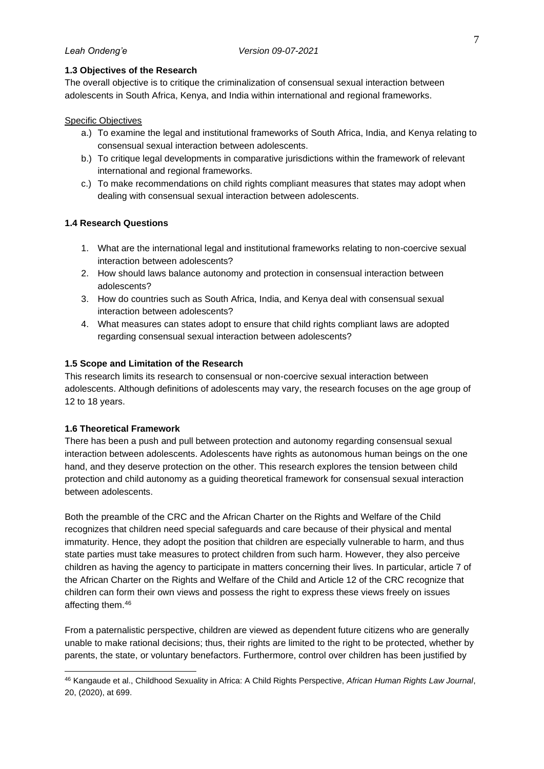### 1.3 Objectives of the Research

The overall objective is to critique the criminalization of consensual sexual interaction between adolescents in South Africa, Kenya, and India within international and regional frameworks.

Specific Objectives

a.) To examine the legal and institutional frameworks of South Africa, India, and Kenya relating to consensual sexual interaction between adolescents.

b.) To critique legal developments in comparative jurisdictions within the framework of relevant international and regional frameworks.

c.) To make recommendations on child rights compliant measures that states may adopt when dealing with consensual sexual interaction between adolescents.

### 1.4 Research Questions

1. What are the international legal and institutional frameworks relating to non-coercive sexual interaction between adolescents?
2. How should laws balance autonomy and protection in consensual interaction between adolescents?
3. How do countries such as South Africa, India, and Kenya deal with consensual sexual interaction between adolescents?
4. What measures can states adopt to ensure that child rights compliant laws are adopted regarding consensual sexual interaction between adolescents?

### 1.5 Scope and Limitation of the Research

This research limits its research to consensual or non-coercive sexual interaction between adolescents. Although definitions of adolescents may vary, the research focuses on the age group of 12 to 18 years.

### 1.6 Theoretical Framework

There has been a push and pull between protection and autonomy regarding consensual sexual interaction between adolescents. Adolescents have rights as autonomous human beings on the one hand, and they deserve protection on the other. This research explores the tension between child protection and child autonomy as a guiding theoretical framework for consensual sexual interaction between adolescents.

Both the preamble of the CRC and the African Charter on the Rights and Welfare of the Child recognizes that children need special safeguards and care because of their physical and mental immaturity. Hence, they adopt the position that children are especially vulnerable to harm, and thus state parties must take measures to protect children from such harm. However, they also perceive children as having the agency to participate in matters concerning their lives. In particular, article 7 of the African Charter on the Rights and Welfare of the Child and Article 12 of the CRC recognize that children can form their own views and possess the right to express these views freely on issues affecting them.[46]

From a paternalistic perspective, children are viewed as dependent future citizens who are generally unable to make rational decisions; thus, their rights are limited to the right to be protected, whether by parents, the state, or voluntary benefactors. Furthermore, control over children has been justified by

---

[46] Kangaude et al., Childhood Sexuality in Africa: A Child Rights Perspective, *African Human Rights Law Journal*, 20, (2020), at 699.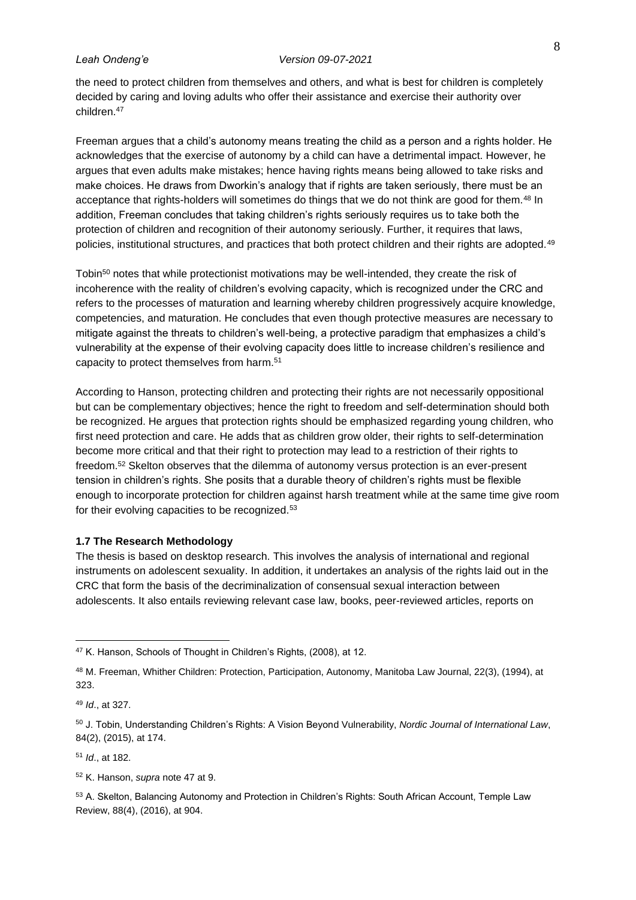the need to protect children from themselves and others, and what is best for children is completely decided by caring and loving adults who offer their assistance and exercise their authority over children.[47]

Freeman argues that a child's autonomy means treating the child as a person and a rights holder. He acknowledges that the exercise of autonomy by a child can have a detrimental impact. However, he argues that even adults make mistakes; hence having rights means being allowed to take risks and make choices. He draws from Dworkin's analogy that if rights are taken seriously, there must be an acceptance that rights-holders will sometimes do things that we do not think are good for them.[48] In addition, Freeman concludes that taking children's rights seriously requires us to take both the protection of children and recognition of their autonomy seriously. Further, it requires that laws, policies, institutional structures, and practices that both protect children and their rights are adopted.[49]

Tobin[50] notes that while protectionist motivations may be well-intended, they create the risk of incoherence with the reality of children's evolving capacity, which is recognized under the CRC and refers to the processes of maturation and learning whereby children progressively acquire knowledge, competencies, and maturation. He concludes that even though protective measures are necessary to mitigate against the threats to children's well-being, a protective paradigm that emphasizes a child's vulnerability at the expense of their evolving capacity does little to increase children's resilience and capacity to protect themselves from harm.[51]

According to Hanson, protecting children and protecting their rights are not necessarily oppositional but can be complementary objectives; hence the right to freedom and self-determination should both be recognized. He argues that protection rights should be emphasized regarding young children, who first need protection and care. He adds that as children grow older, their rights to self-determination become more critical and that their right to protection may lead to a restriction of their rights to freedom.[52] Skelton observes that the dilemma of autonomy versus protection is an ever-present tension in children's rights. She posits that a durable theory of children's rights must be flexible enough to incorporate protection for children against harsh treatment while at the same time give room for their evolving capacities to be recognized.[53]

**1.7 The Research Methodology**

The thesis is based on desktop research. This involves the analysis of international and regional instruments on adolescent sexuality. In addition, it undertakes an analysis of the rights laid out in the CRC that form the basis of the decriminalization of consensual sexual interaction between adolescents. It also entails reviewing relevant case law, books, peer-reviewed articles, reports on

---

[47] K. Hanson, Schools of Thought in Children's Rights, (2008), at 12.

[48] M. Freeman, Whither Children: Protection, Participation, Autonomy, Manitoba Law Journal, 22(3), (1994), at 323.

[49] *Id*., at 327.

[50] J. Tobin, Understanding Children's Rights: A Vision Beyond Vulnerability, *Nordic Journal of International Law*, 84(2), (2015), at 174.

[51] *Id*., at 182.

[52] K. Hanson, *supra* note 47 at 9.

[53] A. Skelton, Balancing Autonomy and Protection in Children's Rights: South African Account, Temple Law Review, 88(4), (2016), at 904.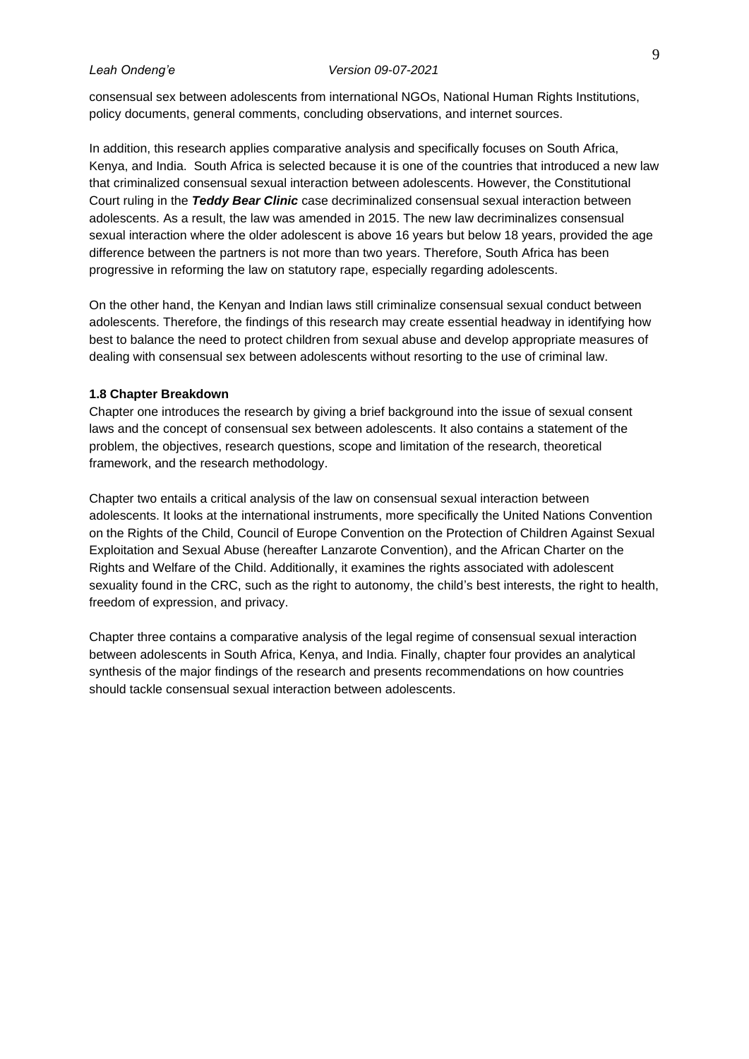consensual sex between adolescents from international NGOs, National Human Rights Institutions, policy documents, general comments, concluding observations, and internet sources.

In addition, this research applies comparative analysis and specifically focuses on South Africa, Kenya, and India. South Africa is selected because it is one of the countries that introduced a new law that criminalized consensual sexual interaction between adolescents. However, the Constitutional Court ruling in the ***Teddy Bear Clinic*** case decriminalized consensual sexual interaction between adolescents. As a result, the law was amended in 2015. The new law decriminalizes consensual sexual interaction where the older adolescent is above 16 years but below 18 years, provided the age difference between the partners is not more than two years. Therefore, South Africa has been progressive in reforming the law on statutory rape, especially regarding adolescents.

On the other hand, the Kenyan and Indian laws still criminalize consensual sexual conduct between adolescents. Therefore, the findings of this research may create essential headway in identifying how best to balance the need to protect children from sexual abuse and develop appropriate measures of dealing with consensual sex between adolescents without resorting to the use of criminal law.

### 1.8 Chapter Breakdown

Chapter one introduces the research by giving a brief background into the issue of sexual consent laws and the concept of consensual sex between adolescents. It also contains a statement of the problem, the objectives, research questions, scope and limitation of the research, theoretical framework, and the research methodology.

Chapter two entails a critical analysis of the law on consensual sexual interaction between adolescents. It looks at the international instruments, more specifically the United Nations Convention on the Rights of the Child, Council of Europe Convention on the Protection of Children Against Sexual Exploitation and Sexual Abuse (hereafter Lanzarote Convention), and the African Charter on the Rights and Welfare of the Child. Additionally, it examines the rights associated with adolescent sexuality found in the CRC, such as the right to autonomy, the child's best interests, the right to health, freedom of expression, and privacy.

Chapter three contains a comparative analysis of the legal regime of consensual sexual interaction between adolescents in South Africa, Kenya, and India. Finally, chapter four provides an analytical synthesis of the major findings of the research and presents recommendations on how countries should tackle consensual sexual interaction between adolescents.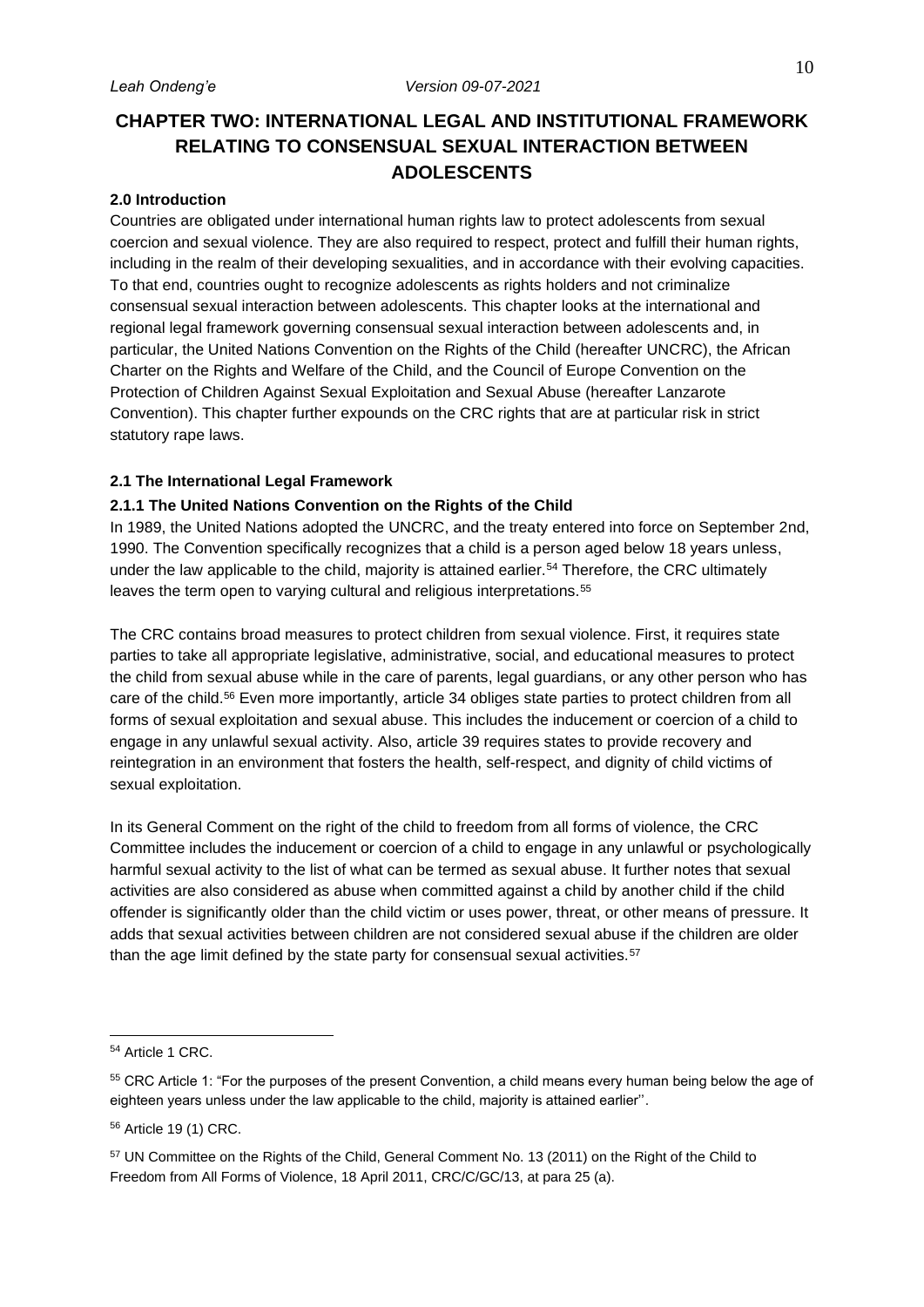# CHAPTER TWO: INTERNATIONAL LEGAL AND INSTITUTIONAL FRAMEWORK RELATING TO CONSENSUAL SEXUAL INTERACTION BETWEEN ADOLESCENTS

### 2.0 Introduction

Countries are obligated under international human rights law to protect adolescents from sexual coercion and sexual violence. They are also required to respect, protect and fulfill their human rights, including in the realm of their developing sexualities, and in accordance with their evolving capacities. To that end, countries ought to recognize adolescents as rights holders and not criminalize consensual sexual interaction between adolescents. This chapter looks at the international and regional legal framework governing consensual sexual interaction between adolescents and, in particular, the United Nations Convention on the Rights of the Child (hereafter UNCRC), the African Charter on the Rights and Welfare of the Child, and the Council of Europe Convention on the Protection of Children Against Sexual Exploitation and Sexual Abuse (hereafter Lanzarote Convention). This chapter further expounds on the CRC rights that are at particular risk in strict statutory rape laws.

### 2.1 The International Legal Framework

#### 2.1.1 The United Nations Convention on the Rights of the Child

In 1989, the United Nations adopted the UNCRC, and the treaty entered into force on September 2nd, 1990. The Convention specifically recognizes that a child is a person aged below 18 years unless, under the law applicable to the child, majority is attained earlier.[54] Therefore, the CRC ultimately leaves the term open to varying cultural and religious interpretations.[55]

The CRC contains broad measures to protect children from sexual violence. First, it requires state parties to take all appropriate legislative, administrative, social, and educational measures to protect the child from sexual abuse while in the care of parents, legal guardians, or any other person who has care of the child.[56] Even more importantly, article 34 obliges state parties to protect children from all forms of sexual exploitation and sexual abuse. This includes the inducement or coercion of a child to engage in any unlawful sexual activity. Also, article 39 requires states to provide recovery and reintegration in an environment that fosters the health, self-respect, and dignity of child victims of sexual exploitation.

In its General Comment on the right of the child to freedom from all forms of violence, the CRC Committee includes the inducement or coercion of a child to engage in any unlawful or psychologically harmful sexual activity to the list of what can be termed as sexual abuse. It further notes that sexual activities are also considered as abuse when committed against a child by another child if the child offender is significantly older than the child victim or uses power, threat, or other means of pressure. It adds that sexual activities between children are not considered sexual abuse if the children are older than the age limit defined by the state party for consensual sexual activities.[57]

---

[54] Article 1 CRC.

[55] CRC Article 1: "For the purposes of the present Convention, a child means every human being below the age of eighteen years unless under the law applicable to the child, majority is attained earlier''.

[56] Article 19 (1) CRC.

[57] UN Committee on the Rights of the Child, General Comment No. 13 (2011) on the Right of the Child to Freedom from All Forms of Violence, 18 April 2011, CRC/C/GC/13, at para 25 (a).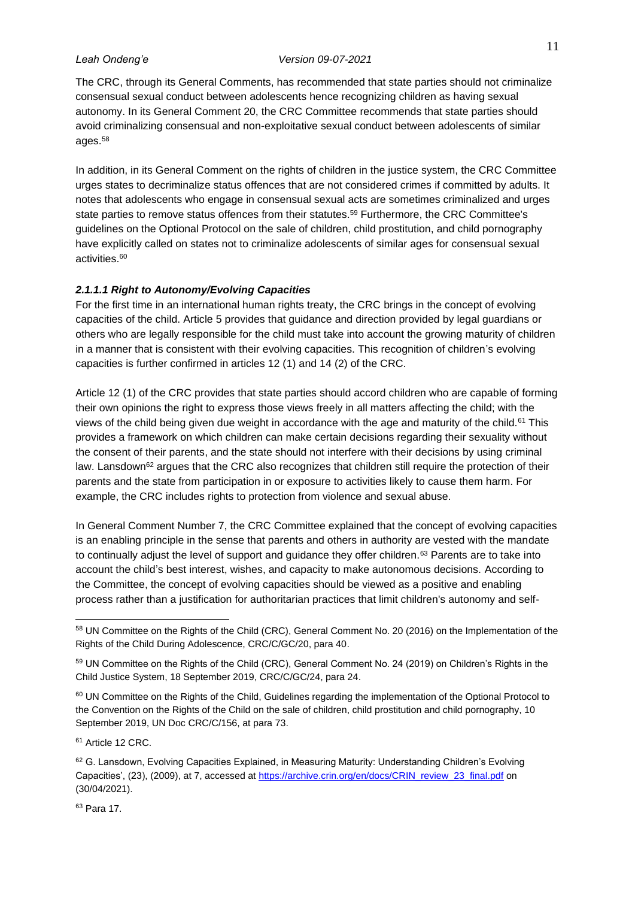The CRC, through its General Comments, has recommended that state parties should not criminalize consensual sexual conduct between adolescents hence recognizing children as having sexual autonomy. In its General Comment 20, the CRC Committee recommends that state parties should avoid criminalizing consensual and non-exploitative sexual conduct between adolescents of similar ages.[58]

In addition, in its General Comment on the rights of children in the justice system, the CRC Committee urges states to decriminalize status offences that are not considered crimes if committed by adults. It notes that adolescents who engage in consensual sexual acts are sometimes criminalized and urges state parties to remove status offences from their statutes.[59] Furthermore, the CRC Committee's guidelines on the Optional Protocol on the sale of children, child prostitution, and child pornography have explicitly called on states not to criminalize adolescents of similar ages for consensual sexual activities.[60]

#### *2.1.1.1 Right to Autonomy/Evolving Capacities*

For the first time in an international human rights treaty, the CRC brings in the concept of evolving capacities of the child. Article 5 provides that guidance and direction provided by legal guardians or others who are legally responsible for the child must take into account the growing maturity of children in a manner that is consistent with their evolving capacities. This recognition of children's evolving capacities is further confirmed in articles 12 (1) and 14 (2) of the CRC.

Article 12 (1) of the CRC provides that state parties should accord children who are capable of forming their own opinions the right to express those views freely in all matters affecting the child; with the views of the child being given due weight in accordance with the age and maturity of the child.[61] This provides a framework on which children can make certain decisions regarding their sexuality without the consent of their parents, and the state should not interfere with their decisions by using criminal law. Lansdown[62] argues that the CRC also recognizes that children still require the protection of their parents and the state from participation in or exposure to activities likely to cause them harm. For example, the CRC includes rights to protection from violence and sexual abuse.

In General Comment Number 7, the CRC Committee explained that the concept of evolving capacities is an enabling principle in the sense that parents and others in authority are vested with the mandate to continually adjust the level of support and guidance they offer children.[63] Parents are to take into account the child's best interest, wishes, and capacity to make autonomous decisions. According to the Committee, the concept of evolving capacities should be viewed as a positive and enabling process rather than a justification for authoritarian practices that limit children's autonomy and self-

---

[58] UN Committee on the Rights of the Child (CRC), General Comment No. 20 (2016) on the Implementation of the Rights of the Child During Adolescence, CRC/C/GC/20, para 40.

[59] UN Committee on the Rights of the Child (CRC), General Comment No. 24 (2019) on Children's Rights in the Child Justice System, 18 September 2019, CRC/C/GC/24, para 24.

[60] UN Committee on the Rights of the Child, Guidelines regarding the implementation of the Optional Protocol to the Convention on the Rights of the Child on the sale of children, child prostitution and child pornography, 10 September 2019, UN Doc CRC/C/156, at para 73.

[61] Article 12 CRC.

[62] G. Lansdown, Evolving Capacities Explained, in Measuring Maturity: Understanding Children's Evolving Capacities', (23), (2009), at 7, accessed at https://archive.crin.org/en/docs/CRIN_review_23_final.pdf on (30/04/2021).

[63] Para 17.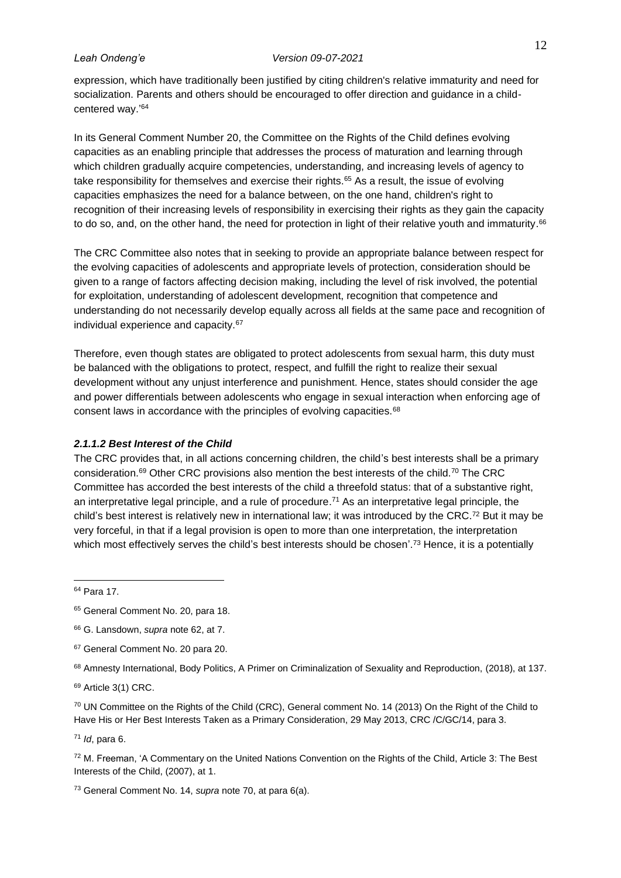expression, which have traditionally been justified by citing children's relative immaturity and need for socialization. Parents and others should be encouraged to offer direction and guidance in a child-centered way.'[64]

In its General Comment Number 20, the Committee on the Rights of the Child defines evolving capacities as an enabling principle that addresses the process of maturation and learning through which children gradually acquire competencies, understanding, and increasing levels of agency to take responsibility for themselves and exercise their rights.[65] As a result, the issue of evolving capacities emphasizes the need for a balance between, on the one hand, children's right to recognition of their increasing levels of responsibility in exercising their rights as they gain the capacity to do so, and, on the other hand, the need for protection in light of their relative youth and immaturity.[66]

The CRC Committee also notes that in seeking to provide an appropriate balance between respect for the evolving capacities of adolescents and appropriate levels of protection, consideration should be given to a range of factors affecting decision making, including the level of risk involved, the potential for exploitation, understanding of adolescent development, recognition that competence and understanding do not necessarily develop equally across all fields at the same pace and recognition of individual experience and capacity.[67]

Therefore, even though states are obligated to protect adolescents from sexual harm, this duty must be balanced with the obligations to protect, respect, and fulfill the right to realize their sexual development without any unjust interference and punishment. Hence, states should consider the age and power differentials between adolescents who engage in sexual interaction when enforcing age of consent laws in accordance with the principles of evolving capacities.[68]

#### *2.1.1.2 Best Interest of the Child*

The CRC provides that, in all actions concerning children, the child's best interests shall be a primary consideration.[69] Other CRC provisions also mention the best interests of the child.[70] The CRC Committee has accorded the best interests of the child a threefold status: that of a substantive right, an interpretative legal principle, and a rule of procedure.[71] As an interpretative legal principle, the child's best interest is relatively new in international law; it was introduced by the CRC.[72] But it may be very forceful, in that if a legal provision is open to more than one interpretation, the interpretation which most effectively serves the child's best interests should be chosen'.[73] Hence, it is a potentially

---

[64] Para 17.

[65] General Comment No. 20, para 18.

[66] G. Lansdown, *supra* note 62, at 7.

[67] General Comment No. 20 para 20.

[68] Amnesty International, Body Politics, A Primer on Criminalization of Sexuality and Reproduction, (2018), at 137.

[69] Article 3(1) CRC.

[70] UN Committee on the Rights of the Child (CRC), General comment No. 14 (2013) On the Right of the Child to Have His or Her Best Interests Taken as a Primary Consideration, 29 May 2013, CRC /C/GC/14, para 3.

[71] *Id*, para 6.

[72] M. Freeman, 'A Commentary on the United Nations Convention on the Rights of the Child, Article 3: The Best Interests of the Child, (2007), at 1.

[73] General Comment No. 14, *supra* note 70, at para 6(a).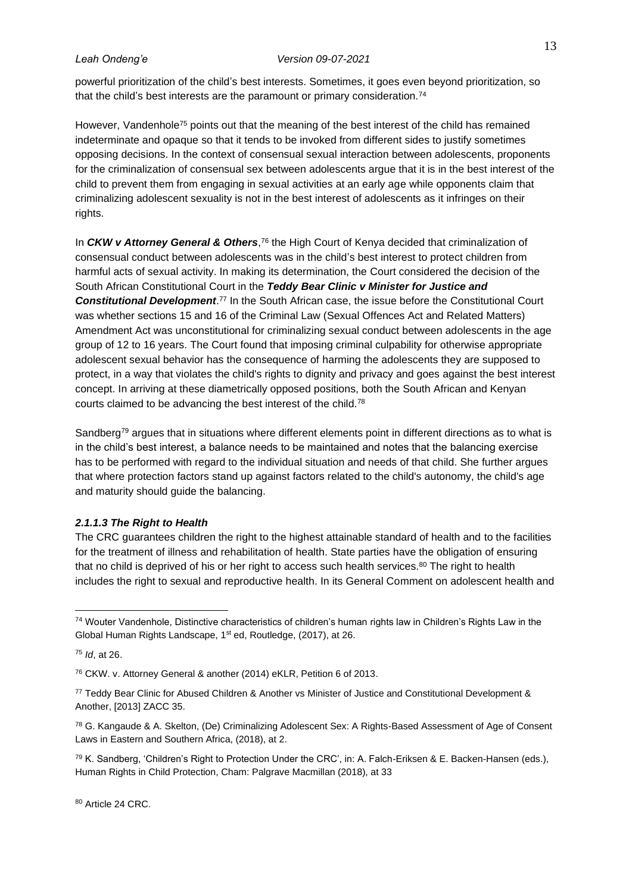powerful prioritization of the child's best interests. Sometimes, it goes even beyond prioritization, so that the child's best interests are the paramount or primary consideration.[74]

However, Vandenhole[75] points out that the meaning of the best interest of the child has remained indeterminate and opaque so that it tends to be invoked from different sides to justify sometimes opposing decisions. In the context of consensual sexual interaction between adolescents, proponents for the criminalization of consensual sex between adolescents argue that it is in the best interest of the child to prevent them from engaging in sexual activities at an early age while opponents claim that criminalizing adolescent sexuality is not in the best interest of adolescents as it infringes on their rights.

In ***CKW v Attorney General & Others***,[76] the High Court of Kenya decided that criminalization of consensual conduct between adolescents was in the child's best interest to protect children from harmful acts of sexual activity. In making its determination, the Court considered the decision of the South African Constitutional Court in the ***Teddy Bear Clinic v Minister for Justice and Constitutional Development***.[77] In the South African case, the issue before the Constitutional Court was whether sections 15 and 16 of the Criminal Law (Sexual Offences Act and Related Matters) Amendment Act was unconstitutional for criminalizing sexual conduct between adolescents in the age group of 12 to 16 years. The Court found that imposing criminal culpability for otherwise appropriate adolescent sexual behavior has the consequence of harming the adolescents they are supposed to protect, in a way that violates the child's rights to dignity and privacy and goes against the best interest concept. In arriving at these diametrically opposed positions, both the South African and Kenyan courts claimed to be advancing the best interest of the child.[78]

Sandberg[79] argues that in situations where different elements point in different directions as to what is in the child's best interest, a balance needs to be maintained and notes that the balancing exercise has to be performed with regard to the individual situation and needs of that child. She further argues that where protection factors stand up against factors related to the child's autonomy, the child's age and maturity should guide the balancing.

#### *2.1.1.3 The Right to Health*

The CRC guarantees children the right to the highest attainable standard of health and to the facilities for the treatment of illness and rehabilitation of health. State parties have the obligation of ensuring that no child is deprived of his or her right to access such health services.[80] The right to health includes the right to sexual and reproductive health. In its General Comment on adolescent health and

---

[74] Wouter Vandenhole, Distinctive characteristics of children's human rights law in Children's Rights Law in the Global Human Rights Landscape, 1st ed, Routledge, (2017), at 26.

[75] *Id*, at 26.

[76] CKW. v. Attorney General & another (2014) eKLR, Petition 6 of 2013.

[77] Teddy Bear Clinic for Abused Children & Another vs Minister of Justice and Constitutional Development & Another, [2013] ZACC 35.

[78] G. Kangaude & A. Skelton, (De) Criminalizing Adolescent Sex: A Rights-Based Assessment of Age of Consent Laws in Eastern and Southern Africa, (2018), at 2.

[79] K. Sandberg, 'Children's Right to Protection Under the CRC', in: A. Falch-Eriksen & E. Backen-Hansen (eds.), Human Rights in Child Protection, Cham: Palgrave Macmillan (2018), at 33

[80] Article 24 CRC.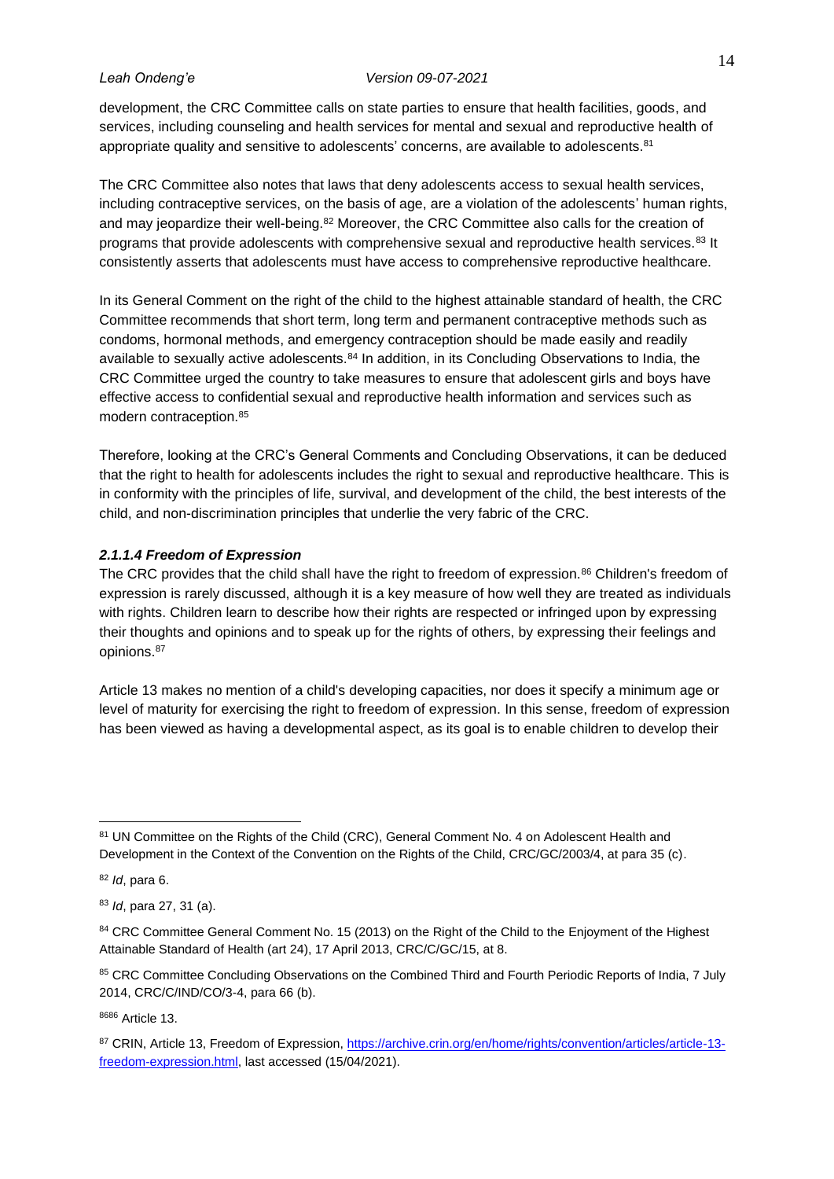development, the CRC Committee calls on state parties to ensure that health facilities, goods, and services, including counseling and health services for mental and sexual and reproductive health of appropriate quality and sensitive to adolescents' concerns, are available to adolescents.[81]

The CRC Committee also notes that laws that deny adolescents access to sexual health services, including contraceptive services, on the basis of age, are a violation of the adolescents' human rights, and may jeopardize their well-being.[82] Moreover, the CRC Committee also calls for the creation of programs that provide adolescents with comprehensive sexual and reproductive health services.[83] It consistently asserts that adolescents must have access to comprehensive reproductive healthcare.

In its General Comment on the right of the child to the highest attainable standard of health, the CRC Committee recommends that short term, long term and permanent contraceptive methods such as condoms, hormonal methods, and emergency contraception should be made easily and readily available to sexually active adolescents.[84] In addition, in its Concluding Observations to India, the CRC Committee urged the country to take measures to ensure that adolescent girls and boys have effective access to confidential sexual and reproductive health information and services such as modern contraception.[85]

Therefore, looking at the CRC's General Comments and Concluding Observations, it can be deduced that the right to health for adolescents includes the right to sexual and reproductive healthcare. This is in conformity with the principles of life, survival, and development of the child, the best interests of the child, and non-discrimination principles that underlie the very fabric of the CRC.

#### *2.1.1.4 Freedom of Expression*

The CRC provides that the child shall have the right to freedom of expression.[86] Children's freedom of expression is rarely discussed, although it is a key measure of how well they are treated as individuals with rights. Children learn to describe how their rights are respected or infringed upon by expressing their thoughts and opinions and to speak up for the rights of others, by expressing their feelings and opinions.[87]

Article 13 makes no mention of a child's developing capacities, nor does it specify a minimum age or level of maturity for exercising the right to freedom of expression. In this sense, freedom of expression has been viewed as having a developmental aspect, as its goal is to enable children to develop their

---

[81] UN Committee on the Rights of the Child (CRC), General Comment No. 4 on Adolescent Health and Development in the Context of the Convention on the Rights of the Child, CRC/GC/2003/4, at para 35 (c).

[82] *Id*, para 6.

[83] *Id*, para 27, 31 (a).

[84] CRC Committee General Comment No. 15 (2013) on the Right of the Child to the Enjoyment of the Highest Attainable Standard of Health (art 24), 17 April 2013, CRC/C/GC/15, at 8.

[85] CRC Committee Concluding Observations on the Combined Third and Fourth Periodic Reports of India, 7 July 2014, CRC/C/IND/CO/3-4, para 66 (b).

[8686] Article 13.

[87] CRIN, Article 13, Freedom of Expression, https://archive.crin.org/en/home/rights/convention/articles/article-13-freedom-expression.html, last accessed (15/04/2021).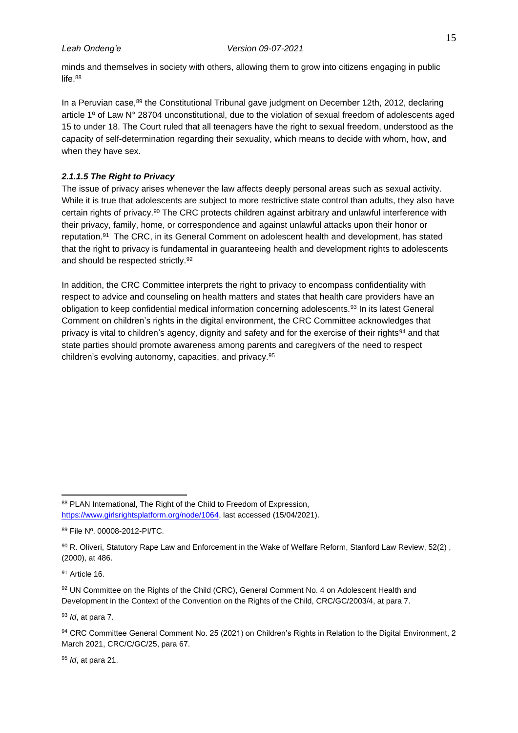minds and themselves in society with others, allowing them to grow into citizens engaging in public life.[88]

In a Peruvian case,[89] the Constitutional Tribunal gave judgment on December 12th, 2012, declaring article 1º of Law N° 28704 unconstitutional, due to the violation of sexual freedom of adolescents aged 15 to under 18. The Court ruled that all teenagers have the right to sexual freedom, understood as the capacity of self-determination regarding their sexuality, which means to decide with whom, how, and when they have sex.

#### *2.1.1.5 The Right to Privacy*

The issue of privacy arises whenever the law affects deeply personal areas such as sexual activity. While it is true that adolescents are subject to more restrictive state control than adults, they also have certain rights of privacy.[90] The CRC protects children against arbitrary and unlawful interference with their privacy, family, home, or correspondence and against unlawful attacks upon their honor or reputation.[91] The CRC, in its General Comment on adolescent health and development, has stated that the right to privacy is fundamental in guaranteeing health and development rights to adolescents and should be respected strictly.[92]

In addition, the CRC Committee interprets the right to privacy to encompass confidentiality with respect to advice and counseling on health matters and states that health care providers have an obligation to keep confidential medical information concerning adolescents.[93] In its latest General Comment on children's rights in the digital environment, the CRC Committee acknowledges that privacy is vital to children's agency, dignity and safety and for the exercise of their rights[94] and that state parties should promote awareness among parents and caregivers of the need to respect children's evolving autonomy, capacities, and privacy.[95]

---

[88] PLAN International, The Right of the Child to Freedom of Expression, https://www.girlsrightsplatform.org/node/1064, last accessed (15/04/2021).

[89] File Nº. 00008-2012-PI/TC.

[90] R. Oliveri, Statutory Rape Law and Enforcement in the Wake of Welfare Reform, Stanford Law Review, 52(2) , (2000), at 486.

[91] Article 16.

[92] UN Committee on the Rights of the Child (CRC), General Comment No. 4 on Adolescent Health and Development in the Context of the Convention on the Rights of the Child, CRC/GC/2003/4, at para 7.

[93] *Id*, at para 7.

[94] CRC Committee General Comment No. 25 (2021) on Children's Rights in Relation to the Digital Environment, 2 March 2021, CRC/C/GC/25, para 67.

[95] *Id*, at para 21.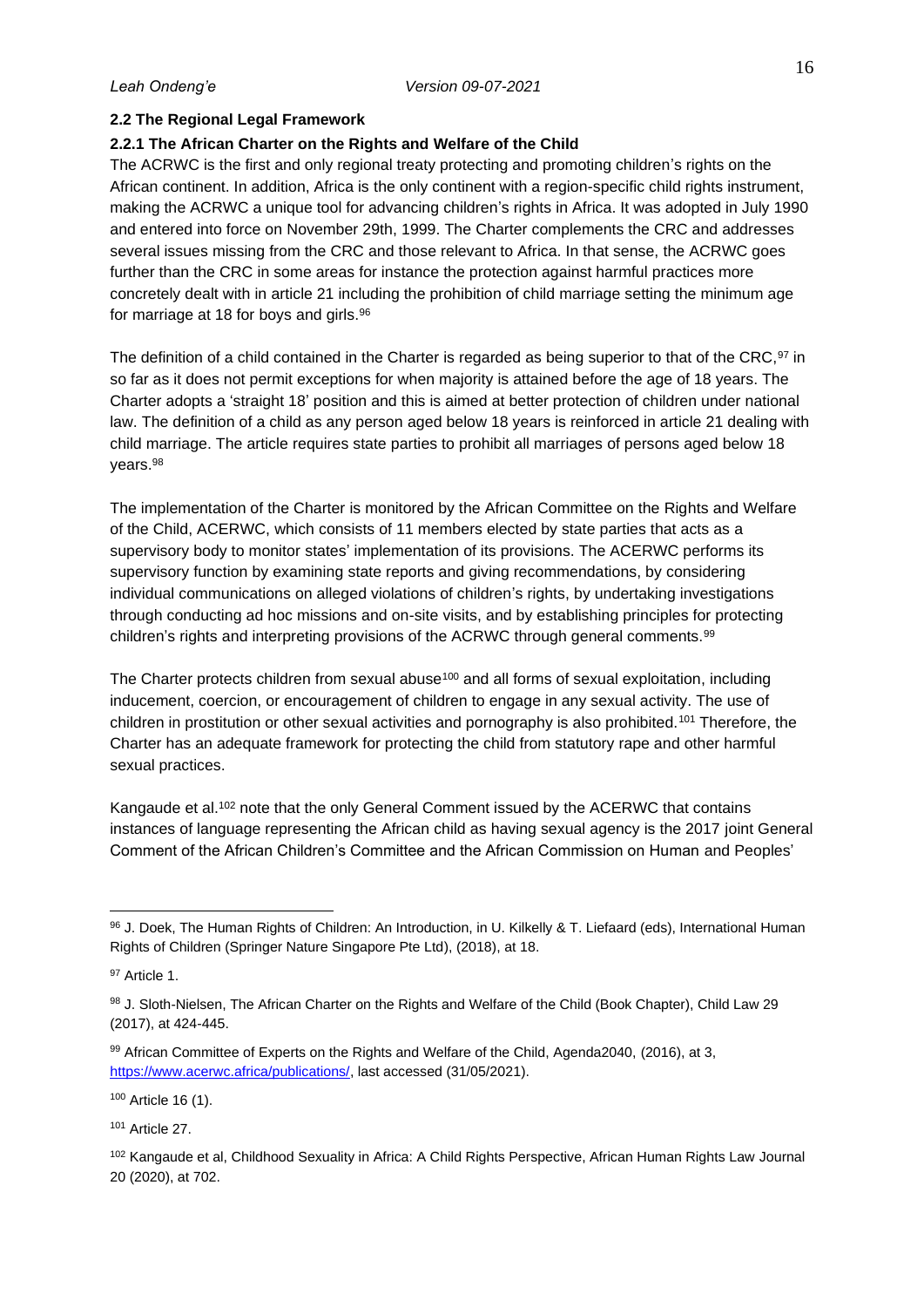### 2.2 The Regional Legal Framework

#### 2.2.1 The African Charter on the Rights and Welfare of the Child

The ACRWC is the first and only regional treaty protecting and promoting children's rights on the African continent. In addition, Africa is the only continent with a region-specific child rights instrument, making the ACRWC a unique tool for advancing children's rights in Africa. It was adopted in July 1990 and entered into force on November 29th, 1999. The Charter complements the CRC and addresses several issues missing from the CRC and those relevant to Africa. In that sense, the ACRWC goes further than the CRC in some areas for instance the protection against harmful practices more concretely dealt with in article 21 including the prohibition of child marriage setting the minimum age for marriage at 18 for boys and girls.[96]

The definition of a child contained in the Charter is regarded as being superior to that of the CRC,[97] in so far as it does not permit exceptions for when majority is attained before the age of 18 years. The Charter adopts a 'straight 18' position and this is aimed at better protection of children under national law. The definition of a child as any person aged below 18 years is reinforced in article 21 dealing with child marriage. The article requires state parties to prohibit all marriages of persons aged below 18 years.[98]

The implementation of the Charter is monitored by the African Committee on the Rights and Welfare of the Child, ACERWC, which consists of 11 members elected by state parties that acts as a supervisory body to monitor states' implementation of its provisions. The ACERWC performs its supervisory function by examining state reports and giving recommendations, by considering individual communications on alleged violations of children's rights, by undertaking investigations through conducting ad hoc missions and on-site visits, and by establishing principles for protecting children's rights and interpreting provisions of the ACRWC through general comments.[99]

The Charter protects children from sexual abuse[100] and all forms of sexual exploitation, including inducement, coercion, or encouragement of children to engage in any sexual activity. The use of children in prostitution or other sexual activities and pornography is also prohibited.[101] Therefore, the Charter has an adequate framework for protecting the child from statutory rape and other harmful sexual practices.

Kangaude et al.[102] note that the only General Comment issued by the ACERWC that contains instances of language representing the African child as having sexual agency is the 2017 joint General Comment of the African Children's Committee and the African Commission on Human and Peoples'

---

[96] J. Doek, The Human Rights of Children: An Introduction, in U. Kilkelly & T. Liefaard (eds), International Human Rights of Children (Springer Nature Singapore Pte Ltd), (2018), at 18.

[97] Article 1.

[98] J. Sloth-Nielsen, The African Charter on the Rights and Welfare of the Child (Book Chapter), Child Law 29 (2017), at 424-445.

[99] African Committee of Experts on the Rights and Welfare of the Child, Agenda2040, (2016), at 3, https://www.acerwc.africa/publications/, last accessed (31/05/2021).

[100] Article 16 (1).

[101] Article 27.

[102] Kangaude et al, Childhood Sexuality in Africa: A Child Rights Perspective, African Human Rights Law Journal 20 (2020), at 702.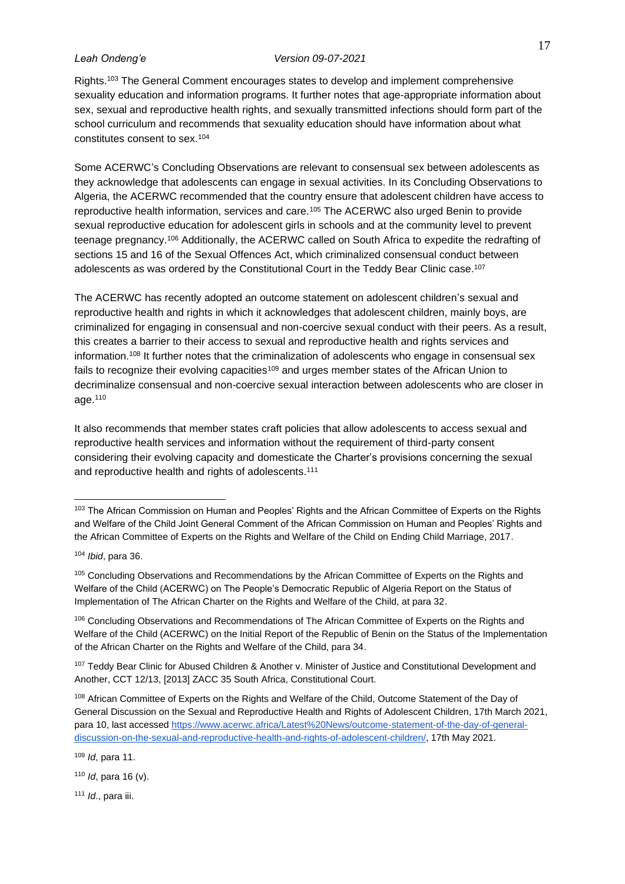Rights.[103] The General Comment encourages states to develop and implement comprehensive sexuality education and information programs. It further notes that age-appropriate information about sex, sexual and reproductive health rights, and sexually transmitted infections should form part of the school curriculum and recommends that sexuality education should have information about what constitutes consent to sex.[104]

Some ACERWC's Concluding Observations are relevant to consensual sex between adolescents as they acknowledge that adolescents can engage in sexual activities. In its Concluding Observations to Algeria, the ACERWC recommended that the country ensure that adolescent children have access to reproductive health information, services and care.[105] The ACERWC also urged Benin to provide sexual reproductive education for adolescent girls in schools and at the community level to prevent teenage pregnancy.[106] Additionally, the ACERWC called on South Africa to expedite the redrafting of sections 15 and 16 of the Sexual Offences Act, which criminalized consensual conduct between adolescents as was ordered by the Constitutional Court in the Teddy Bear Clinic case.[107]

The ACERWC has recently adopted an outcome statement on adolescent children's sexual and reproductive health and rights in which it acknowledges that adolescent children, mainly boys, are criminalized for engaging in consensual and non-coercive sexual conduct with their peers. As a result, this creates a barrier to their access to sexual and reproductive health and rights services and information.[108] It further notes that the criminalization of adolescents who engage in consensual sex fails to recognize their evolving capacities[109] and urges member states of the African Union to decriminalize consensual and non-coercive sexual interaction between adolescents who are closer in age.[110]

It also recommends that member states craft policies that allow adolescents to access sexual and reproductive health services and information without the requirement of third-party consent considering their evolving capacity and domesticate the Charter's provisions concerning the sexual and reproductive health and rights of adolescents.[111]

---

[103] The African Commission on Human and Peoples' Rights and the African Committee of Experts on the Rights and Welfare of the Child Joint General Comment of the African Commission on Human and Peoples' Rights and the African Committee of Experts on the Rights and Welfare of the Child on Ending Child Marriage, 2017.

[104] *Ibid*, para 36.

[105] Concluding Observations and Recommendations by the African Committee of Experts on the Rights and Welfare of the Child (ACERWC) on The People's Democratic Republic of Algeria Report on the Status of Implementation of The African Charter on the Rights and Welfare of the Child, at para 32.

[106] Concluding Observations and Recommendations of The African Committee of Experts on the Rights and Welfare of the Child (ACERWC) on the Initial Report of the Republic of Benin on the Status of the Implementation of the African Charter on the Rights and Welfare of the Child, para 34.

[107] Teddy Bear Clinic for Abused Children & Another v. Minister of Justice and Constitutional Development and Another, CCT 12/13, [2013] ZACC 35 South Africa, Constitutional Court.

[108] African Committee of Experts on the Rights and Welfare of the Child, Outcome Statement of the Day of General Discussion on the Sexual and Reproductive Health and Rights of Adolescent Children, 17th March 2021, para 10, last accessed https://www.acerwc.africa/Latest%20News/outcome-statement-of-the-day-of-general-discussion-on-the-sexual-and-reproductive-health-and-rights-of-adolescent-children/, 17th May 2021.

[109] *Id*, para 11.

[110] *Id*, para 16 (v).

[111] *Id*., para iii.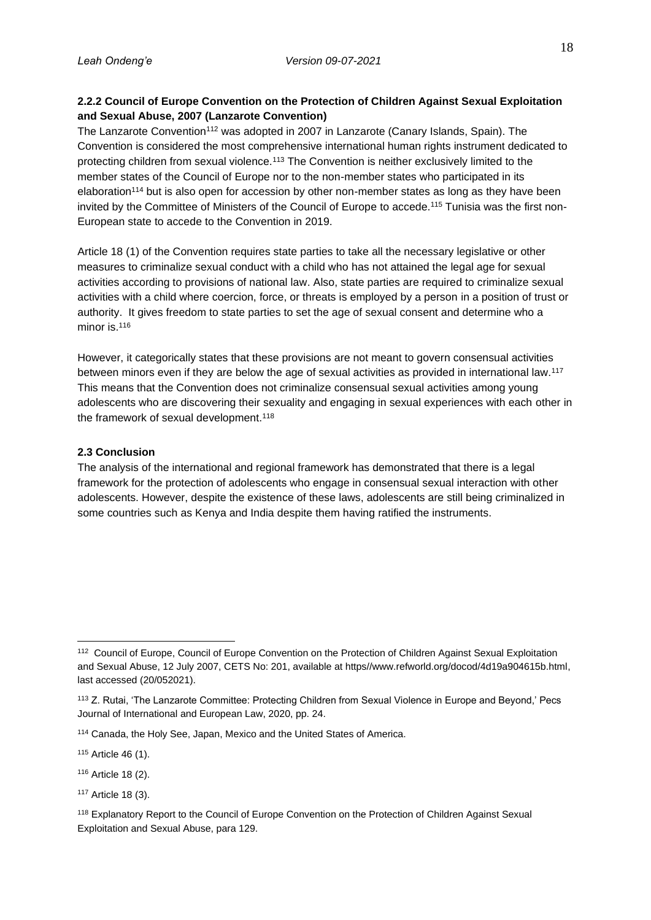### 2.2.2 Council of Europe Convention on the Protection of Children Against Sexual Exploitation and Sexual Abuse, 2007 (Lanzarote Convention)

The Lanzarote Convention[112] was adopted in 2007 in Lanzarote (Canary Islands, Spain). The Convention is considered the most comprehensive international human rights instrument dedicated to protecting children from sexual violence.[113] The Convention is neither exclusively limited to the member states of the Council of Europe nor to the non-member states who participated in its elaboration[114] but is also open for accession by other non-member states as long as they have been invited by the Committee of Ministers of the Council of Europe to accede.[115] Tunisia was the first non-European state to accede to the Convention in 2019.

Article 18 (1) of the Convention requires state parties to take all the necessary legislative or other measures to criminalize sexual conduct with a child who has not attained the legal age for sexual activities according to provisions of national law. Also, state parties are required to criminalize sexual activities with a child where coercion, force, or threats is employed by a person in a position of trust or authority. It gives freedom to state parties to set the age of sexual consent and determine who a minor is.[116]

However, it categorically states that these provisions are not meant to govern consensual activities between minors even if they are below the age of sexual activities as provided in international law.[117] This means that the Convention does not criminalize consensual sexual activities among young adolescents who are discovering their sexuality and engaging in sexual experiences with each other in the framework of sexual development.[118]

### 2.3 Conclusion

The analysis of the international and regional framework has demonstrated that there is a legal framework for the protection of adolescents who engage in consensual sexual interaction with other adolescents. However, despite the existence of these laws, adolescents are still being criminalized in some countries such as Kenya and India despite them having ratified the instruments.

---

[112] Council of Europe, Council of Europe Convention on the Protection of Children Against Sexual Exploitation and Sexual Abuse, 12 July 2007, CETS No: 201, available at https//www.refworld.org/docod/4d19a904615b.html, last accessed (20/052021).

[113] Z. Rutai, 'The Lanzarote Committee: Protecting Children from Sexual Violence in Europe and Beyond,' Pecs Journal of International and European Law, 2020, pp. 24.

[114] Canada, the Holy See, Japan, Mexico and the United States of America.

[115] Article 46 (1).

[116] Article 18 (2).

[117] Article 18 (3).

[118] Explanatory Report to the Council of Europe Convention on the Protection of Children Against Sexual Exploitation and Sexual Abuse, para 129.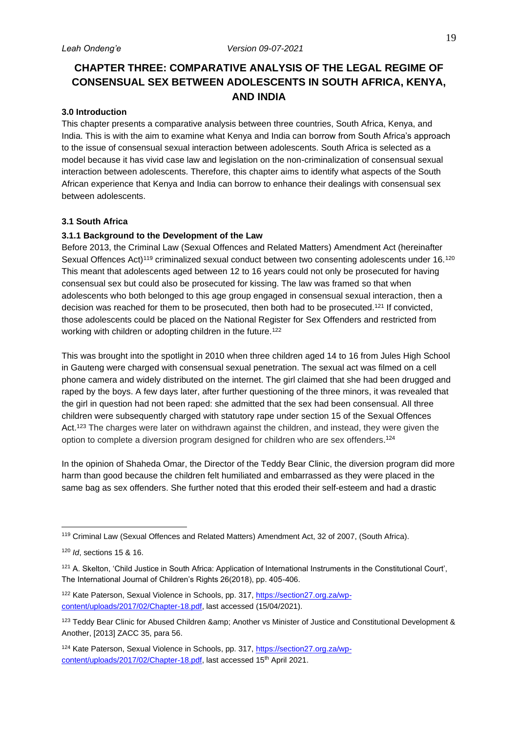# CHAPTER THREE: COMPARATIVE ANALYSIS OF THE LEGAL REGIME OF CONSENSUAL SEX BETWEEN ADOLESCENTS IN SOUTH AFRICA, KENYA, AND INDIA

### 3.0 Introduction

This chapter presents a comparative analysis between three countries, South Africa, Kenya, and India. This is with the aim to examine what Kenya and India can borrow from South Africa's approach to the issue of consensual sexual interaction between adolescents. South Africa is selected as a model because it has vivid case law and legislation on the non-criminalization of consensual sexual interaction between adolescents. Therefore, this chapter aims to identify what aspects of the South African experience that Kenya and India can borrow to enhance their dealings with consensual sex between adolescents.

### 3.1 South Africa

#### 3.1.1 Background to the Development of the Law

Before 2013, the Criminal Law (Sexual Offences and Related Matters) Amendment Act (hereinafter Sexual Offences Act)[119] criminalized sexual conduct between two consenting adolescents under 16.[120] This meant that adolescents aged between 12 to 16 years could not only be prosecuted for having consensual sex but could also be prosecuted for kissing. The law was framed so that when adolescents who both belonged to this age group engaged in consensual sexual interaction, then a decision was reached for them to be prosecuted, then both had to be prosecuted.[121] If convicted, those adolescents could be placed on the National Register for Sex Offenders and restricted from working with children or adopting children in the future.[122]

This was brought into the spotlight in 2010 when three children aged 14 to 16 from Jules High School in Gauteng were charged with consensual sexual penetration. The sexual act was filmed on a cell phone camera and widely distributed on the internet. The girl claimed that she had been drugged and raped by the boys. A few days later, after further questioning of the three minors, it was revealed that the girl in question had not been raped: she admitted that the sex had been consensual. All three children were subsequently charged with statutory rape under section 15 of the Sexual Offences Act.[123] The charges were later on withdrawn against the children, and instead, they were given the option to complete a diversion program designed for children who are sex offenders.[124]

In the opinion of Shaheda Omar, the Director of the Teddy Bear Clinic, the diversion program did more harm than good because the children felt humiliated and embarrassed as they were placed in the same bag as sex offenders. She further noted that this eroded their self-esteem and had a drastic

---

[119] Criminal Law (Sexual Offences and Related Matters) Amendment Act, 32 of 2007, (South Africa).

[120] *Id*, sections 15 & 16.

[121] A. Skelton, 'Child Justice in South Africa: Application of International Instruments in the Constitutional Court', The International Journal of Children's Rights 26(2018), pp. 405-406.

[122] Kate Paterson, Sexual Violence in Schools, pp. 317, https://section27.org.za/wp-content/uploads/2017/02/Chapter-18.pdf, last accessed (15/04/2021).

[123] Teddy Bear Clinic for Abused Children &amp; Another vs Minister of Justice and Constitutional Development & Another, [2013] ZACC 35, para 56.

[124] Kate Paterson, Sexual Violence in Schools, pp. 317, https://section27.org.za/wp-content/uploads/2017/02/Chapter-18.pdf, last accessed 15th April 2021.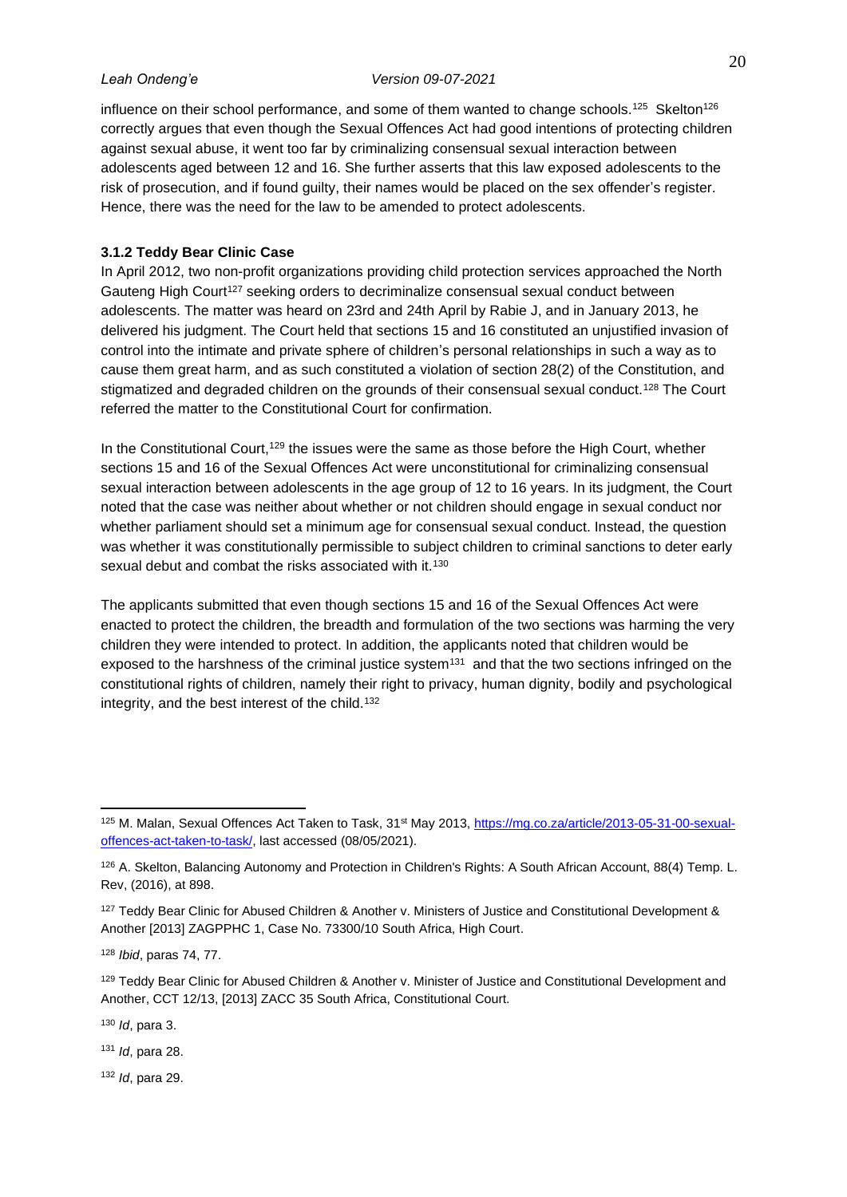influence on their school performance, and some of them wanted to change schools.[125] Skelton[126] correctly argues that even though the Sexual Offences Act had good intentions of protecting children against sexual abuse, it went too far by criminalizing consensual sexual interaction between adolescents aged between 12 and 16. She further asserts that this law exposed adolescents to the risk of prosecution, and if found guilty, their names would be placed on the sex offender's register. Hence, there was the need for the law to be amended to protect adolescents.

### 3.1.2 Teddy Bear Clinic Case

In April 2012, two non-profit organizations providing child protection services approached the North Gauteng High Court[127] seeking orders to decriminalize consensual sexual conduct between adolescents. The matter was heard on 23rd and 24th April by Rabie J, and in January 2013, he delivered his judgment. The Court held that sections 15 and 16 constituted an unjustified invasion of control into the intimate and private sphere of children's personal relationships in such a way as to cause them great harm, and as such constituted a violation of section 28(2) of the Constitution, and stigmatized and degraded children on the grounds of their consensual sexual conduct.[128] The Court referred the matter to the Constitutional Court for confirmation.

In the Constitutional Court,[129] the issues were the same as those before the High Court, whether sections 15 and 16 of the Sexual Offences Act were unconstitutional for criminalizing consensual sexual interaction between adolescents in the age group of 12 to 16 years. In its judgment, the Court noted that the case was neither about whether or not children should engage in sexual conduct nor whether parliament should set a minimum age for consensual sexual conduct. Instead, the question was whether it was constitutionally permissible to subject children to criminal sanctions to deter early sexual debut and combat the risks associated with it.[130]

The applicants submitted that even though sections 15 and 16 of the Sexual Offences Act were enacted to protect the children, the breadth and formulation of the two sections was harming the very children they were intended to protect. In addition, the applicants noted that children would be exposed to the harshness of the criminal justice system[131] and that the two sections infringed on the constitutional rights of children, namely their right to privacy, human dignity, bodily and psychological integrity, and the best interest of the child.[132]

---

[125] M. Malan, Sexual Offences Act Taken to Task, 31st May 2013, https://mg.co.za/article/2013-05-31-00-sexual-offences-act-taken-to-task/, last accessed (08/05/2021).

[126] A. Skelton, Balancing Autonomy and Protection in Children's Rights: A South African Account, 88(4) Temp. L. Rev, (2016), at 898.

[127] Teddy Bear Clinic for Abused Children & Another v. Ministers of Justice and Constitutional Development & Another [2013] ZAGPPHC 1, Case No. 73300/10 South Africa, High Court.

[128] *Ibid*, paras 74, 77.

[129] Teddy Bear Clinic for Abused Children & Another v. Minister of Justice and Constitutional Development and Another, CCT 12/13, [2013] ZACC 35 South Africa, Constitutional Court.

[130] *Id*, para 3.

[131] *Id*, para 28.

[132] *Id*, para 29.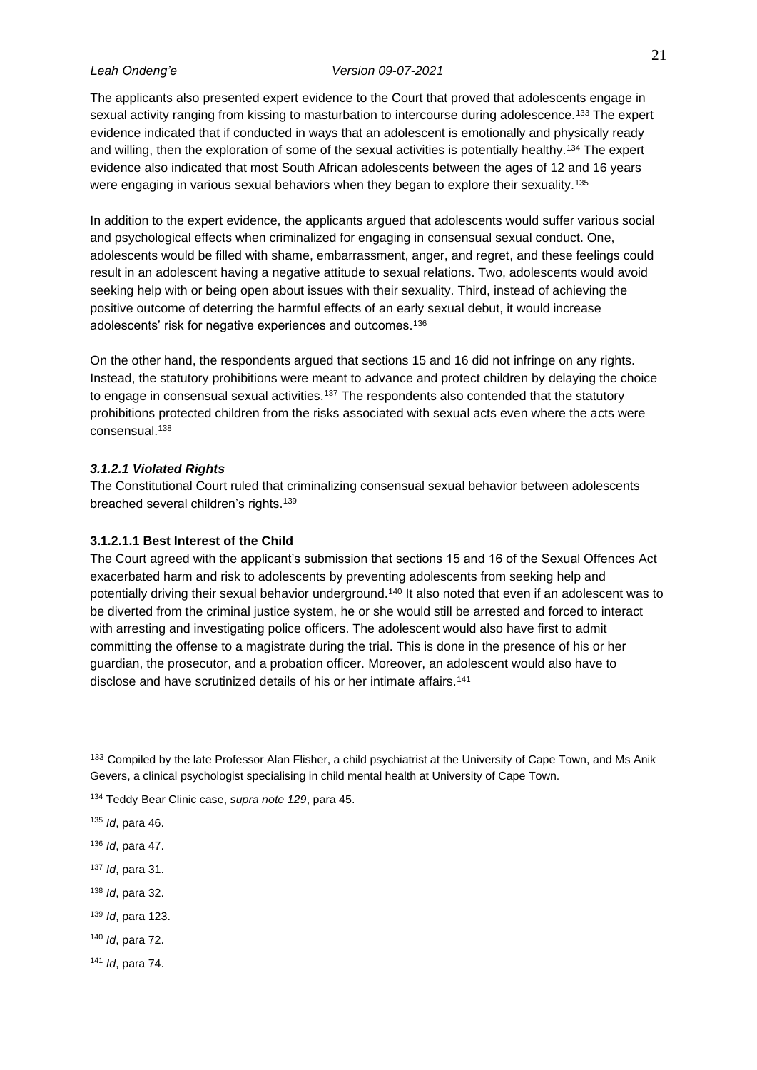The applicants also presented expert evidence to the Court that proved that adolescents engage in sexual activity ranging from kissing to masturbation to intercourse during adolescence.[133] The expert evidence indicated that if conducted in ways that an adolescent is emotionally and physically ready and willing, then the exploration of some of the sexual activities is potentially healthy.[134] The expert evidence also indicated that most South African adolescents between the ages of 12 and 16 years were engaging in various sexual behaviors when they began to explore their sexuality.[135]

In addition to the expert evidence, the applicants argued that adolescents would suffer various social and psychological effects when criminalized for engaging in consensual sexual conduct. One, adolescents would be filled with shame, embarrassment, anger, and regret, and these feelings could result in an adolescent having a negative attitude to sexual relations. Two, adolescents would avoid seeking help with or being open about issues with their sexuality. Third, instead of achieving the positive outcome of deterring the harmful effects of an early sexual debut, it would increase adolescents' risk for negative experiences and outcomes.[136]

On the other hand, the respondents argued that sections 15 and 16 did not infringe on any rights. Instead, the statutory prohibitions were meant to advance and protect children by delaying the choice to engage in consensual sexual activities.[137] The respondents also contended that the statutory prohibitions protected children from the risks associated with sexual acts even where the acts were consensual.[138]

#### *3.1.2.1 Violated Rights*

The Constitutional Court ruled that criminalizing consensual sexual behavior between adolescents breached several children's rights.[139]

##### 3.1.2.1.1 Best Interest of the Child

The Court agreed with the applicant's submission that sections 15 and 16 of the Sexual Offences Act exacerbated harm and risk to adolescents by preventing adolescents from seeking help and potentially driving their sexual behavior underground.[140] It also noted that even if an adolescent was to be diverted from the criminal justice system, he or she would still be arrested and forced to interact with arresting and investigating police officers. The adolescent would also have first to admit committing the offense to a magistrate during the trial. This is done in the presence of his or her guardian, the prosecutor, and a probation officer. Moreover, an adolescent would also have to disclose and have scrutinized details of his or her intimate affairs.[141]

---

[133] Compiled by the late Professor Alan Flisher, a child psychiatrist at the University of Cape Town, and Ms Anik Gevers, a clinical psychologist specialising in child mental health at University of Cape Town.

[134] Teddy Bear Clinic case, *supra note 129*, para 45.

[135] *Id*, para 46.

[136] *Id*, para 47.

[137] *Id*, para 31.

[138] *Id*, para 32.

[139] *Id*, para 123.

[140] *Id*, para 72.

[141] *Id*, para 74.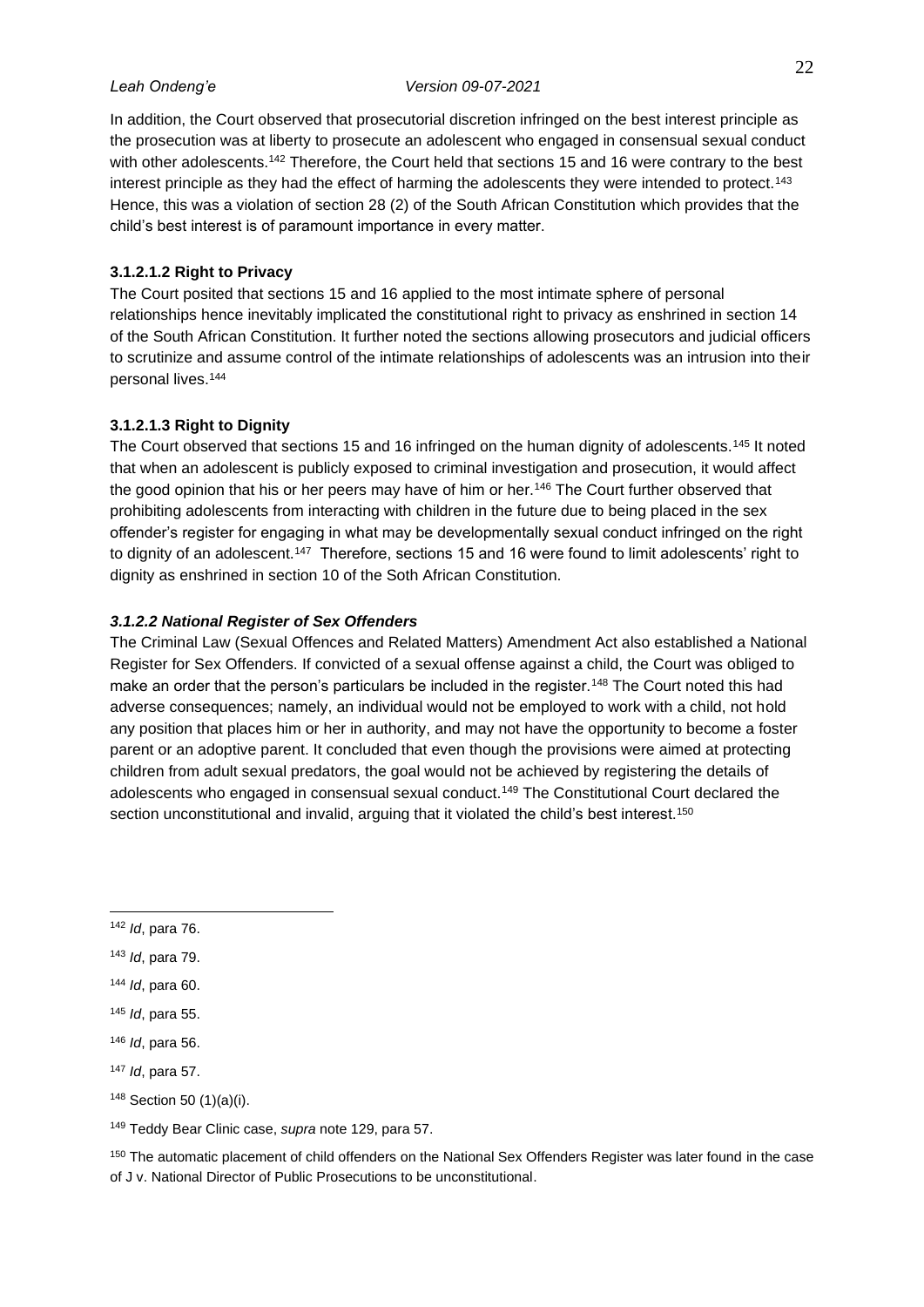In addition, the Court observed that prosecutorial discretion infringed on the best interest principle as the prosecution was at liberty to prosecute an adolescent who engaged in consensual sexual conduct with other adolescents.[142] Therefore, the Court held that sections 15 and 16 were contrary to the best interest principle as they had the effect of harming the adolescents they were intended to protect.[143] Hence, this was a violation of section 28 (2) of the South African Constitution which provides that the child's best interest is of paramount importance in every matter.

#### 3.1.2.1.2 Right to Privacy

The Court posited that sections 15 and 16 applied to the most intimate sphere of personal relationships hence inevitably implicated the constitutional right to privacy as enshrined in section 14 of the South African Constitution. It further noted the sections allowing prosecutors and judicial officers to scrutinize and assume control of the intimate relationships of adolescents was an intrusion into their personal lives.[144]

#### 3.1.2.1.3 Right to Dignity

The Court observed that sections 15 and 16 infringed on the human dignity of adolescents.[145] It noted that when an adolescent is publicly exposed to criminal investigation and prosecution, it would affect the good opinion that his or her peers may have of him or her.[146] The Court further observed that prohibiting adolescents from interacting with children in the future due to being placed in the sex offender's register for engaging in what may be developmentally sexual conduct infringed on the right to dignity of an adolescent.[147] Therefore, sections 15 and 16 were found to limit adolescents' right to dignity as enshrined in section 10 of the Soth African Constitution.

### *3.1.2.2 National Register of Sex Offenders*

The Criminal Law (Sexual Offences and Related Matters) Amendment Act also established a National Register for Sex Offenders. If convicted of a sexual offense against a child, the Court was obliged to make an order that the person's particulars be included in the register.[148] The Court noted this had adverse consequences; namely, an individual would not be employed to work with a child, not hold any position that places him or her in authority, and may not have the opportunity to become a foster parent or an adoptive parent. It concluded that even though the provisions were aimed at protecting children from adult sexual predators, the goal would not be achieved by registering the details of adolescents who engaged in consensual sexual conduct.[149] The Constitutional Court declared the section unconstitutional and invalid, arguing that it violated the child's best interest.[150]

---

[142] *Id*, para 76.

[143] *Id*, para 79.

[144] *Id*, para 60.

[145] *Id*, para 55.

[146] *Id*, para 56.

[147] *Id*, para 57.

[148] Section 50 (1)(a)(i).

[149] Teddy Bear Clinic case, *supra* note 129, para 57.

[150] The automatic placement of child offenders on the National Sex Offenders Register was later found in the case of J v. National Director of Public Prosecutions to be unconstitutional.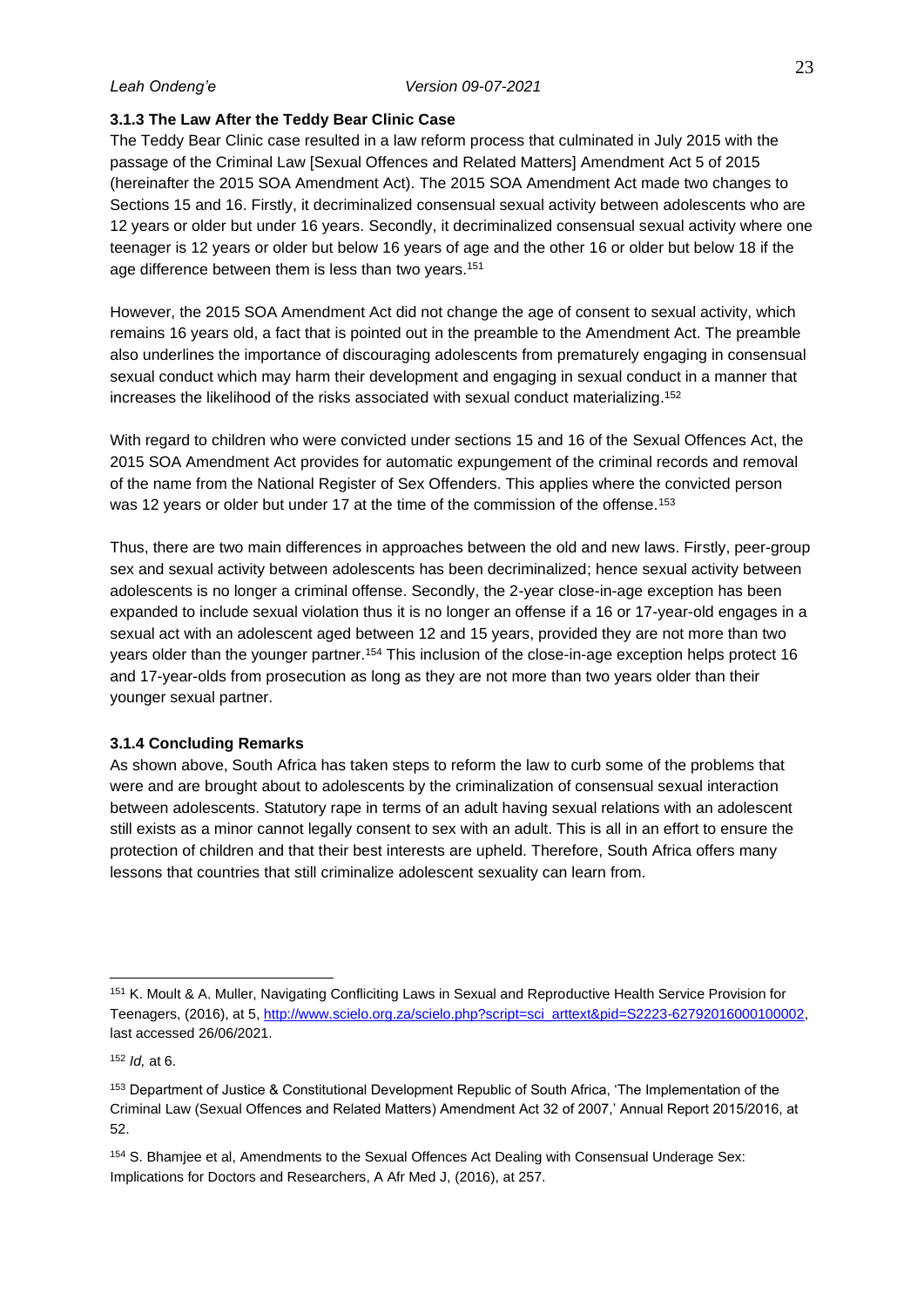### 3.1.3 The Law After the Teddy Bear Clinic Case

The Teddy Bear Clinic case resulted in a law reform process that culminated in July 2015 with the passage of the Criminal Law [Sexual Offences and Related Matters] Amendment Act 5 of 2015 (hereinafter the 2015 SOA Amendment Act). The 2015 SOA Amendment Act made two changes to Sections 15 and 16. Firstly, it decriminalized consensual sexual activity between adolescents who are 12 years or older but under 16 years. Secondly, it decriminalized consensual sexual activity where one teenager is 12 years or older but below 16 years of age and the other 16 or older but below 18 if the age difference between them is less than two years.[151]

However, the 2015 SOA Amendment Act did not change the age of consent to sexual activity, which remains 16 years old, a fact that is pointed out in the preamble to the Amendment Act. The preamble also underlines the importance of discouraging adolescents from prematurely engaging in consensual sexual conduct which may harm their development and engaging in sexual conduct in a manner that increases the likelihood of the risks associated with sexual conduct materializing.[152]

With regard to children who were convicted under sections 15 and 16 of the Sexual Offences Act, the 2015 SOA Amendment Act provides for automatic expungement of the criminal records and removal of the name from the National Register of Sex Offenders. This applies where the convicted person was 12 years or older but under 17 at the time of the commission of the offense.[153]

Thus, there are two main differences in approaches between the old and new laws. Firstly, peer-group sex and sexual activity between adolescents has been decriminalized; hence sexual activity between adolescents is no longer a criminal offense. Secondly, the 2-year close-in-age exception has been expanded to include sexual violation thus it is no longer an offense if a 16 or 17-year-old engages in a sexual act with an adolescent aged between 12 and 15 years, provided they are not more than two years older than the younger partner.[154] This inclusion of the close-in-age exception helps protect 16 and 17-year-olds from prosecution as long as they are not more than two years older than their younger sexual partner.

### 3.1.4 Concluding Remarks

As shown above, South Africa has taken steps to reform the law to curb some of the problems that were and are brought about to adolescents by the criminalization of consensual sexual interaction between adolescents. Statutory rape in terms of an adult having sexual relations with an adolescent still exists as a minor cannot legally consent to sex with an adult. This is all in an effort to ensure the protection of children and that their best interests are upheld. Therefore, South Africa offers many lessons that countries that still criminalize adolescent sexuality can learn from.

---

[151] K. Moult & A. Muller, Navigating Confliciting Laws in Sexual and Reproductive Health Service Provision for Teenagers, (2016), at 5, http://www.scielo.org.za/scielo.php?script=sci_arttext&pid=S2223-62792016000100002, last accessed 26/06/2021.

[152] *Id,* at 6.

[153] Department of Justice & Constitutional Development Republic of South Africa, 'The Implementation of the Criminal Law (Sexual Offences and Related Matters) Amendment Act 32 of 2007,' Annual Report 2015/2016, at 52.

[154] S. Bhamjee et al, Amendments to the Sexual Offences Act Dealing with Consensual Underage Sex: Implications for Doctors and Researchers, A Afr Med J, (2016), at 257.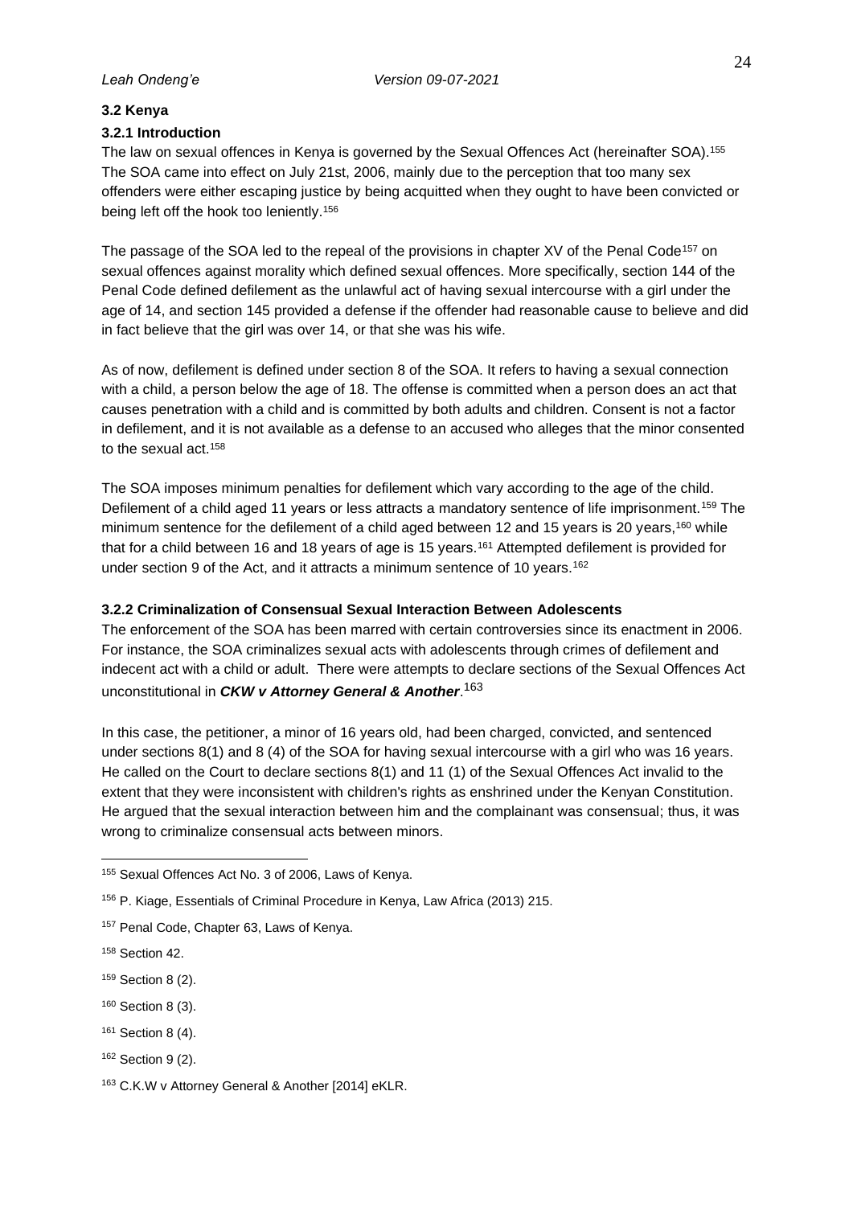### 3.2 Kenya

#### 3.2.1 Introduction

The law on sexual offences in Kenya is governed by the Sexual Offences Act (hereinafter SOA).[155] The SOA came into effect on July 21st, 2006, mainly due to the perception that too many sex offenders were either escaping justice by being acquitted when they ought to have been convicted or being left off the hook too leniently.[156]

The passage of the SOA led to the repeal of the provisions in chapter XV of the Penal Code[157] on sexual offences against morality which defined sexual offences. More specifically, section 144 of the Penal Code defined defilement as the unlawful act of having sexual intercourse with a girl under the age of 14, and section 145 provided a defense if the offender had reasonable cause to believe and did in fact believe that the girl was over 14, or that she was his wife.

As of now, defilement is defined under section 8 of the SOA. It refers to having a sexual connection with a child, a person below the age of 18. The offense is committed when a person does an act that causes penetration with a child and is committed by both adults and children. Consent is not a factor in defilement, and it is not available as a defense to an accused who alleges that the minor consented to the sexual act.[158]

The SOA imposes minimum penalties for defilement which vary according to the age of the child. Defilement of a child aged 11 years or less attracts a mandatory sentence of life imprisonment.[159] The minimum sentence for the defilement of a child aged between 12 and 15 years is 20 years,[160] while that for a child between 16 and 18 years of age is 15 years.[161] Attempted defilement is provided for under section 9 of the Act, and it attracts a minimum sentence of 10 years.[162]

#### 3.2.2 Criminalization of Consensual Sexual Interaction Between Adolescents

The enforcement of the SOA has been marred with certain controversies since its enactment in 2006. For instance, the SOA criminalizes sexual acts with adolescents through crimes of defilement and indecent act with a child or adult. There were attempts to declare sections of the Sexual Offences Act unconstitutional in ***CKW v Attorney General & Another***.[163]

In this case, the petitioner, a minor of 16 years old, had been charged, convicted, and sentenced under sections 8(1) and 8 (4) of the SOA for having sexual intercourse with a girl who was 16 years. He called on the Court to declare sections 8(1) and 11 (1) of the Sexual Offences Act invalid to the extent that they were inconsistent with children's rights as enshrined under the Kenyan Constitution. He argued that the sexual interaction between him and the complainant was consensual; thus, it was wrong to criminalize consensual acts between minors.

---

[155] Sexual Offences Act No. 3 of 2006, Laws of Kenya.

[156] P. Kiage, Essentials of Criminal Procedure in Kenya, Law Africa (2013) 215.

[157] Penal Code, Chapter 63, Laws of Kenya.

[158] Section 42.

[159] Section 8 (2).

[160] Section 8 (3).

[161] Section 8 (4).

[162] Section 9 (2).

[163] C.K.W v Attorney General & Another [2014] eKLR.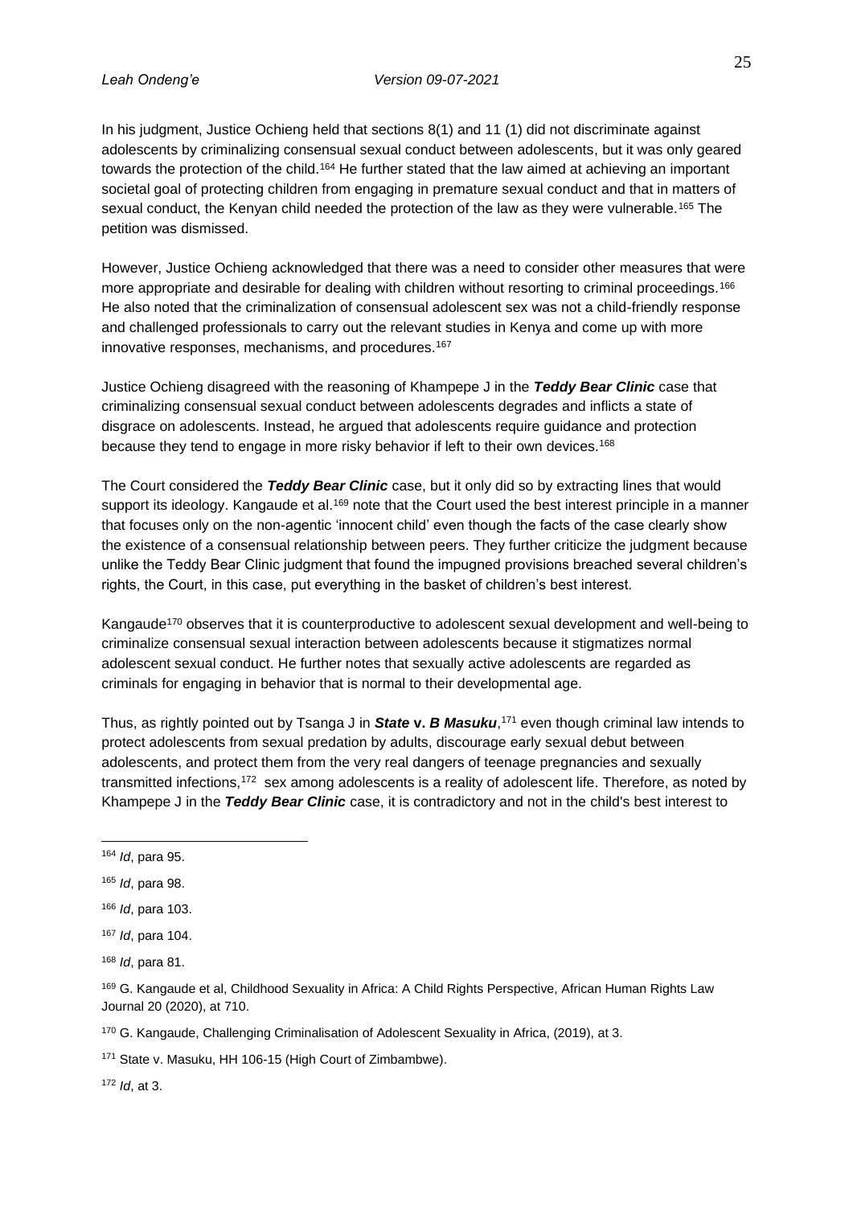In his judgment, Justice Ochieng held that sections 8(1) and 11 (1) did not discriminate against adolescents by criminalizing consensual sexual conduct between adolescents, but it was only geared towards the protection of the child.[164] He further stated that the law aimed at achieving an important societal goal of protecting children from engaging in premature sexual conduct and that in matters of sexual conduct, the Kenyan child needed the protection of the law as they were vulnerable.[165] The petition was dismissed.

However, Justice Ochieng acknowledged that there was a need to consider other measures that were more appropriate and desirable for dealing with children without resorting to criminal proceedings.[166] He also noted that the criminalization of consensual adolescent sex was not a child-friendly response and challenged professionals to carry out the relevant studies in Kenya and come up with more innovative responses, mechanisms, and procedures.[167]

Justice Ochieng disagreed with the reasoning of Khampepe J in the ***Teddy Bear Clinic*** case that criminalizing consensual sexual conduct between adolescents degrades and inflicts a state of disgrace on adolescents. Instead, he argued that adolescents require guidance and protection because they tend to engage in more risky behavior if left to their own devices.[168]

The Court considered the ***Teddy Bear Clinic*** case, but it only did so by extracting lines that would support its ideology. Kangaude et al.[169] note that the Court used the best interest principle in a manner that focuses only on the non-agentic 'innocent child' even though the facts of the case clearly show the existence of a consensual relationship between peers. They further criticize the judgment because unlike the Teddy Bear Clinic judgment that found the impugned provisions breached several children's rights, the Court, in this case, put everything in the basket of children's best interest.

Kangaude[170] observes that it is counterproductive to adolescent sexual development and well-being to criminalize consensual sexual interaction between adolescents because it stigmatizes normal adolescent sexual conduct. He further notes that sexually active adolescents are regarded as criminals for engaging in behavior that is normal to their developmental age.

Thus, as rightly pointed out by Tsanga J in ***State* v. *B Masuku***,[171] even though criminal law intends to protect adolescents from sexual predation by adults, discourage early sexual debut between adolescents, and protect them from the very real dangers of teenage pregnancies and sexually transmitted infections,[172] sex among adolescents is a reality of adolescent life. Therefore, as noted by Khampepe J in the ***Teddy Bear Clinic*** case, it is contradictory and not in the child's best interest to

---

[164] *Id*, para 95.

[165] *Id*, para 98.

[166] *Id*, para 103.

[167] *Id*, para 104.

[168] *Id*, para 81.

[169] G. Kangaude et al, Childhood Sexuality in Africa: A Child Rights Perspective, African Human Rights Law Journal 20 (2020), at 710.

[170] G. Kangaude, Challenging Criminalisation of Adolescent Sexuality in Africa, (2019), at 3.

[171] State v. Masuku, HH 106-15 (High Court of Zimbabwe).

[172] *Id*, at 3.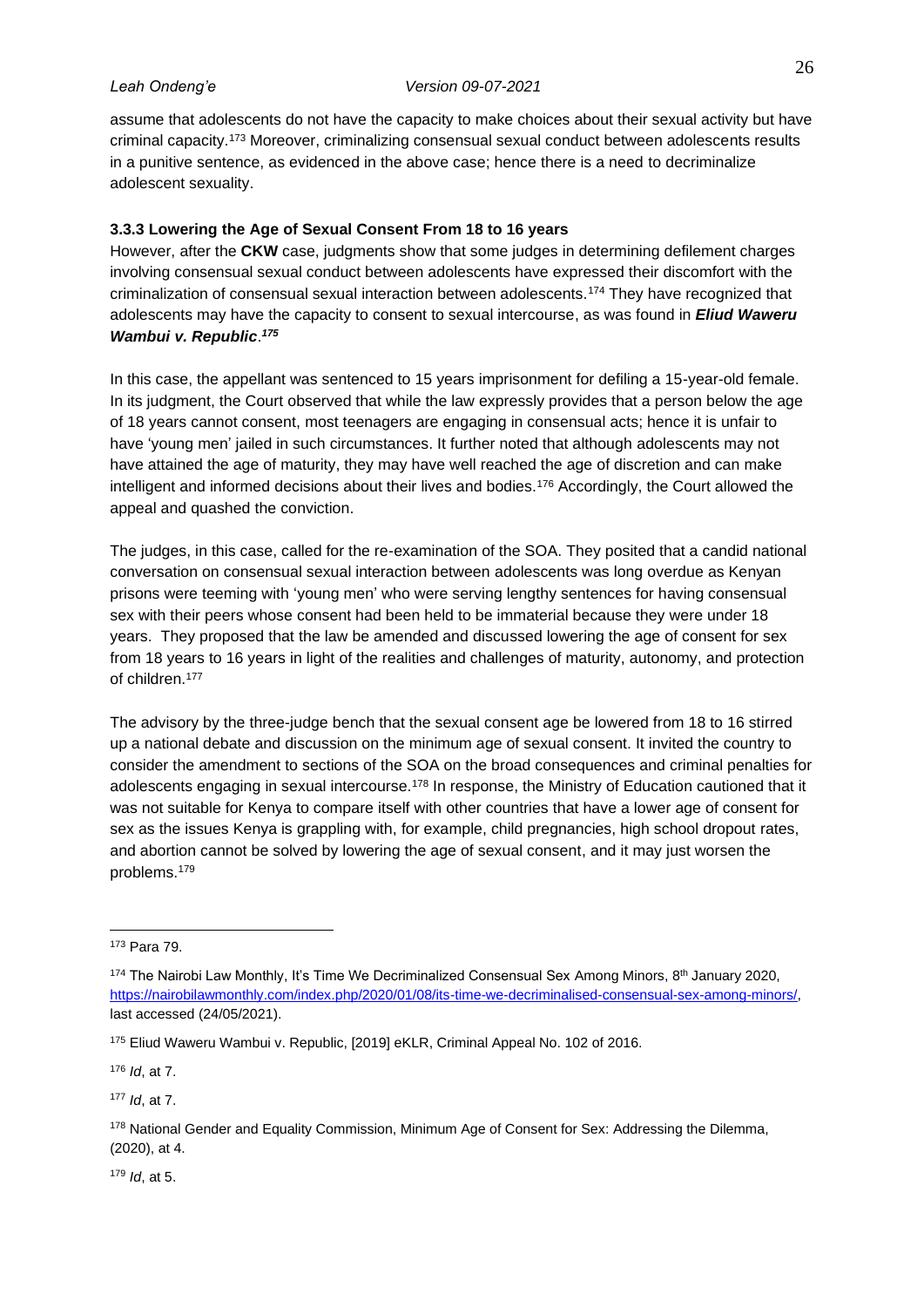assume that adolescents do not have the capacity to make choices about their sexual activity but have criminal capacity.[173] Moreover, criminalizing consensual sexual conduct between adolescents results in a punitive sentence, as evidenced in the above case; hence there is a need to decriminalize adolescent sexuality.

### 3.3.3 Lowering the Age of Sexual Consent From 18 to 16 years

However, after the **CKW** case, judgments show that some judges in determining defilement charges involving consensual sexual conduct between adolescents have expressed their discomfort with the criminalization of consensual sexual interaction between adolescents.[174] They have recognized that adolescents may have the capacity to consent to sexual intercourse, as was found in ***Eliud Waweru Wambui v. Republic***.[175]

In this case, the appellant was sentenced to 15 years imprisonment for defiling a 15-year-old female. In its judgment, the Court observed that while the law expressly provides that a person below the age of 18 years cannot consent, most teenagers are engaging in consensual acts; hence it is unfair to have 'young men' jailed in such circumstances. It further noted that although adolescents may not have attained the age of maturity, they may have well reached the age of discretion and can make intelligent and informed decisions about their lives and bodies.[176] Accordingly, the Court allowed the appeal and quashed the conviction.

The judges, in this case, called for the re-examination of the SOA. They posited that a candid national conversation on consensual sexual interaction between adolescents was long overdue as Kenyan prisons were teeming with 'young men' who were serving lengthy sentences for having consensual sex with their peers whose consent had been held to be immaterial because they were under 18 years. They proposed that the law be amended and discussed lowering the age of consent for sex from 18 years to 16 years in light of the realities and challenges of maturity, autonomy, and protection of children.[177]

The advisory by the three-judge bench that the sexual consent age be lowered from 18 to 16 stirred up a national debate and discussion on the minimum age of sexual consent. It invited the country to consider the amendment to sections of the SOA on the broad consequences and criminal penalties for adolescents engaging in sexual intercourse.[178] In response, the Ministry of Education cautioned that it was not suitable for Kenya to compare itself with other countries that have a lower age of consent for sex as the issues Kenya is grappling with, for example, child pregnancies, high school dropout rates, and abortion cannot be solved by lowering the age of sexual consent, and it may just worsen the problems.[179]

---

[173] Para 79.

[174] The Nairobi Law Monthly, It's Time We Decriminalized Consensual Sex Among Minors, 8th January 2020, https://nairobilawmonthly.com/index.php/2020/01/08/its-time-we-decriminalised-consensual-sex-among-minors/, last accessed (24/05/2021).

[175] Eliud Waweru Wambui v. Republic, [2019] eKLR, Criminal Appeal No. 102 of 2016.

[176] *Id*, at 7.

[177] *Id*, at 7.

[178] National Gender and Equality Commission, Minimum Age of Consent for Sex: Addressing the Dilemma, (2020), at 4.

[179] *Id*, at 5.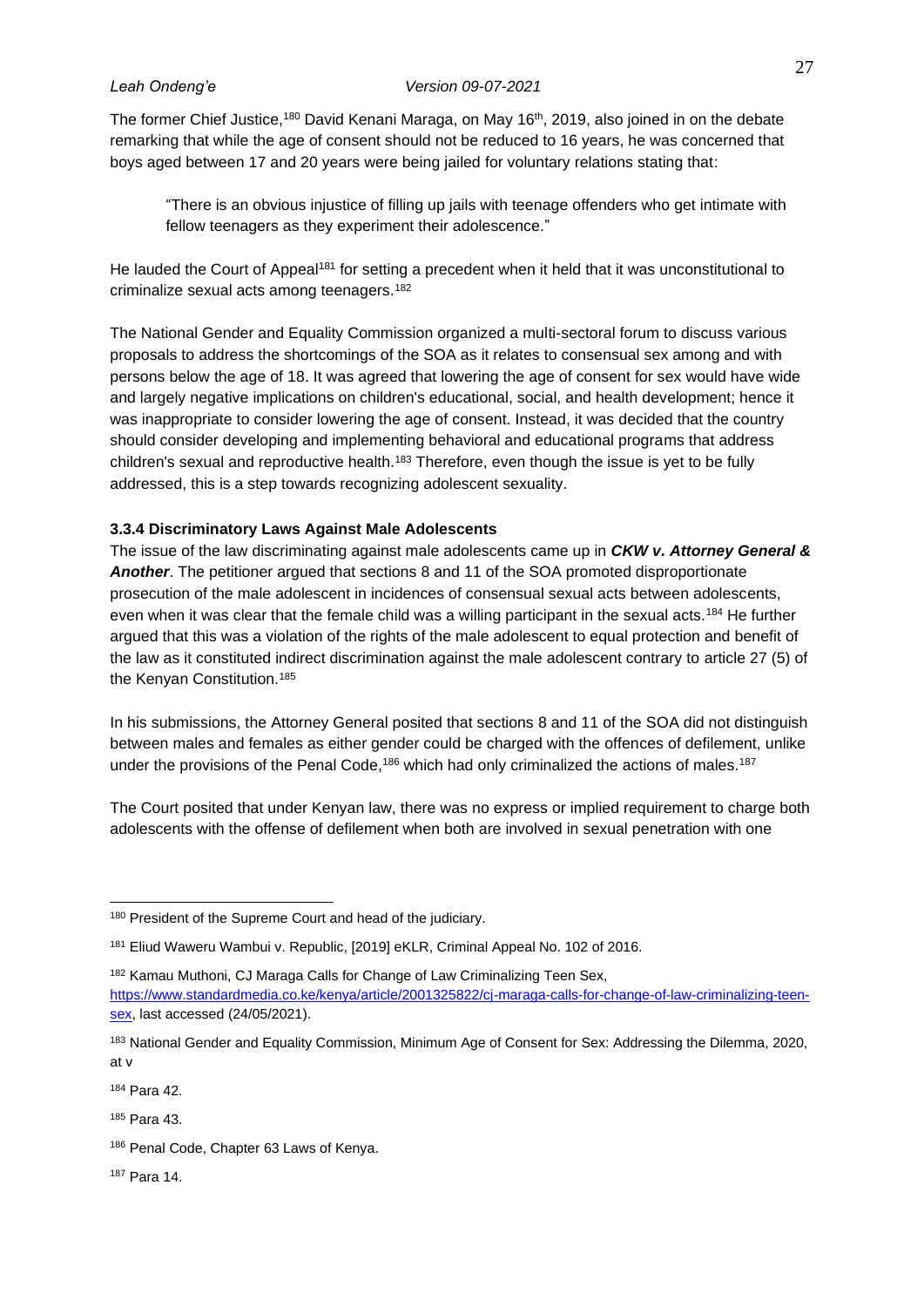The former Chief Justice,[180] David Kenani Maraga, on May 16th, 2019, also joined in on the debate remarking that while the age of consent should not be reduced to 16 years, he was concerned that boys aged between 17 and 20 years were being jailed for voluntary relations stating that:

> "There is an obvious injustice of filling up jails with teenage offenders who get intimate with fellow teenagers as they experiment their adolescence."

He lauded the Court of Appeal[181] for setting a precedent when it held that it was unconstitutional to criminalize sexual acts among teenagers.[182]

The National Gender and Equality Commission organized a multi-sectoral forum to discuss various proposals to address the shortcomings of the SOA as it relates to consensual sex among and with persons below the age of 18. It was agreed that lowering the age of consent for sex would have wide and largely negative implications on children's educational, social, and health development; hence it was inappropriate to consider lowering the age of consent. Instead, it was decided that the country should consider developing and implementing behavioral and educational programs that address children's sexual and reproductive health.[183] Therefore, even though the issue is yet to be fully addressed, this is a step towards recognizing adolescent sexuality.

#### 3.3.4 Discriminatory Laws Against Male Adolescents

The issue of the law discriminating against male adolescents came up in ***CKW v. Attorney General & Another***. The petitioner argued that sections 8 and 11 of the SOA promoted disproportionate prosecution of the male adolescent in incidences of consensual sexual acts between adolescents, even when it was clear that the female child was a willing participant in the sexual acts.[184] He further argued that this was a violation of the rights of the male adolescent to equal protection and benefit of the law as it constituted indirect discrimination against the male adolescent contrary to article 27 (5) of the Kenyan Constitution.[185]

In his submissions, the Attorney General posited that sections 8 and 11 of the SOA did not distinguish between males and females as either gender could be charged with the offences of defilement, unlike under the provisions of the Penal Code,[186] which had only criminalized the actions of males.[187]

The Court posited that under Kenyan law, there was no express or implied requirement to charge both adolescents with the offense of defilement when both are involved in sexual penetration with one

---

[180] President of the Supreme Court and head of the judiciary.

[181] Eliud Waweru Wambui v. Republic, [2019] eKLR, Criminal Appeal No. 102 of 2016.

[182] Kamau Muthoni, CJ Maraga Calls for Change of Law Criminalizing Teen Sex, https://www.standardmedia.co.ke/kenya/article/2001325822/cj-maraga-calls-for-change-of-law-criminalizing-teen-sex, last accessed (24/05/2021).

[183] National Gender and Equality Commission, Minimum Age of Consent for Sex: Addressing the Dilemma, 2020, at v

[184] Para 42.

[185] Para 43.

[186] Penal Code, Chapter 63 Laws of Kenya.

[187] Para 14.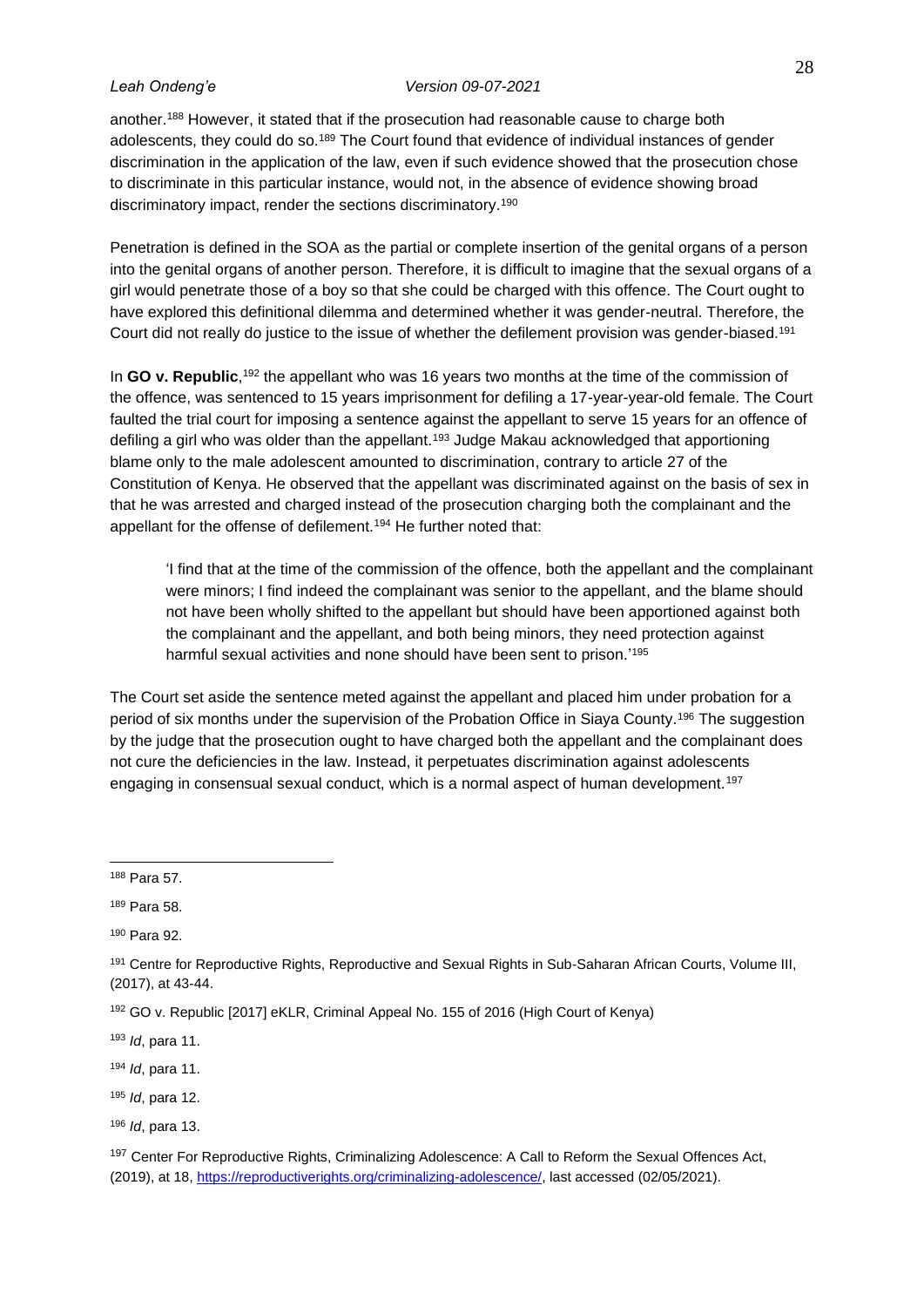another.[188] However, it stated that if the prosecution had reasonable cause to charge both adolescents, they could do so.[189] The Court found that evidence of individual instances of gender discrimination in the application of the law, even if such evidence showed that the prosecution chose to discriminate in this particular instance, would not, in the absence of evidence showing broad discriminatory impact, render the sections discriminatory.[190]

Penetration is defined in the SOA as the partial or complete insertion of the genital organs of a person into the genital organs of another person. Therefore, it is difficult to imagine that the sexual organs of a girl would penetrate those of a boy so that she could be charged with this offence. The Court ought to have explored this definitional dilemma and determined whether it was gender-neutral. Therefore, the Court did not really do justice to the issue of whether the defilement provision was gender-biased.[191]

In **GO v. Republic**,[192] the appellant who was 16 years two months at the time of the commission of the offence, was sentenced to 15 years imprisonment for defiling a 17-year-year-old female. The Court faulted the trial court for imposing a sentence against the appellant to serve 15 years for an offence of defiling a girl who was older than the appellant.[193] Judge Makau acknowledged that apportioning blame only to the male adolescent amounted to discrimination, contrary to article 27 of the Constitution of Kenya. He observed that the appellant was discriminated against on the basis of sex in that he was arrested and charged instead of the prosecution charging both the complainant and the appellant for the offense of defilement.[194] He further noted that:

> 'I find that at the time of the commission of the offence, both the appellant and the complainant were minors; I find indeed the complainant was senior to the appellant, and the blame should not have been wholly shifted to the appellant but should have been apportioned against both the complainant and the appellant, and both being minors, they need protection against harmful sexual activities and none should have been sent to prison.'[195]

The Court set aside the sentence meted against the appellant and placed him under probation for a period of six months under the supervision of the Probation Office in Siaya County.[196] The suggestion by the judge that the prosecution ought to have charged both the appellant and the complainant does not cure the deficiencies in the law. Instead, it perpetuates discrimination against adolescents engaging in consensual sexual conduct, which is a normal aspect of human development.[197]

---

[188] Para 57.

[189] Para 58.

[190] Para 92.

[191] Centre for Reproductive Rights, Reproductive and Sexual Rights in Sub-Saharan African Courts, Volume III, (2017), at 43-44.

[192] GO v. Republic [2017] eKLR, Criminal Appeal No. 155 of 2016 (High Court of Kenya)

[193] *Id*, para 11.

[194] *Id*, para 11.

[195] *Id*, para 12.

[196] *Id*, para 13.

[197] Center For Reproductive Rights, Criminalizing Adolescence: A Call to Reform the Sexual Offences Act, (2019), at 18, https://reproductiverights.org/criminalizing-adolescence/, last accessed (02/05/2021).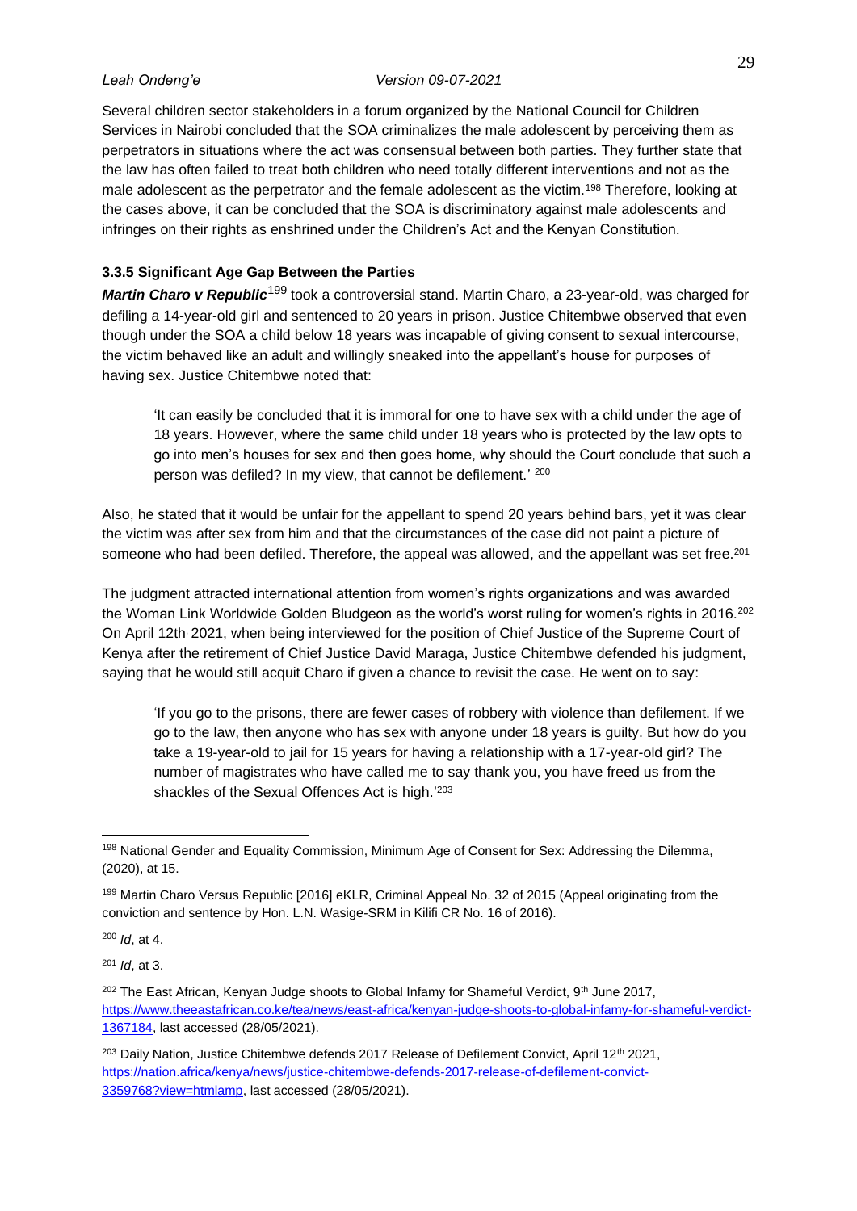Several children sector stakeholders in a forum organized by the National Council for Children Services in Nairobi concluded that the SOA criminalizes the male adolescent by perceiving them as perpetrators in situations where the act was consensual between both parties. They further state that the law has often failed to treat both children who need totally different interventions and not as the male adolescent as the perpetrator and the female adolescent as the victim.[198] Therefore, looking at the cases above, it can be concluded that the SOA is discriminatory against male adolescents and infringes on their rights as enshrined under the Children's Act and the Kenyan Constitution.

### 3.3.5 Significant Age Gap Between the Parties

***Martin Charo v Republic***[199] took a controversial stand. Martin Charo, a 23-year-old, was charged for defiling a 14-year-old girl and sentenced to 20 years in prison. Justice Chitembwe observed that even though under the SOA a child below 18 years was incapable of giving consent to sexual intercourse, the victim behaved like an adult and willingly sneaked into the appellant's house for purposes of having sex. Justice Chitembwe noted that:

> 'It can easily be concluded that it is immoral for one to have sex with a child under the age of 18 years. However, where the same child under 18 years who is protected by the law opts to go into men's houses for sex and then goes home, why should the Court conclude that such a person was defiled? In my view, that cannot be defilement.' [200]

Also, he stated that it would be unfair for the appellant to spend 20 years behind bars, yet it was clear the victim was after sex from him and that the circumstances of the case did not paint a picture of someone who had been defiled. Therefore, the appeal was allowed, and the appellant was set free.[201]

The judgment attracted international attention from women's rights organizations and was awarded the Woman Link Worldwide Golden Bludgeon as the world's worst ruling for women's rights in 2016.[202] On April 12th, 2021, when being interviewed for the position of Chief Justice of the Supreme Court of Kenya after the retirement of Chief Justice David Maraga, Justice Chitembwe defended his judgment, saying that he would still acquit Charo if given a chance to revisit the case. He went on to say:

> 'If you go to the prisons, there are fewer cases of robbery with violence than defilement. If we go to the law, then anyone who has sex with anyone under 18 years is guilty. But how do you take a 19-year-old to jail for 15 years for having a relationship with a 17-year-old girl? The number of magistrates who have called me to say thank you, you have freed us from the shackles of the Sexual Offences Act is high.'[203]

---

[198] National Gender and Equality Commission, Minimum Age of Consent for Sex: Addressing the Dilemma, (2020), at 15.

[199] Martin Charo Versus Republic [2016] eKLR, Criminal Appeal No. 32 of 2015 (Appeal originating from the conviction and sentence by Hon. L.N. Wasige-SRM in Kilifi CR No. 16 of 2016).

[200] *Id*, at 4.

[201] *Id*, at 3.

[202] The East African, Kenyan Judge shoots to Global Infamy for Shameful Verdict, 9th June 2017, https://www.theeastafrican.co.ke/tea/news/east-africa/kenyan-judge-shoots-to-global-infamy-for-shameful-verdict-1367184, last accessed (28/05/2021).

[203] Daily Nation, Justice Chitembwe defends 2017 Release of Defilement Convict, April 12th 2021, https://nation.africa/kenya/news/justice-chitembwe-defends-2017-release-of-defilement-convict-3359768?view=htmlamp, last accessed (28/05/2021).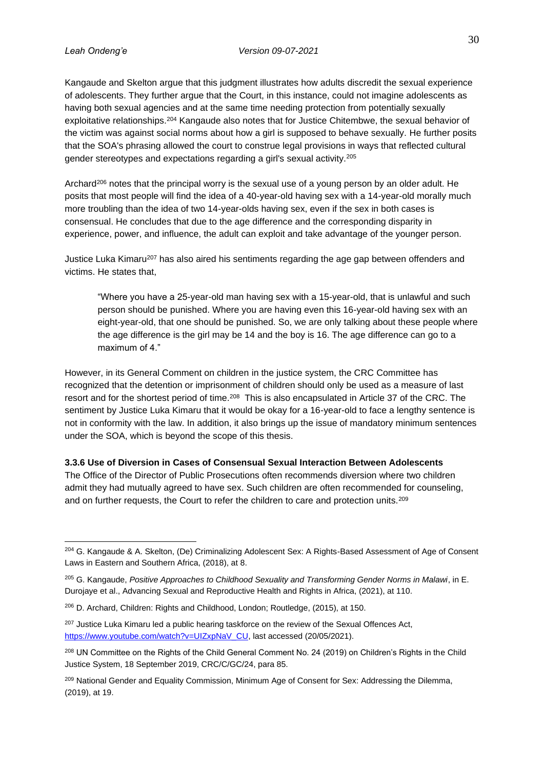Kangaude and Skelton argue that this judgment illustrates how adults discredit the sexual experience of adolescents. They further argue that the Court, in this instance, could not imagine adolescents as having both sexual agencies and at the same time needing protection from potentially sexually exploitative relationships.[204] Kangaude also notes that for Justice Chitembwe, the sexual behavior of the victim was against social norms about how a girl is supposed to behave sexually. He further posits that the SOA's phrasing allowed the court to construe legal provisions in ways that reflected cultural gender stereotypes and expectations regarding a girl's sexual activity.[205]

Archard[206] notes that the principal worry is the sexual use of a young person by an older adult. He posits that most people will find the idea of a 40-year-old having sex with a 14-year-old morally much more troubling than the idea of two 14-year-olds having sex, even if the sex in both cases is consensual. He concludes that due to the age difference and the corresponding disparity in experience, power, and influence, the adult can exploit and take advantage of the younger person.

Justice Luka Kimaru[207] has also aired his sentiments regarding the age gap between offenders and victims. He states that,

> "Where you have a 25-year-old man having sex with a 15-year-old, that is unlawful and such person should be punished. Where you are having even this 16-year-old having sex with an eight-year-old, that one should be punished. So, we are only talking about these people where the age difference is the girl may be 14 and the boy is 16. The age difference can go to a maximum of 4."

However, in its General Comment on children in the justice system, the CRC Committee has recognized that the detention or imprisonment of children should only be used as a measure of last resort and for the shortest period of time.[208] This is also encapsulated in Article 37 of the CRC. The sentiment by Justice Luka Kimaru that it would be okay for a 16-year-old to face a lengthy sentence is not in conformity with the law. In addition, it also brings up the issue of mandatory minimum sentences under the SOA, which is beyond the scope of this thesis.

### 3.3.6 Use of Diversion in Cases of Consensual Sexual Interaction Between Adolescents

The Office of the Director of Public Prosecutions often recommends diversion where two children admit they had mutually agreed to have sex. Such children are often recommended for counseling, and on further requests, the Court to refer the children to care and protection units.[209]

---

[204] G. Kangaude & A. Skelton, (De) Criminalizing Adolescent Sex: A Rights-Based Assessment of Age of Consent Laws in Eastern and Southern Africa, (2018), at 8.

[205] G. Kangaude, *Positive Approaches to Childhood Sexuality and Transforming Gender Norms in Malawi*, in E. Durojaye et al., Advancing Sexual and Reproductive Health and Rights in Africa, (2021), at 110.

[206] D. Archard, Children: Rights and Childhood, London; Routledge, (2015), at 150.

[207] Justice Luka Kimaru led a public hearing taskforce on the review of the Sexual Offences Act, https://www.youtube.com/watch?v=UIZxpNaV_CU, last accessed (20/05/2021).

[208] UN Committee on the Rights of the Child General Comment No. 24 (2019) on Children's Rights in the Child Justice System, 18 September 2019, CRC/C/GC/24, para 85.

[209] National Gender and Equality Commission, Minimum Age of Consent for Sex: Addressing the Dilemma, (2019), at 19.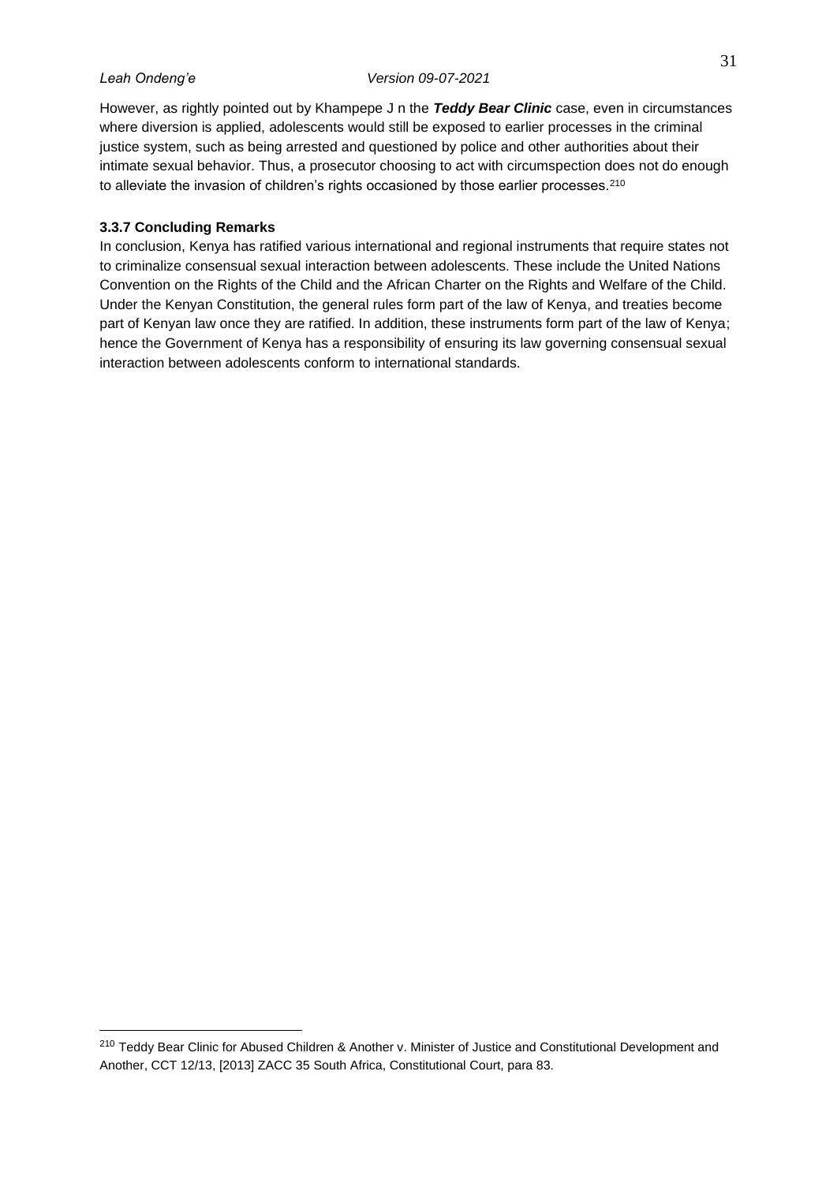However, as rightly pointed out by Khampepe J n the ***Teddy Bear Clinic*** case, even in circumstances where diversion is applied, adolescents would still be exposed to earlier processes in the criminal justice system, such as being arrested and questioned by police and other authorities about their intimate sexual behavior. Thus, a prosecutor choosing to act with circumspection does not do enough to alleviate the invasion of children's rights occasioned by those earlier processes.[210]

### 3.3.7 Concluding Remarks

In conclusion, Kenya has ratified various international and regional instruments that require states not to criminalize consensual sexual interaction between adolescents. These include the United Nations Convention on the Rights of the Child and the African Charter on the Rights and Welfare of the Child. Under the Kenyan Constitution, the general rules form part of the law of Kenya, and treaties become part of Kenyan law once they are ratified. In addition, these instruments form part of the law of Kenya; hence the Government of Kenya has a responsibility of ensuring its law governing consensual sexual interaction between adolescents conform to international standards.

---

[210] Teddy Bear Clinic for Abused Children & Another v. Minister of Justice and Constitutional Development and Another, CCT 12/13, [2013] ZACC 35 South Africa, Constitutional Court, para 83.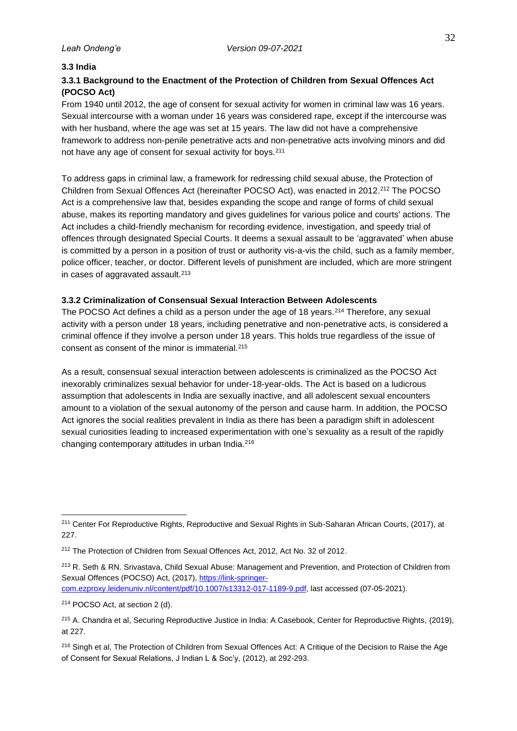### 3.3 India

#### 3.3.1 Background to the Enactment of the Protection of Children from Sexual Offences Act (POCSO Act)

From 1940 until 2012, the age of consent for sexual activity for women in criminal law was 16 years. Sexual intercourse with a woman under 16 years was considered rape, except if the intercourse was with her husband, where the age was set at 15 years. The law did not have a comprehensive framework to address non-penile penetrative acts and non-penetrative acts involving minors and did not have any age of consent for sexual activity for boys.[211]

To address gaps in criminal law, a framework for redressing child sexual abuse, the Protection of Children from Sexual Offences Act (hereinafter POCSO Act), was enacted in 2012.[212] The POCSO Act is a comprehensive law that, besides expanding the scope and range of forms of child sexual abuse, makes its reporting mandatory and gives guidelines for various police and courts' actions. The Act includes a child-friendly mechanism for recording evidence, investigation, and speedy trial of offences through designated Special Courts. It deems a sexual assault to be 'aggravated' when abuse is committed by a person in a position of trust or authority vis-a-vis the child, such as a family member, police officer, teacher, or doctor. Different levels of punishment are included, which are more stringent in cases of aggravated assault.[213]

#### 3.3.2 Criminalization of Consensual Sexual Interaction Between Adolescents

The POCSO Act defines a child as a person under the age of 18 years.[214] Therefore, any sexual activity with a person under 18 years, including penetrative and non-penetrative acts, is considered a criminal offence if they involve a person under 18 years. This holds true regardless of the issue of consent as consent of the minor is immaterial.[215]

As a result, consensual sexual interaction between adolescents is criminalized as the POCSO Act inexorably criminalizes sexual behavior for under-18-year-olds. The Act is based on a ludicrous assumption that adolescents in India are sexually inactive, and all adolescent sexual encounters amount to a violation of the sexual autonomy of the person and cause harm. In addition, the POCSO Act ignores the social realities prevalent in India as there has been a paradigm shift in adolescent sexual curiosities leading to increased experimentation with one's sexuality as a result of the rapidly changing contemporary attitudes in urban India.[216]

---

[211] Center For Reproductive Rights, Reproductive and Sexual Rights in Sub-Saharan African Courts, (2017), at 227.

[212] The Protection of Children from Sexual Offences Act, 2012, Act No. 32 of 2012.

[213] R. Seth & RN. Srivastava, Child Sexual Abuse: Management and Prevention, and Protection of Children from Sexual Offences (POCSO) Act, (2017), https://link-springer-com.ezproxy.leidenuniv.nl/content/pdf/10.1007/s13312-017-1189-9.pdf, last accessed (07-05-2021).

[214] POCSO Act, at section 2 (d).

[215] A. Chandra et al, Securing Reproductive Justice in India: A Casebook, Center for Reproductive Rights, (2019), at 227.

[216] Singh et al, The Protection of Children from Sexual Offences Act: A Critique of the Decision to Raise the Age of Consent for Sexual Relations, J Indian L & Soc'y, (2012), at 292-293.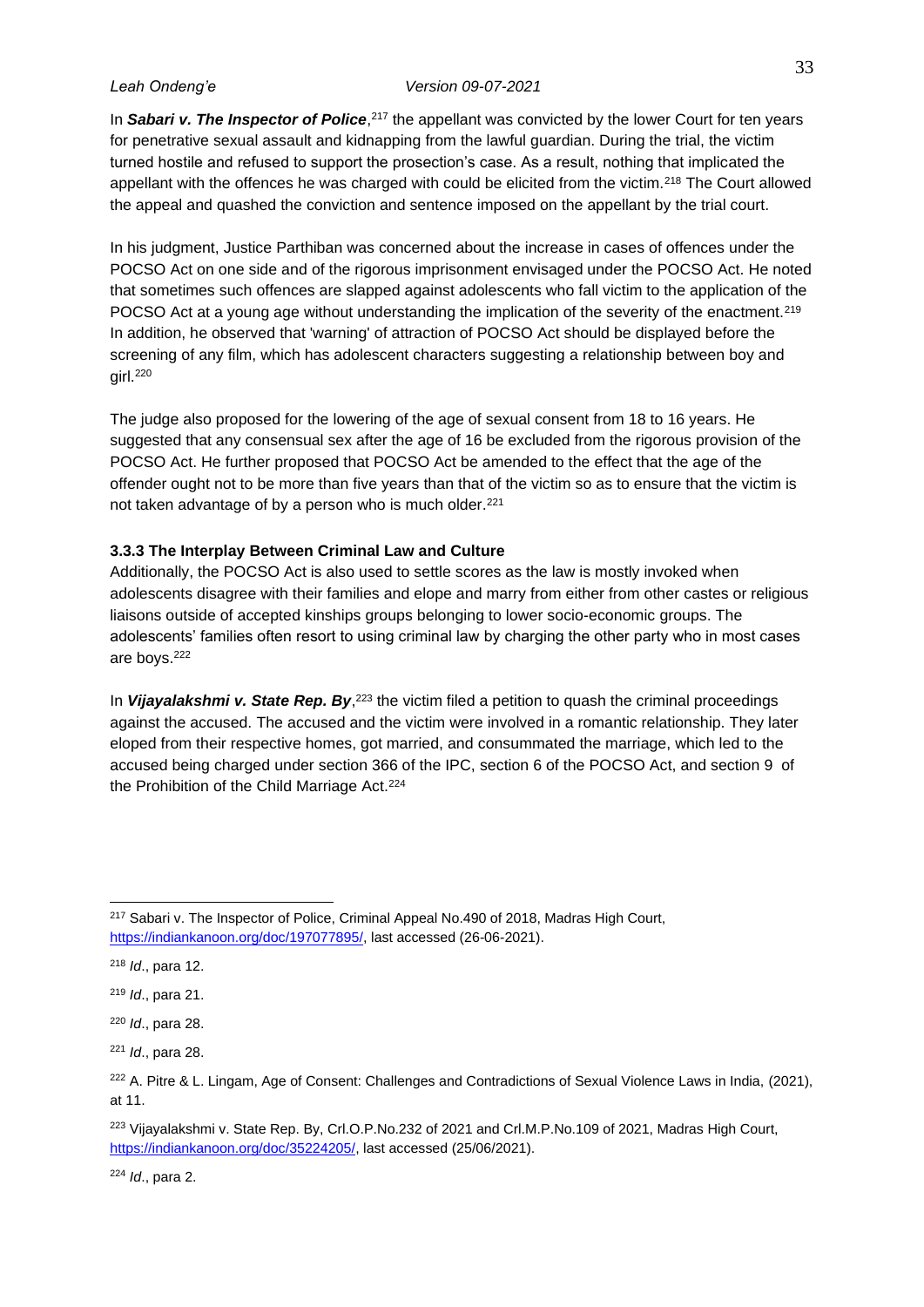In ***Sabari v. The Inspector of Police***,[217] the appellant was convicted by the lower Court for ten years for penetrative sexual assault and kidnapping from the lawful guardian. During the trial, the victim turned hostile and refused to support the prosecution's case. As a result, nothing that implicated the appellant with the offences he was charged with could be elicited from the victim.[218] The Court allowed the appeal and quashed the conviction and sentence imposed on the appellant by the trial court.

In his judgment, Justice Parthiban was concerned about the increase in cases of offences under the POCSO Act on one side and of the rigorous imprisonment envisaged under the POCSO Act. He noted that sometimes such offences are slapped against adolescents who fall victim to the application of the POCSO Act at a young age without understanding the implication of the severity of the enactment.[219] In addition, he observed that 'warning' of attraction of POCSO Act should be displayed before the screening of any film, which has adolescent characters suggesting a relationship between boy and girl.[220]

The judge also proposed for the lowering of the age of sexual consent from 18 to 16 years. He suggested that any consensual sex after the age of 16 be excluded from the rigorous provision of the POCSO Act. He further proposed that POCSO Act be amended to the effect that the age of the offender ought not to be more than five years than that of the victim so as to ensure that the victim is not taken advantage of by a person who is much older.[221]

### 3.3.3 The Interplay Between Criminal Law and Culture

Additionally, the POCSO Act is also used to settle scores as the law is mostly invoked when adolescents disagree with their families and elope and marry from either from other castes or religious liaisons outside of accepted kinships groups belonging to lower socio-economic groups. The adolescents' families often resort to using criminal law by charging the other party who in most cases are boys.[222]

In ***Vijayalakshmi v. State Rep. By***,[223] the victim filed a petition to quash the criminal proceedings against the accused. The accused and the victim were involved in a romantic relationship. They later eloped from their respective homes, got married, and consummated the marriage, which led to the accused being charged under section 366 of the IPC, section 6 of the POCSO Act, and section 9 of the Prohibition of the Child Marriage Act.[224]

---

[217] Sabari v. The Inspector of Police, Criminal Appeal No.490 of 2018, Madras High Court, https://indiankanoon.org/doc/197077895/, last accessed (26-06-2021).

[218] *Id*., para 12.

[219] *Id*., para 21.

[220] *Id*., para 28.

[221] *Id*., para 28.

[222] A. Pitre & L. Lingam, Age of Consent: Challenges and Contradictions of Sexual Violence Laws in India, (2021), at 11.

[223] Vijayalakshmi v. State Rep. By, Crl.O.P.No.232 of 2021 and Crl.M.P.No.109 of 2021, Madras High Court, https://indiankanoon.org/doc/35224205/, last accessed (25/06/2021).

[224] *Id*., para 2.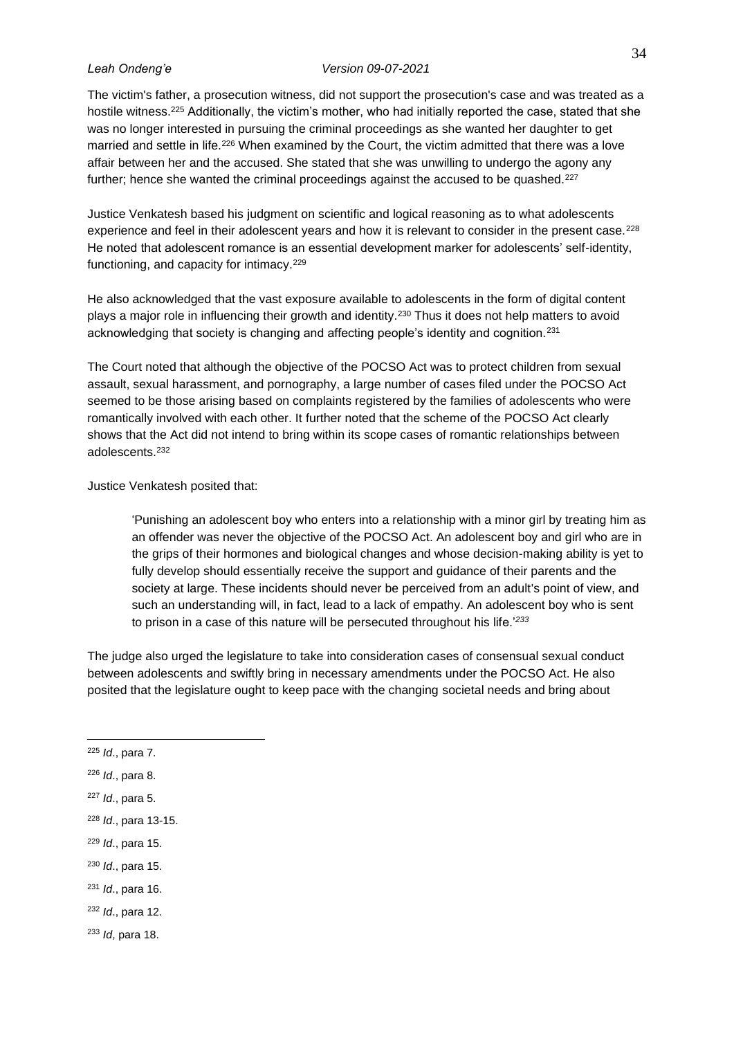The victim's father, a prosecution witness, did not support the prosecution's case and was treated as a hostile witness.[225] Additionally, the victim's mother, who had initially reported the case, stated that she was no longer interested in pursuing the criminal proceedings as she wanted her daughter to get married and settle in life.[226] When examined by the Court, the victim admitted that there was a love affair between her and the accused. She stated that she was unwilling to undergo the agony any further; hence she wanted the criminal proceedings against the accused to be quashed.[227]

Justice Venkatesh based his judgment on scientific and logical reasoning as to what adolescents experience and feel in their adolescent years and how it is relevant to consider in the present case.[228] He noted that adolescent romance is an essential development marker for adolescents' self-identity, functioning, and capacity for intimacy.[229]

He also acknowledged that the vast exposure available to adolescents in the form of digital content plays a major role in influencing their growth and identity.[230] Thus it does not help matters to avoid acknowledging that society is changing and affecting people's identity and cognition.[231]

The Court noted that although the objective of the POCSO Act was to protect children from sexual assault, sexual harassment, and pornography, a large number of cases filed under the POCSO Act seemed to be those arising based on complaints registered by the families of adolescents who were romantically involved with each other. It further noted that the scheme of the POCSO Act clearly shows that the Act did not intend to bring within its scope cases of romantic relationships between adolescents.[232]

Justice Venkatesh posited that:

> 'Punishing an adolescent boy who enters into a relationship with a minor girl by treating him as an offender was never the objective of the POCSO Act. An adolescent boy and girl who are in the grips of their hormones and biological changes and whose decision-making ability is yet to fully develop should essentially receive the support and guidance of their parents and the society at large. These incidents should never be perceived from an adult's point of view, and such an understanding will, in fact, lead to a lack of empathy. An adolescent boy who is sent to prison in a case of this nature will be persecuted throughout his life.'[233]

The judge also urged the legislature to take into consideration cases of consensual sexual conduct between adolescents and swiftly bring in necessary amendments under the POCSO Act. He also posited that the legislature ought to keep pace with the changing societal needs and bring about

---

[225] *Id*., para 7.

[226] *Id*., para 8.

[227] *Id*., para 5.

[228] *Id*., para 13-15.

[229] *Id*., para 15.

[230] *Id*., para 15.

[231] *Id*., para 16.

[232] *Id*., para 12.

[233] *Id*, para 18.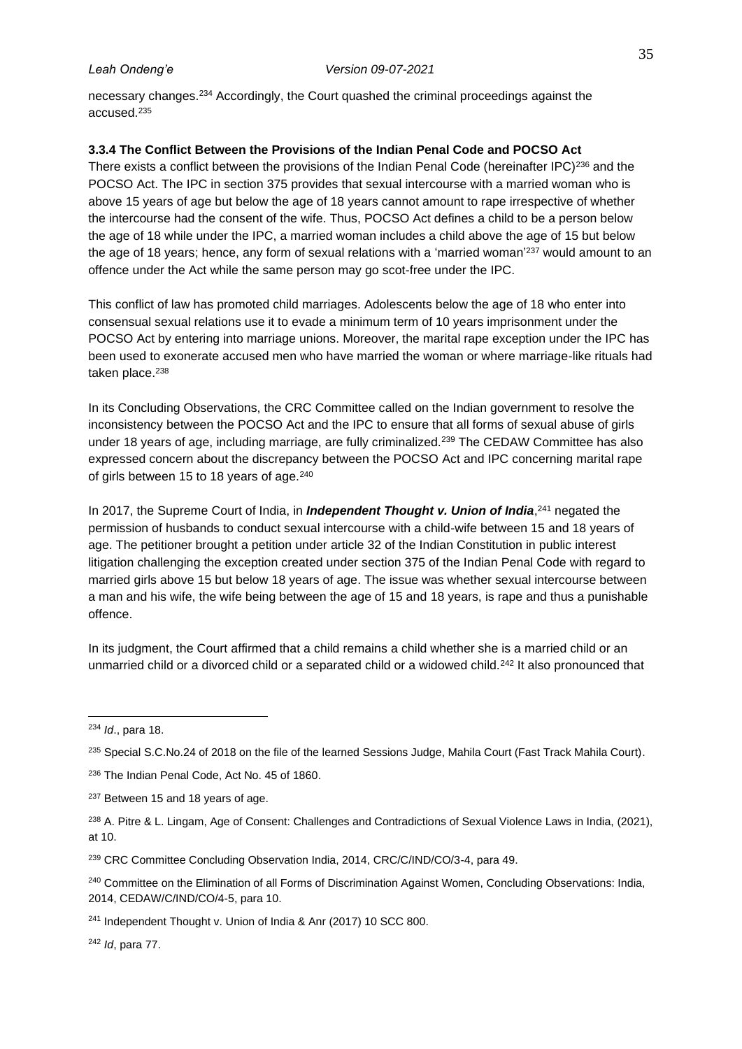necessary changes.[234] Accordingly, the Court quashed the criminal proceedings against the accused.[235]

### 3.3.4 The Conflict Between the Provisions of the Indian Penal Code and POCSO Act

There exists a conflict between the provisions of the Indian Penal Code (hereinafter IPC)[236] and the POCSO Act. The IPC in section 375 provides that sexual intercourse with a married woman who is above 15 years of age but below the age of 18 years cannot amount to rape irrespective of whether the intercourse had the consent of the wife. Thus, POCSO Act defines a child to be a person below the age of 18 while under the IPC, a married woman includes a child above the age of 15 but below the age of 18 years; hence, any form of sexual relations with a 'married woman'[237] would amount to an offence under the Act while the same person may go scot-free under the IPC.

This conflict of law has promoted child marriages. Adolescents below the age of 18 who enter into consensual sexual relations use it to evade a minimum term of 10 years imprisonment under the POCSO Act by entering into marriage unions. Moreover, the marital rape exception under the IPC has been used to exonerate accused men who have married the woman or where marriage-like rituals had taken place.[238]

In its Concluding Observations, the CRC Committee called on the Indian government to resolve the inconsistency between the POCSO Act and the IPC to ensure that all forms of sexual abuse of girls under 18 years of age, including marriage, are fully criminalized.[239] The CEDAW Committee has also expressed concern about the discrepancy between the POCSO Act and IPC concerning marital rape of girls between 15 to 18 years of age.[240]

In 2017, the Supreme Court of India, in ***Independent Thought v. Union of India***,[241] negated the permission of husbands to conduct sexual intercourse with a child-wife between 15 and 18 years of age. The petitioner brought a petition under article 32 of the Indian Constitution in public interest litigation challenging the exception created under section 375 of the Indian Penal Code with regard to married girls above 15 but below 18 years of age. The issue was whether sexual intercourse between a man and his wife, the wife being between the age of 15 and 18 years, is rape and thus a punishable offence.

In its judgment, the Court affirmed that a child remains a child whether she is a married child or an unmarried child or a divorced child or a separated child or a widowed child.[242] It also pronounced that

---

[234] *Id*., para 18.

[235] Special S.C.No.24 of 2018 on the file of the learned Sessions Judge, Mahila Court (Fast Track Mahila Court).

[236] The Indian Penal Code, Act No. 45 of 1860.

[237] Between 15 and 18 years of age.

[238] A. Pitre & L. Lingam, Age of Consent: Challenges and Contradictions of Sexual Violence Laws in India, (2021), at 10.

[239] CRC Committee Concluding Observation India, 2014, CRC/C/IND/CO/3-4, para 49.

[240] Committee on the Elimination of all Forms of Discrimination Against Women, Concluding Observations: India, 2014, CEDAW/C/IND/CO/4-5, para 10.

[241] Independent Thought v. Union of India & Anr (2017) 10 SCC 800.

[242] *Id*, para 77.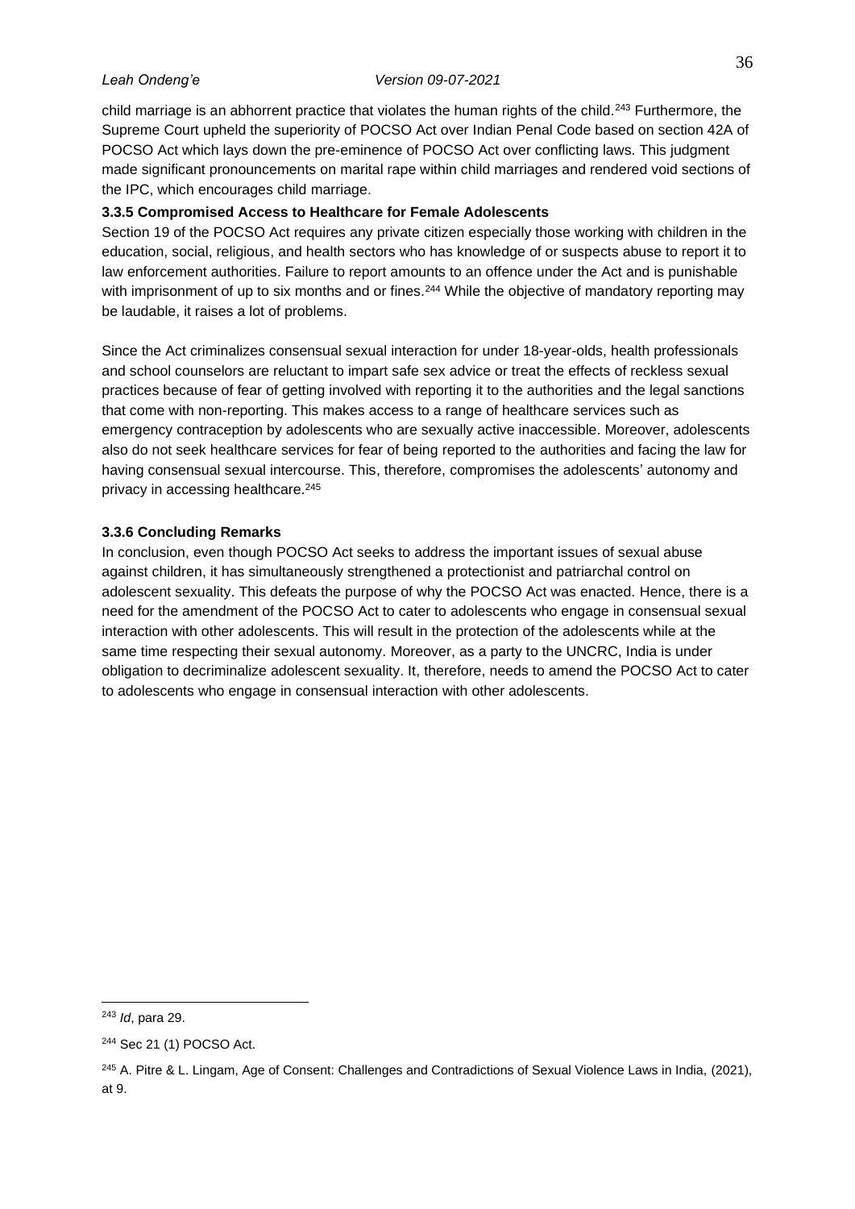child marriage is an abhorrent practice that violates the human rights of the child.[243] Furthermore, the Supreme Court upheld the superiority of POCSO Act over Indian Penal Code based on section 42A of POCSO Act which lays down the pre-eminence of POCSO Act over conflicting laws. This judgment made significant pronouncements on marital rape within child marriages and rendered void sections of the IPC, which encourages child marriage.

### 3.3.5 Compromised Access to Healthcare for Female Adolescents

Section 19 of the POCSO Act requires any private citizen especially those working with children in the education, social, religious, and health sectors who has knowledge of or suspects abuse to report it to law enforcement authorities. Failure to report amounts to an offence under the Act and is punishable with imprisonment of up to six months and or fines.[244] While the objective of mandatory reporting may be laudable, it raises a lot of problems.

Since the Act criminalizes consensual sexual interaction for under 18-year-olds, health professionals and school counselors are reluctant to impart safe sex advice or treat the effects of reckless sexual practices because of fear of getting involved with reporting it to the authorities and the legal sanctions that come with non-reporting. This makes access to a range of healthcare services such as emergency contraception by adolescents who are sexually active inaccessible. Moreover, adolescents also do not seek healthcare services for fear of being reported to the authorities and facing the law for having consensual sexual intercourse. This, therefore, compromises the adolescents' autonomy and privacy in accessing healthcare.[245]

### 3.3.6 Concluding Remarks

In conclusion, even though POCSO Act seeks to address the important issues of sexual abuse against children, it has simultaneously strengthened a protectionist and patriarchal control on adolescent sexuality. This defeats the purpose of why the POCSO Act was enacted. Hence, there is a need for the amendment of the POCSO Act to cater to adolescents who engage in consensual sexual interaction with other adolescents. This will result in the protection of the adolescents while at the same time respecting their sexual autonomy. Moreover, as a party to the UNCRC, India is under obligation to decriminalize adolescent sexuality. It, therefore, needs to amend the POCSO Act to cater to adolescents who engage in consensual interaction with other adolescents.

---

[243] *Id*, para 29.

[244] Sec 21 (1) POCSO Act.

[245] A. Pitre & L. Lingam, Age of Consent: Challenges and Contradictions of Sexual Violence Laws in India, (2021), at 9.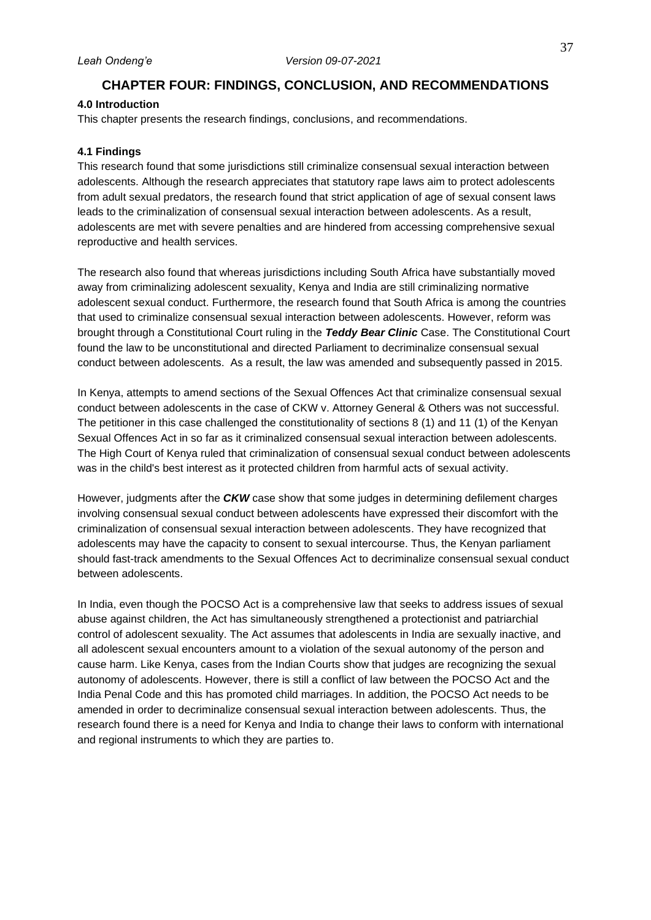## CHAPTER FOUR: FINDINGS, CONCLUSION, AND RECOMMENDATIONS

### 4.0 Introduction

This chapter presents the research findings, conclusions, and recommendations.

### 4.1 Findings

This research found that some jurisdictions still criminalize consensual sexual interaction between adolescents. Although the research appreciates that statutory rape laws aim to protect adolescents from adult sexual predators, the research found that strict application of age of sexual consent laws leads to the criminalization of consensual sexual interaction between adolescents. As a result, adolescents are met with severe penalties and are hindered from accessing comprehensive sexual reproductive and health services.

The research also found that whereas jurisdictions including South Africa have substantially moved away from criminalizing adolescent sexuality, Kenya and India are still criminalizing normative adolescent sexual conduct. Furthermore, the research found that South Africa is among the countries that used to criminalize consensual sexual interaction between adolescents. However, reform was brought through a Constitutional Court ruling in the ***Teddy Bear Clinic*** Case. The Constitutional Court found the law to be unconstitutional and directed Parliament to decriminalize consensual sexual conduct between adolescents. As a result, the law was amended and subsequently passed in 2015.

In Kenya, attempts to amend sections of the Sexual Offences Act that criminalize consensual sexual conduct between adolescents in the case of CKW v. Attorney General & Others was not successful. The petitioner in this case challenged the constitutionality of sections 8 (1) and 11 (1) of the Kenyan Sexual Offences Act in so far as it criminalized consensual sexual interaction between adolescents. The High Court of Kenya ruled that criminalization of consensual sexual conduct between adolescents was in the child's best interest as it protected children from harmful acts of sexual activity.

However, judgments after the ***CKW*** case show that some judges in determining defilement charges involving consensual sexual conduct between adolescents have expressed their discomfort with the criminalization of consensual sexual interaction between adolescents. They have recognized that adolescents may have the capacity to consent to sexual intercourse. Thus, the Kenyan parliament should fast-track amendments to the Sexual Offences Act to decriminalize consensual sexual conduct between adolescents.

In India, even though the POCSO Act is a comprehensive law that seeks to address issues of sexual abuse against children, the Act has simultaneously strengthened a protectionist and patriarchial control of adolescent sexuality. The Act assumes that adolescents in India are sexually inactive, and all adolescent sexual encounters amount to a violation of the sexual autonomy of the person and cause harm. Like Kenya, cases from the Indian Courts show that judges are recognizing the sexual autonomy of adolescents. However, there is still a conflict of law between the POCSO Act and the India Penal Code and this has promoted child marriages. In addition, the POCSO Act needs to be amended in order to decriminalize consensual sexual interaction between adolescents. Thus, the research found there is a need for Kenya and India to change their laws to conform with international and regional instruments to which they are parties to.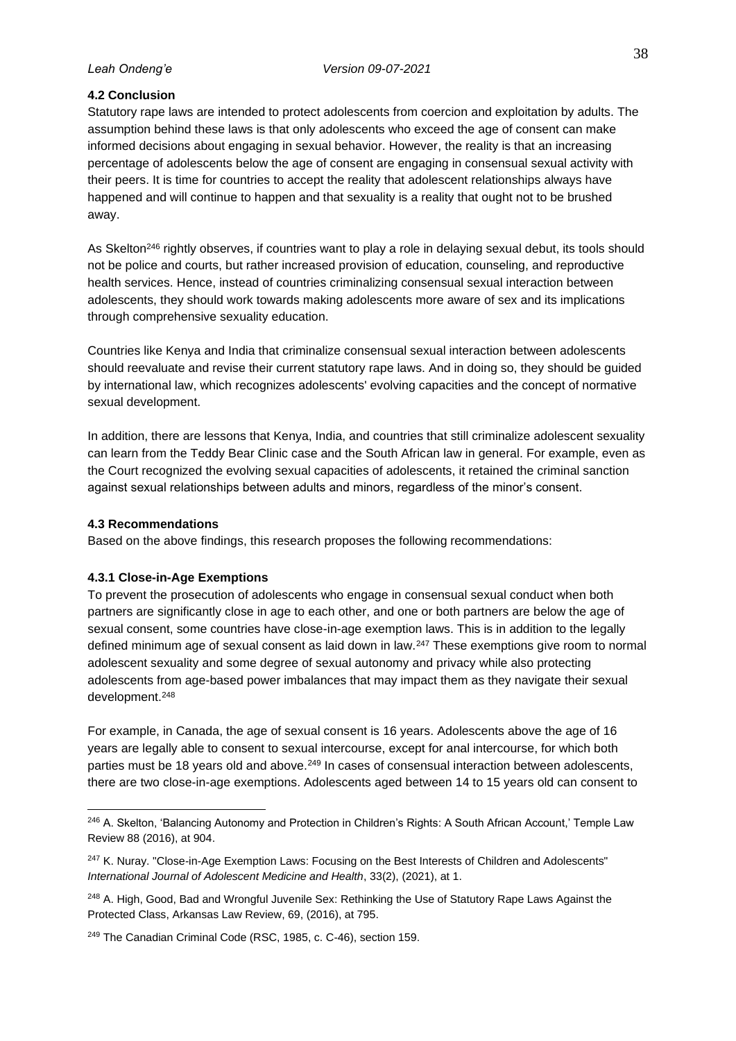### 4.2 Conclusion

Statutory rape laws are intended to protect adolescents from coercion and exploitation by adults. The assumption behind these laws is that only adolescents who exceed the age of consent can make informed decisions about engaging in sexual behavior. However, the reality is that an increasing percentage of adolescents below the age of consent are engaging in consensual sexual activity with their peers. It is time for countries to accept the reality that adolescent relationships always have happened and will continue to happen and that sexuality is a reality that ought not to be brushed away.

As Skelton[246] rightly observes, if countries want to play a role in delaying sexual debut, its tools should not be police and courts, but rather increased provision of education, counseling, and reproductive health services. Hence, instead of countries criminalizing consensual sexual interaction between adolescents, they should work towards making adolescents more aware of sex and its implications through comprehensive sexuality education.

Countries like Kenya and India that criminalize consensual sexual interaction between adolescents should reevaluate and revise their current statutory rape laws. And in doing so, they should be guided by international law, which recognizes adolescents' evolving capacities and the concept of normative sexual development.

In addition, there are lessons that Kenya, India, and countries that still criminalize adolescent sexuality can learn from the Teddy Bear Clinic case and the South African law in general. For example, even as the Court recognized the evolving sexual capacities of adolescents, it retained the criminal sanction against sexual relationships between adults and minors, regardless of the minor's consent.

### 4.3 Recommendations

Based on the above findings, this research proposes the following recommendations:

#### 4.3.1 Close-in-Age Exemptions

To prevent the prosecution of adolescents who engage in consensual sexual conduct when both partners are significantly close in age to each other, and one or both partners are below the age of sexual consent, some countries have close-in-age exemption laws. This is in addition to the legally defined minimum age of sexual consent as laid down in law.[247] These exemptions give room to normal adolescent sexuality and some degree of sexual autonomy and privacy while also protecting adolescents from age-based power imbalances that may impact them as they navigate their sexual development.[248]

For example, in Canada, the age of sexual consent is 16 years. Adolescents above the age of 16 years are legally able to consent to sexual intercourse, except for anal intercourse, for which both parties must be 18 years old and above.[249] In cases of consensual interaction between adolescents, there are two close-in-age exemptions. Adolescents aged between 14 to 15 years old can consent to

---

[246] A. Skelton, 'Balancing Autonomy and Protection in Children's Rights: A South African Account,' Temple Law Review 88 (2016), at 904.

[247] K. Nuray. "Close-in-Age Exemption Laws: Focusing on the Best Interests of Children and Adolescents" *International Journal of Adolescent Medicine and Health*, 33(2), (2021), at 1.

[248] A. High, Good, Bad and Wrongful Juvenile Sex: Rethinking the Use of Statutory Rape Laws Against the Protected Class, Arkansas Law Review, 69, (2016), at 795.

[249] The Canadian Criminal Code (RSC, 1985, c. C-46), section 159.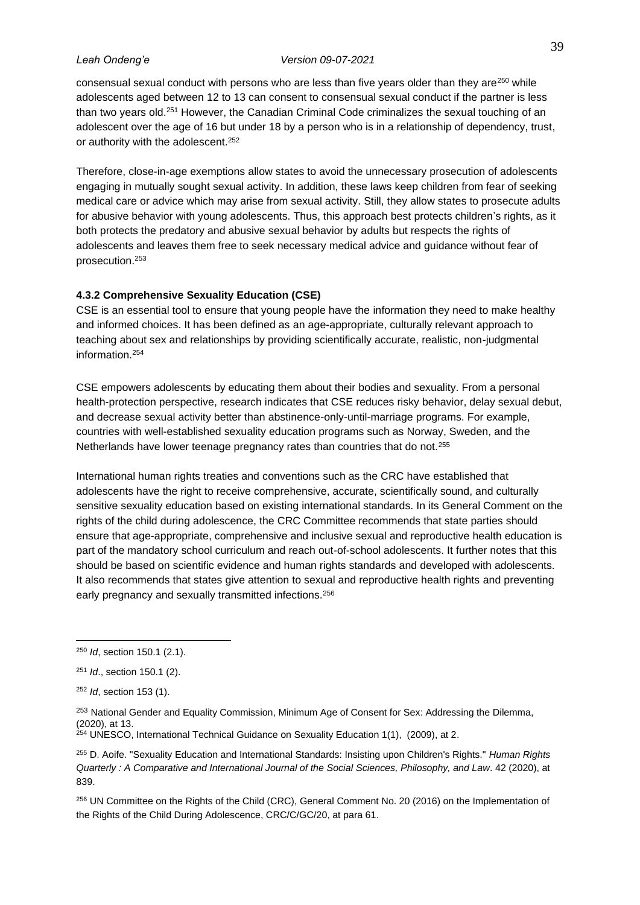consensual sexual conduct with persons who are less than five years older than they are[250] while adolescents aged between 12 to 13 can consent to consensual sexual conduct if the partner is less than two years old.[251] However, the Canadian Criminal Code criminalizes the sexual touching of an adolescent over the age of 16 but under 18 by a person who is in a relationship of dependency, trust, or authority with the adolescent.[252]

Therefore, close-in-age exemptions allow states to avoid the unnecessary prosecution of adolescents engaging in mutually sought sexual activity. In addition, these laws keep children from fear of seeking medical care or advice which may arise from sexual activity. Still, they allow states to prosecute adults for abusive behavior with young adolescents. Thus, this approach best protects children's rights, as it both protects the predatory and abusive sexual behavior by adults but respects the rights of adolescents and leaves them free to seek necessary medical advice and guidance without fear of prosecution.[253]

### 4.3.2 Comprehensive Sexuality Education (CSE)

CSE is an essential tool to ensure that young people have the information they need to make healthy and informed choices. It has been defined as an age-appropriate, culturally relevant approach to teaching about sex and relationships by providing scientifically accurate, realistic, non-judgmental information.[254]

CSE empowers adolescents by educating them about their bodies and sexuality. From a personal health-protection perspective, research indicates that CSE reduces risky behavior, delay sexual debut, and decrease sexual activity better than abstinence-only-until-marriage programs. For example, countries with well-established sexuality education programs such as Norway, Sweden, and the Netherlands have lower teenage pregnancy rates than countries that do not.[255]

International human rights treaties and conventions such as the CRC have established that adolescents have the right to receive comprehensive, accurate, scientifically sound, and culturally sensitive sexuality education based on existing international standards. In its General Comment on the rights of the child during adolescence, the CRC Committee recommends that state parties should ensure that age-appropriate, comprehensive and inclusive sexual and reproductive health education is part of the mandatory school curriculum and reach out-of-school adolescents. It further notes that this should be based on scientific evidence and human rights standards and developed with adolescents. It also recommends that states give attention to sexual and reproductive health rights and preventing early pregnancy and sexually transmitted infections.[256]

---

[250] *Id*, section 150.1 (2.1).

[251] *Id*., section 150.1 (2).

[252] *Id*, section 153 (1).

[253] National Gender and Equality Commission, Minimum Age of Consent for Sex: Addressing the Dilemma, (2020), at 13.

[254] UNESCO, International Technical Guidance on Sexuality Education 1(1), (2009), at 2.

[255] D. Aoife. "Sexuality Education and International Standards: Insisting upon Children's Rights." *Human Rights Quarterly : A Comparative and International Journal of the Social Sciences, Philosophy, and Law*. 42 (2020), at 839.

[256] UN Committee on the Rights of the Child (CRC), General Comment No. 20 (2016) on the Implementation of the Rights of the Child During Adolescence, CRC/C/GC/20, at para 61.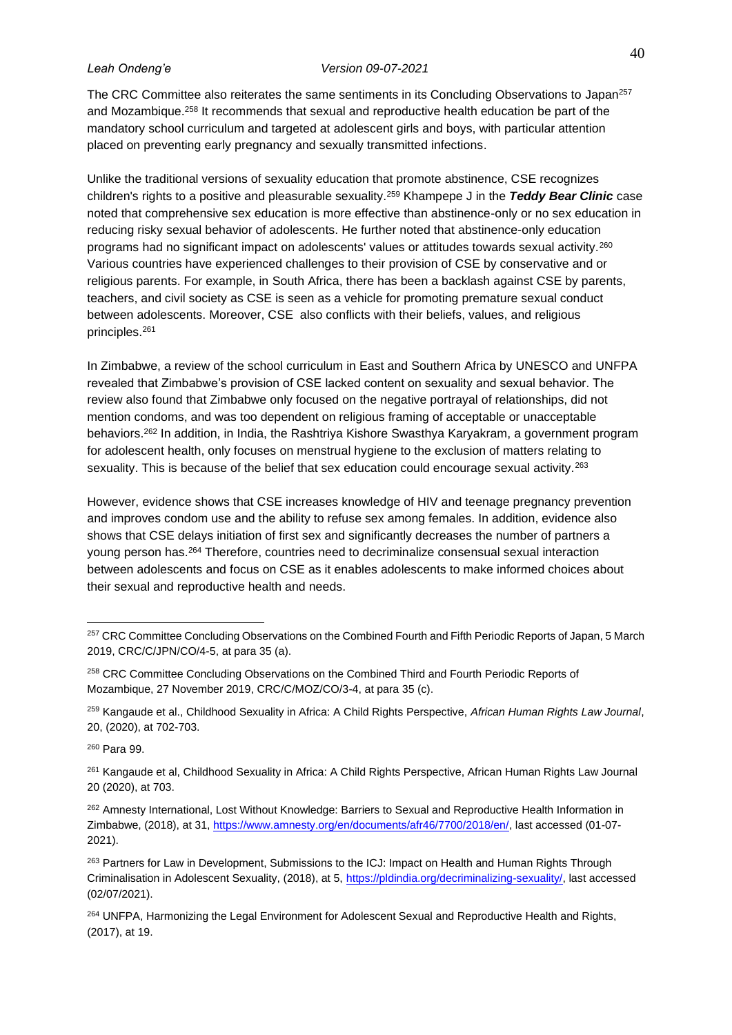The CRC Committee also reiterates the same sentiments in its Concluding Observations to Japan[257] and Mozambique.[258] It recommends that sexual and reproductive health education be part of the mandatory school curriculum and targeted at adolescent girls and boys, with particular attention placed on preventing early pregnancy and sexually transmitted infections.

Unlike the traditional versions of sexuality education that promote abstinence, CSE recognizes children's rights to a positive and pleasurable sexuality.[259] Khampepe J in the ***Teddy Bear Clinic*** case noted that comprehensive sex education is more effective than abstinence-only or no sex education in reducing risky sexual behavior of adolescents. He further noted that abstinence-only education programs had no significant impact on adolescents' values or attitudes towards sexual activity.[260] Various countries have experienced challenges to their provision of CSE by conservative and or religious parents. For example, in South Africa, there has been a backlash against CSE by parents, teachers, and civil society as CSE is seen as a vehicle for promoting premature sexual conduct between adolescents. Moreover, CSE also conflicts with their beliefs, values, and religious principles.[261]

In Zimbabwe, a review of the school curriculum in East and Southern Africa by UNESCO and UNFPA revealed that Zimbabwe's provision of CSE lacked content on sexuality and sexual behavior. The review also found that Zimbabwe only focused on the negative portrayal of relationships, did not mention condoms, and was too dependent on religious framing of acceptable or unacceptable behaviors.[262] In addition, in India, the Rashtriya Kishore Swasthya Karyakram, a government program for adolescent health, only focuses on menstrual hygiene to the exclusion of matters relating to sexuality. This is because of the belief that sex education could encourage sexual activity.[263]

However, evidence shows that CSE increases knowledge of HIV and teenage pregnancy prevention and improves condom use and the ability to refuse sex among females. In addition, evidence also shows that CSE delays initiation of first sex and significantly decreases the number of partners a young person has.[264] Therefore, countries need to decriminalize consensual sexual interaction between adolescents and focus on CSE as it enables adolescents to make informed choices about their sexual and reproductive health and needs.

---

[257] CRC Committee Concluding Observations on the Combined Fourth and Fifth Periodic Reports of Japan, 5 March 2019, CRC/C/JPN/CO/4-5, at para 35 (a).

[258] CRC Committee Concluding Observations on the Combined Third and Fourth Periodic Reports of Mozambique, 27 November 2019, CRC/C/MOZ/CO/3-4, at para 35 (c).

[259] Kangaude et al., Childhood Sexuality in Africa: A Child Rights Perspective, *African Human Rights Law Journal*, 20, (2020), at 702-703.

[260] Para 99.

[261] Kangaude et al, Childhood Sexuality in Africa: A Child Rights Perspective, African Human Rights Law Journal 20 (2020), at 703.

[262] Amnesty International, Lost Without Knowledge: Barriers to Sexual and Reproductive Health Information in Zimbabwe, (2018), at 31, https://www.amnesty.org/en/documents/afr46/7700/2018/en/, last accessed (01-07-2021).

[263] Partners for Law in Development, Submissions to the ICJ: Impact on Health and Human Rights Through Criminalisation in Adolescent Sexuality, (2018), at 5, https://pldindia.org/decriminalizing-sexuality/, last accessed (02/07/2021).

[264] UNFPA, Harmonizing the Legal Environment for Adolescent Sexual and Reproductive Health and Rights, (2017), at 19.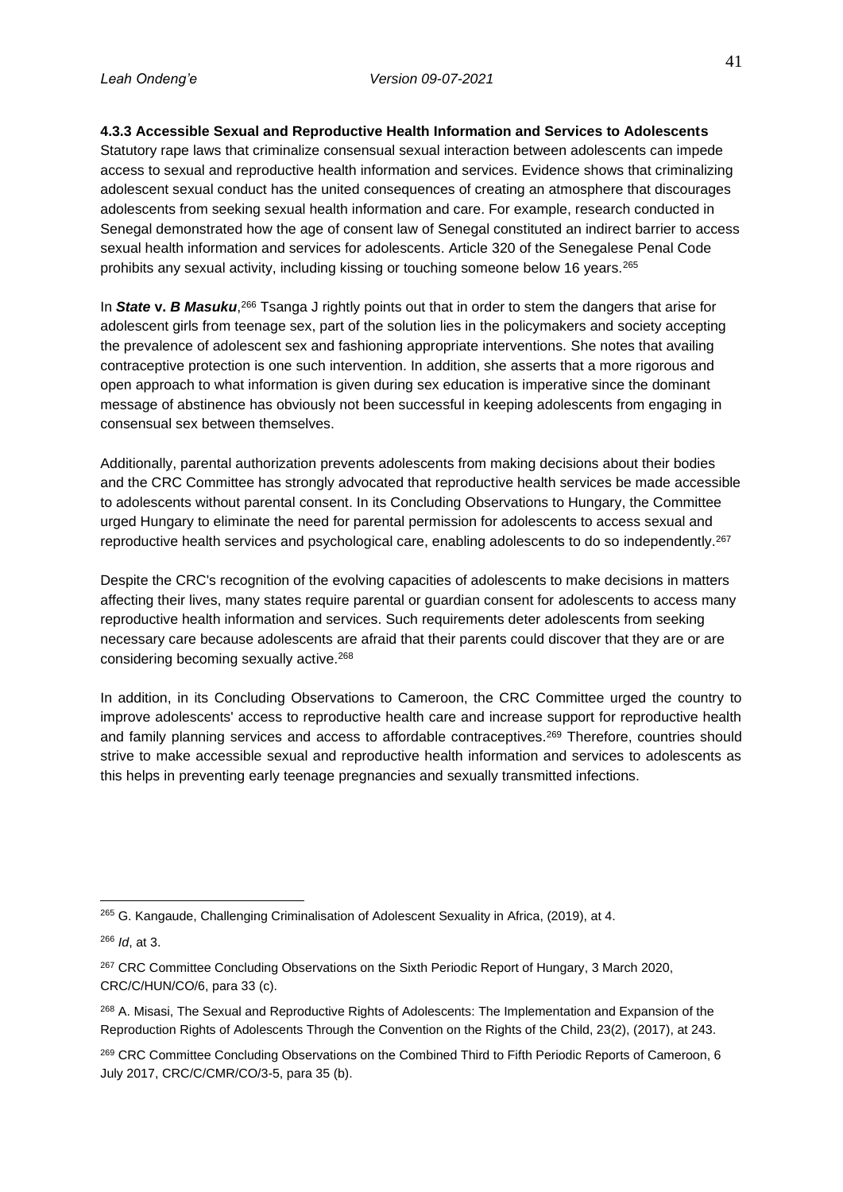#### 4.3.3 Accessible Sexual and Reproductive Health Information and Services to Adolescents

Statutory rape laws that criminalize consensual sexual interaction between adolescents can impede access to sexual and reproductive health information and services. Evidence shows that criminalizing adolescent sexual conduct has the united consequences of creating an atmosphere that discourages adolescents from seeking sexual health information and care. For example, research conducted in Senegal demonstrated how the age of consent law of Senegal constituted an indirect barrier to access sexual health information and services for adolescents. Article 320 of the Senegalese Penal Code prohibits any sexual activity, including kissing or touching someone below 16 years.[265]

In ***State* v. *B Masuku***,[266] Tsanga J rightly points out that in order to stem the dangers that arise for adolescent girls from teenage sex, part of the solution lies in the policymakers and society accepting the prevalence of adolescent sex and fashioning appropriate interventions. She notes that availing contraceptive protection is one such intervention. In addition, she asserts that a more rigorous and open approach to what information is given during sex education is imperative since the dominant message of abstinence has obviously not been successful in keeping adolescents from engaging in consensual sex between themselves.

Additionally, parental authorization prevents adolescents from making decisions about their bodies and the CRC Committee has strongly advocated that reproductive health services be made accessible to adolescents without parental consent. In its Concluding Observations to Hungary, the Committee urged Hungary to eliminate the need for parental permission for adolescents to access sexual and reproductive health services and psychological care, enabling adolescents to do so independently.[267]

Despite the CRC's recognition of the evolving capacities of adolescents to make decisions in matters affecting their lives, many states require parental or guardian consent for adolescents to access many reproductive health information and services. Such requirements deter adolescents from seeking necessary care because adolescents are afraid that their parents could discover that they are or are considering becoming sexually active.[268]

In addition, in its Concluding Observations to Cameroon, the CRC Committee urged the country to improve adolescents' access to reproductive health care and increase support for reproductive health and family planning services and access to affordable contraceptives.[269] Therefore, countries should strive to make accessible sexual and reproductive health information and services to adolescents as this helps in preventing early teenage pregnancies and sexually transmitted infections.

---

[265] G. Kangaude, Challenging Criminalisation of Adolescent Sexuality in Africa, (2019), at 4.

[266] *Id*, at 3.

[267] CRC Committee Concluding Observations on the Sixth Periodic Report of Hungary, 3 March 2020, CRC/C/HUN/CO/6, para 33 (c).

[268] A. Misasi, The Sexual and Reproductive Rights of Adolescents: The Implementation and Expansion of the Reproduction Rights of Adolescents Through the Convention on the Rights of the Child, 23(2), (2017), at 243.

[269] CRC Committee Concluding Observations on the Combined Third to Fifth Periodic Reports of Cameroon, 6 July 2017, CRC/C/CMR/CO/3-5, para 35 (b).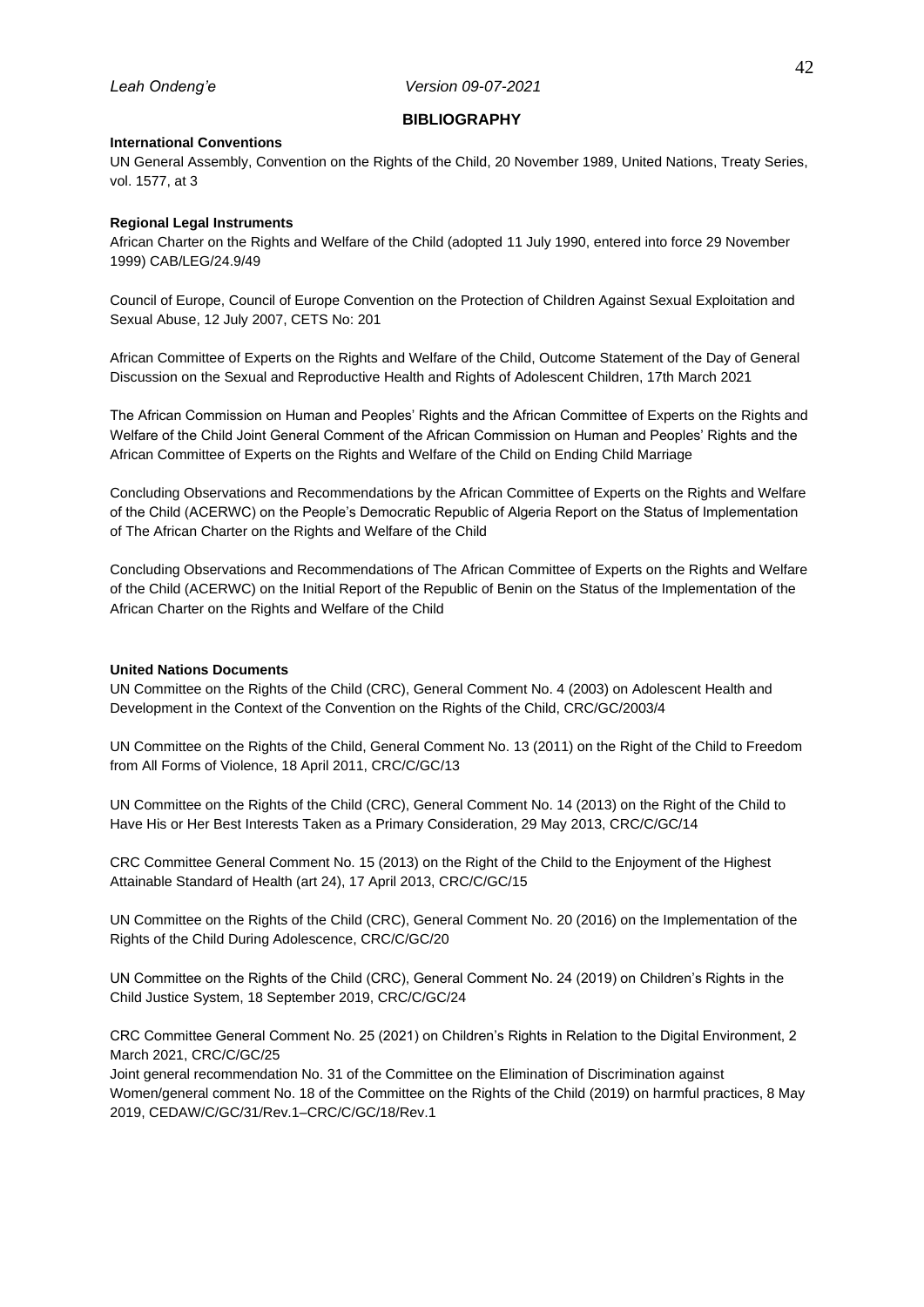# BIBLIOGRAPHY

**International Conventions**

UN General Assembly, Convention on the Rights of the Child, 20 November 1989, United Nations, Treaty Series, vol. 1577, at 3

**Regional Legal Instruments**

African Charter on the Rights and Welfare of the Child (adopted 11 July 1990, entered into force 29 November 1999) CAB/LEG/24.9/49

Council of Europe, Council of Europe Convention on the Protection of Children Against Sexual Exploitation and Sexual Abuse, 12 July 2007, CETS No: 201

African Committee of Experts on the Rights and Welfare of the Child, Outcome Statement of the Day of General Discussion on the Sexual and Reproductive Health and Rights of Adolescent Children, 17th March 2021

The African Commission on Human and Peoples' Rights and the African Committee of Experts on the Rights and Welfare of the Child Joint General Comment of the African Commission on Human and Peoples' Rights and the African Committee of Experts on the Rights and Welfare of the Child on Ending Child Marriage

Concluding Observations and Recommendations by the African Committee of Experts on the Rights and Welfare of the Child (ACERWC) on the People's Democratic Republic of Algeria Report on the Status of Implementation of The African Charter on the Rights and Welfare of the Child

Concluding Observations and Recommendations of The African Committee of Experts on the Rights and Welfare of the Child (ACERWC) on the Initial Report of the Republic of Benin on the Status of the Implementation of the African Charter on the Rights and Welfare of the Child

**United Nations Documents**

UN Committee on the Rights of the Child (CRC), General Comment No. 4 (2003) on Adolescent Health and Development in the Context of the Convention on the Rights of the Child, CRC/GC/2003/4

UN Committee on the Rights of the Child, General Comment No. 13 (2011) on the Right of the Child to Freedom from All Forms of Violence, 18 April 2011, CRC/C/GC/13

UN Committee on the Rights of the Child (CRC), General Comment No. 14 (2013) on the Right of the Child to Have His or Her Best Interests Taken as a Primary Consideration, 29 May 2013, CRC/C/GC/14

CRC Committee General Comment No. 15 (2013) on the Right of the Child to the Enjoyment of the Highest Attainable Standard of Health (art 24), 17 April 2013, CRC/C/GC/15

UN Committee on the Rights of the Child (CRC), General Comment No. 20 (2016) on the Implementation of the Rights of the Child During Adolescence, CRC/C/GC/20

UN Committee on the Rights of the Child (CRC), General Comment No. 24 (2019) on Children's Rights in the Child Justice System, 18 September 2019, CRC/C/GC/24

CRC Committee General Comment No. 25 (2021) on Children's Rights in Relation to the Digital Environment, 2 March 2021, CRC/C/GC/25

Joint general recommendation No. 31 of the Committee on the Elimination of Discrimination against Women/general comment No. 18 of the Committee on the Rights of the Child (2019) on harmful practices, 8 May 2019, CEDAW/C/GC/31/Rev.1–CRC/C/GC/18/Rev.1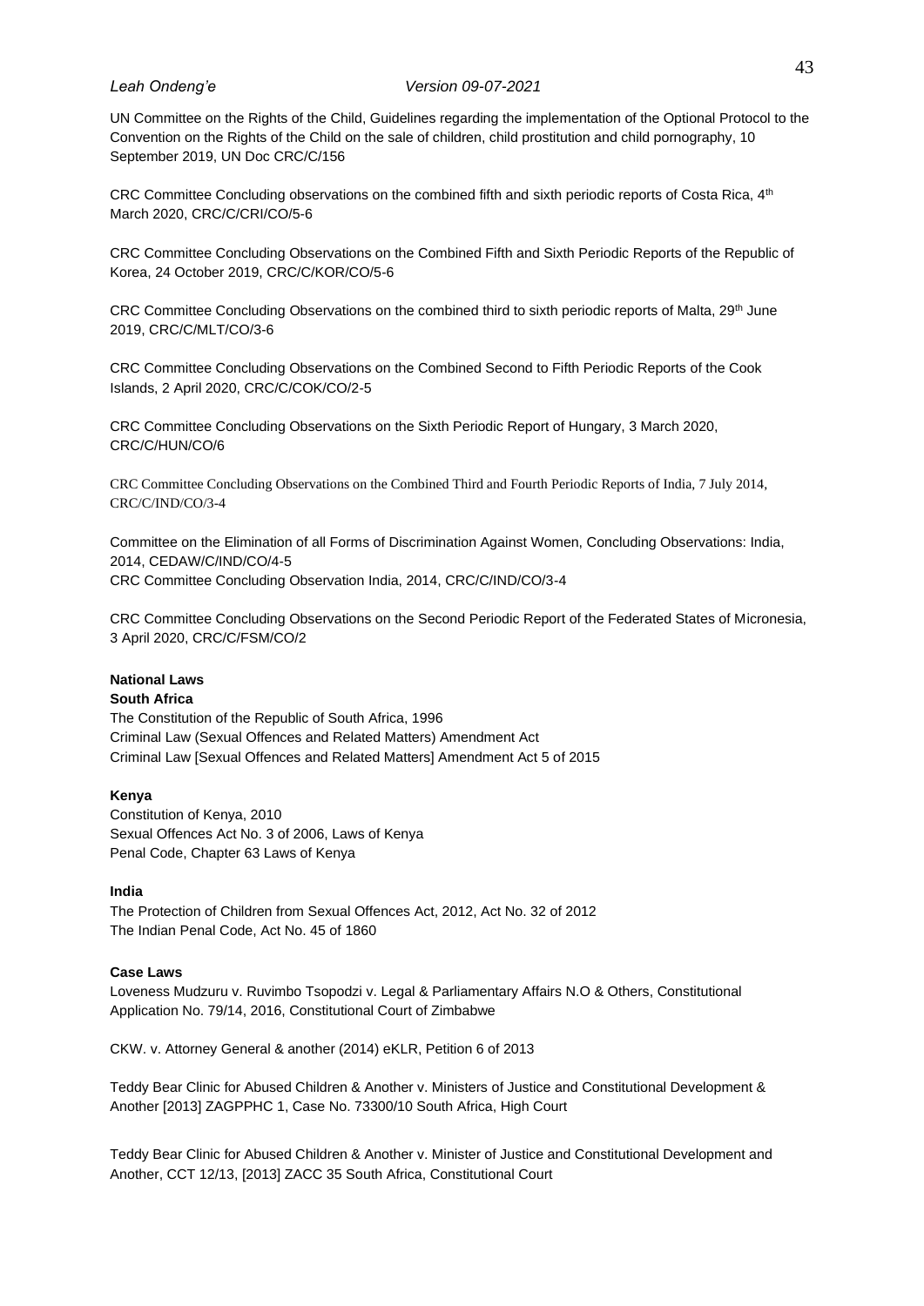UN Committee on the Rights of the Child, Guidelines regarding the implementation of the Optional Protocol to the Convention on the Rights of the Child on the sale of children, child prostitution and child pornography, 10 September 2019, UN Doc CRC/C/156

CRC Committee Concluding observations on the combined fifth and sixth periodic reports of Costa Rica, 4th March 2020, CRC/C/CRI/CO/5-6

CRC Committee Concluding Observations on the Combined Fifth and Sixth Periodic Reports of the Republic of Korea, 24 October 2019, CRC/C/KOR/CO/5-6

CRC Committee Concluding Observations on the combined third to sixth periodic reports of Malta, 29th June 2019, CRC/C/MLT/CO/3-6

CRC Committee Concluding Observations on the Combined Second to Fifth Periodic Reports of the Cook Islands, 2 April 2020, CRC/C/COK/CO/2-5

CRC Committee Concluding Observations on the Sixth Periodic Report of Hungary, 3 March 2020, CRC/C/HUN/CO/6

CRC Committee Concluding Observations on the Combined Third and Fourth Periodic Reports of India, 7 July 2014, CRC/C/IND/CO/3-4

Committee on the Elimination of all Forms of Discrimination Against Women, Concluding Observations: India, 2014, CEDAW/C/IND/CO/4-5
CRC Committee Concluding Observation India, 2014, CRC/C/IND/CO/3-4

CRC Committee Concluding Observations on the Second Periodic Report of the Federated States of Micronesia, 3 April 2020, CRC/C/FSM/CO/2

**National Laws**

**South Africa**

The Constitution of the Republic of South Africa, 1996
Criminal Law (Sexual Offences and Related Matters) Amendment Act
Criminal Law [Sexual Offences and Related Matters] Amendment Act 5 of 2015

**Kenya**

Constitution of Kenya, 2010
Sexual Offences Act No. 3 of 2006, Laws of Kenya
Penal Code, Chapter 63 Laws of Kenya

**India**

The Protection of Children from Sexual Offences Act, 2012, Act No. 32 of 2012
The Indian Penal Code, Act No. 45 of 1860

**Case Laws**

Loveness Mudzuru v. Ruvimbo Tsopodzi v. Legal & Parliamentary Affairs N.O & Others, Constitutional Application No. 79/14, 2016, Constitutional Court of Zimbabwe

CKW. v. Attorney General & another (2014) eKLR, Petition 6 of 2013

Teddy Bear Clinic for Abused Children & Another v. Ministers of Justice and Constitutional Development & Another [2013] ZAGPPHC 1, Case No. 73300/10 South Africa, High Court

Teddy Bear Clinic for Abused Children & Another v. Minister of Justice and Constitutional Development and Another, CCT 12/13, [2013] ZACC 35 South Africa, Constitutional Court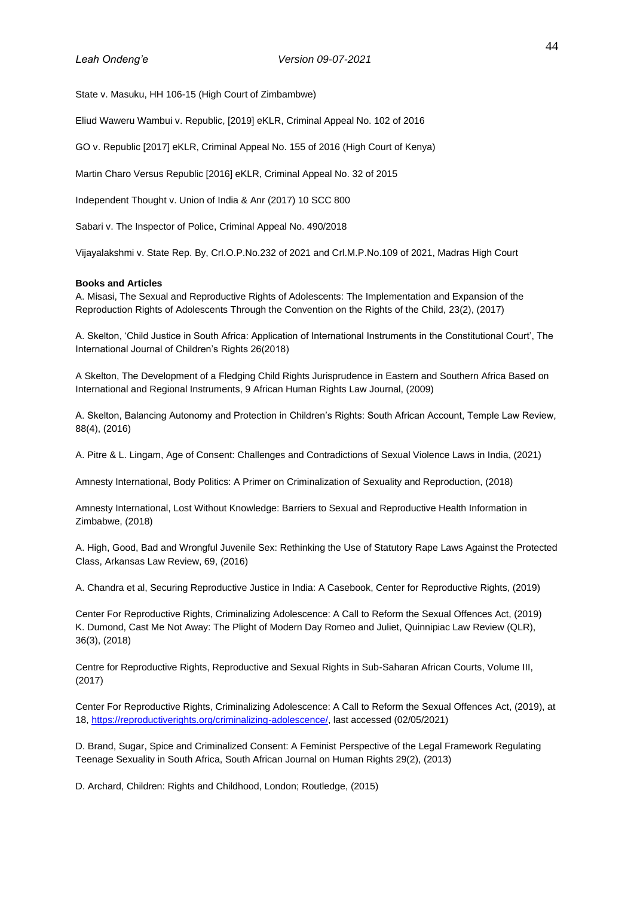State v. Masuku, HH 106-15 (High Court of Zimbambwe)

Eliud Waweru Wambui v. Republic, [2019] eKLR, Criminal Appeal No. 102 of 2016

GO v. Republic [2017] eKLR, Criminal Appeal No. 155 of 2016 (High Court of Kenya)

Martin Charo Versus Republic [2016] eKLR, Criminal Appeal No. 32 of 2015

Independent Thought v. Union of India & Anr (2017) 10 SCC 800

Sabari v. The Inspector of Police, Criminal Appeal No. 490/2018

Vijayalakshmi v. State Rep. By, Crl.O.P.No.232 of 2021 and Crl.M.P.No.109 of 2021, Madras High Court

**Books and Articles**

A. Misasi, The Sexual and Reproductive Rights of Adolescents: The Implementation and Expansion of the Reproduction Rights of Adolescents Through the Convention on the Rights of the Child, 23(2), (2017)

A. Skelton, 'Child Justice in South Africa: Application of International Instruments in the Constitutional Court', The International Journal of Children's Rights 26(2018)

A Skelton, The Development of a Fledging Child Rights Jurisprudence in Eastern and Southern Africa Based on International and Regional Instruments, 9 African Human Rights Law Journal, (2009)

A. Skelton, Balancing Autonomy and Protection in Children's Rights: South African Account, Temple Law Review, 88(4), (2016)

A. Pitre & L. Lingam, Age of Consent: Challenges and Contradictions of Sexual Violence Laws in India, (2021)

Amnesty International, Body Politics: A Primer on Criminalization of Sexuality and Reproduction, (2018)

Amnesty International, Lost Without Knowledge: Barriers to Sexual and Reproductive Health Information in Zimbabwe, (2018)

A. High, Good, Bad and Wrongful Juvenile Sex: Rethinking the Use of Statutory Rape Laws Against the Protected Class, Arkansas Law Review, 69, (2016)

A. Chandra et al, Securing Reproductive Justice in India: A Casebook, Center for Reproductive Rights, (2019)

Center For Reproductive Rights, Criminalizing Adolescence: A Call to Reform the Sexual Offences Act, (2019)
K. Dumond, Cast Me Not Away: The Plight of Modern Day Romeo and Juliet, Quinnipiac Law Review (QLR), 36(3), (2018)

Centre for Reproductive Rights, Reproductive and Sexual Rights in Sub-Saharan African Courts, Volume III, (2017)

Center For Reproductive Rights, Criminalizing Adolescence: A Call to Reform the Sexual Offences Act, (2019), at 18, https://reproductiverights.org/criminalizing-adolescence/, last accessed (02/05/2021)

D. Brand, Sugar, Spice and Criminalized Consent: A Feminist Perspective of the Legal Framework Regulating Teenage Sexuality in South Africa, South African Journal on Human Rights 29(2), (2013)

D. Archard, Children: Rights and Childhood, London; Routledge, (2015)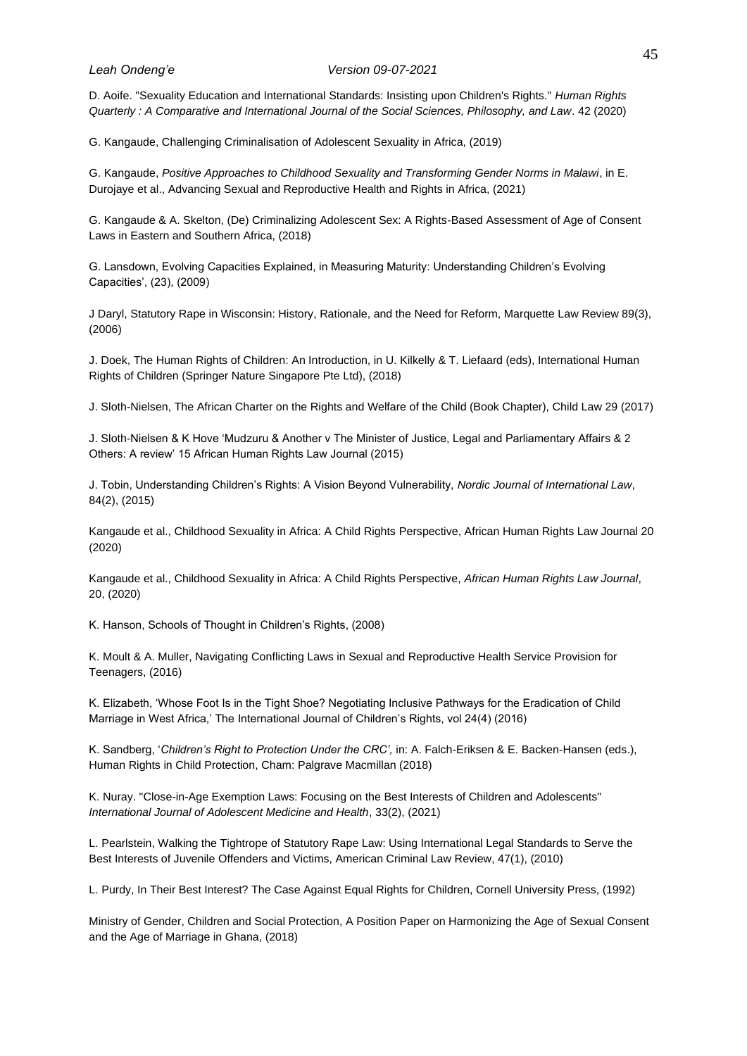D. Aoife. "Sexuality Education and International Standards: Insisting upon Children's Rights." *Human Rights Quarterly : A Comparative and International Journal of the Social Sciences, Philosophy, and Law*. 42 (2020)

G. Kangaude, Challenging Criminalisation of Adolescent Sexuality in Africa, (2019)

G. Kangaude, *Positive Approaches to Childhood Sexuality and Transforming Gender Norms in Malawi*, in E. Durojaye et al., Advancing Sexual and Reproductive Health and Rights in Africa, (2021)

G. Kangaude & A. Skelton, (De) Criminalizing Adolescent Sex: A Rights-Based Assessment of Age of Consent Laws in Eastern and Southern Africa, (2018)

G. Lansdown, Evolving Capacities Explained, in Measuring Maturity: Understanding Children's Evolving Capacities', (23), (2009)

J Daryl, Statutory Rape in Wisconsin: History, Rationale, and the Need for Reform, Marquette Law Review 89(3), (2006)

J. Doek, The Human Rights of Children: An Introduction, in U. Kilkelly & T. Liefaard (eds), International Human Rights of Children (Springer Nature Singapore Pte Ltd), (2018)

J. Sloth-Nielsen, The African Charter on the Rights and Welfare of the Child (Book Chapter), Child Law 29 (2017)

J. Sloth-Nielsen & K Hove 'Mudzuru & Another v The Minister of Justice, Legal and Parliamentary Affairs & 2 Others: A review' 15 African Human Rights Law Journal (2015)

J. Tobin, Understanding Children's Rights: A Vision Beyond Vulnerability, *Nordic Journal of International Law*, 84(2), (2015)

Kangaude et al., Childhood Sexuality in Africa: A Child Rights Perspective, African Human Rights Law Journal 20 (2020)

Kangaude et al., Childhood Sexuality in Africa: A Child Rights Perspective, *African Human Rights Law Journal*, 20, (2020)

K. Hanson, Schools of Thought in Children's Rights, (2008)

K. Moult & A. Muller, Navigating Conflicting Laws in Sexual and Reproductive Health Service Provision for Teenagers, (2016)

K. Elizabeth, 'Whose Foot Is in the Tight Shoe? Negotiating Inclusive Pathways for the Eradication of Child Marriage in West Africa,' The International Journal of Children's Rights, vol 24(4) (2016)

K. Sandberg, '*Children's Right to Protection Under the CRC',* in: A. Falch-Eriksen & E. Backen-Hansen (eds.), Human Rights in Child Protection, Cham: Palgrave Macmillan (2018)

K. Nuray. "Close-in-Age Exemption Laws: Focusing on the Best Interests of Children and Adolescents" *International Journal of Adolescent Medicine and Health*, 33(2), (2021)

L. Pearlstein, Walking the Tightrope of Statutory Rape Law: Using International Legal Standards to Serve the Best Interests of Juvenile Offenders and Victims, American Criminal Law Review, 47(1), (2010)

L. Purdy, In Their Best Interest? The Case Against Equal Rights for Children, Cornell University Press, (1992)

Ministry of Gender, Children and Social Protection, A Position Paper on Harmonizing the Age of Sexual Consent and the Age of Marriage in Ghana, (2018)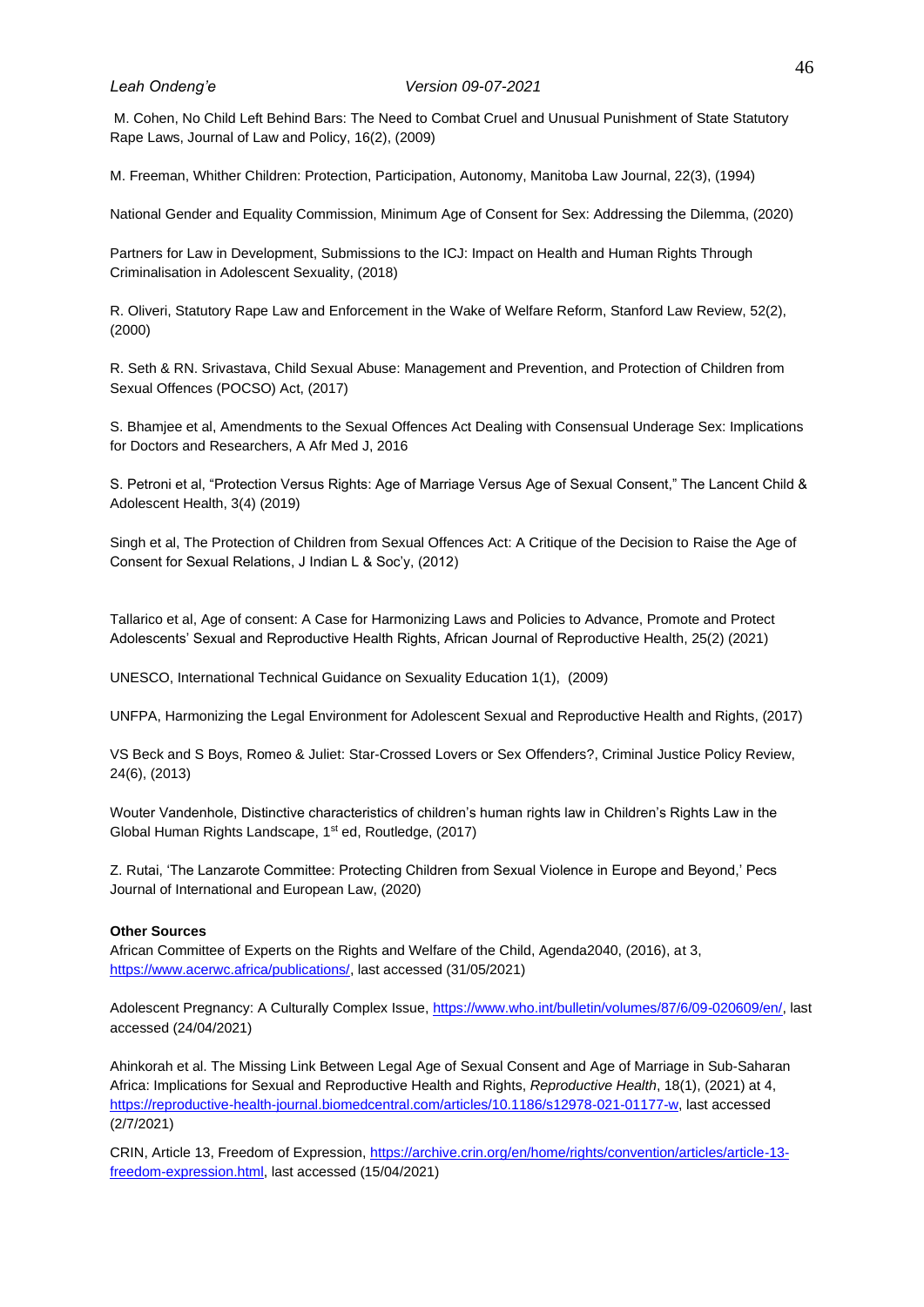M. Cohen, No Child Left Behind Bars: The Need to Combat Cruel and Unusual Punishment of State Statutory Rape Laws, Journal of Law and Policy, 16(2), (2009)

M. Freeman, Whither Children: Protection, Participation, Autonomy, Manitoba Law Journal, 22(3), (1994)

National Gender and Equality Commission, Minimum Age of Consent for Sex: Addressing the Dilemma, (2020)

Partners for Law in Development, Submissions to the ICJ: Impact on Health and Human Rights Through Criminalisation in Adolescent Sexuality, (2018)

R. Oliveri, Statutory Rape Law and Enforcement in the Wake of Welfare Reform, Stanford Law Review, 52(2), (2000)

R. Seth & RN. Srivastava, Child Sexual Abuse: Management and Prevention, and Protection of Children from Sexual Offences (POCSO) Act, (2017)

S. Bhamjee et al, Amendments to the Sexual Offences Act Dealing with Consensual Underage Sex: Implications for Doctors and Researchers, A Afr Med J, 2016

S. Petroni et al, "Protection Versus Rights: Age of Marriage Versus Age of Sexual Consent," The Lancent Child & Adolescent Health, 3(4) (2019)

Singh et al, The Protection of Children from Sexual Offences Act: A Critique of the Decision to Raise the Age of Consent for Sexual Relations, J Indian L & Soc'y, (2012)

Tallarico et al, Age of consent: A Case for Harmonizing Laws and Policies to Advance, Promote and Protect Adolescents' Sexual and Reproductive Health Rights, African Journal of Reproductive Health, 25(2) (2021)

UNESCO, International Technical Guidance on Sexuality Education 1(1), (2009)

UNFPA, Harmonizing the Legal Environment for Adolescent Sexual and Reproductive Health and Rights, (2017)

VS Beck and S Boys, Romeo & Juliet: Star-Crossed Lovers or Sex Offenders?, Criminal Justice Policy Review, 24(6), (2013)

Wouter Vandenhole, Distinctive characteristics of children's human rights law in Children's Rights Law in the Global Human Rights Landscape, 1st ed, Routledge, (2017)

Z. Rutai, 'The Lanzarote Committee: Protecting Children from Sexual Violence in Europe and Beyond,' Pecs Journal of International and European Law, (2020)

**Other Sources**

African Committee of Experts on the Rights and Welfare of the Child, Agenda2040, (2016), at 3, https://www.acerwc.africa/publications/, last accessed (31/05/2021)

Adolescent Pregnancy: A Culturally Complex Issue, https://www.who.int/bulletin/volumes/87/6/09-020609/en/, last accessed (24/04/2021)

Ahinkorah et al. The Missing Link Between Legal Age of Sexual Consent and Age of Marriage in Sub-Saharan Africa: Implications for Sexual and Reproductive Health and Rights, *Reproductive Health*, 18(1), (2021) at 4, https://reproductive-health-journal.biomedcentral.com/articles/10.1186/s12978-021-01177-w, last accessed (2/7/2021)

CRIN, Article 13, Freedom of Expression, https://archive.crin.org/en/home/rights/convention/articles/article-13-freedom-expression.html, last accessed (15/04/2021)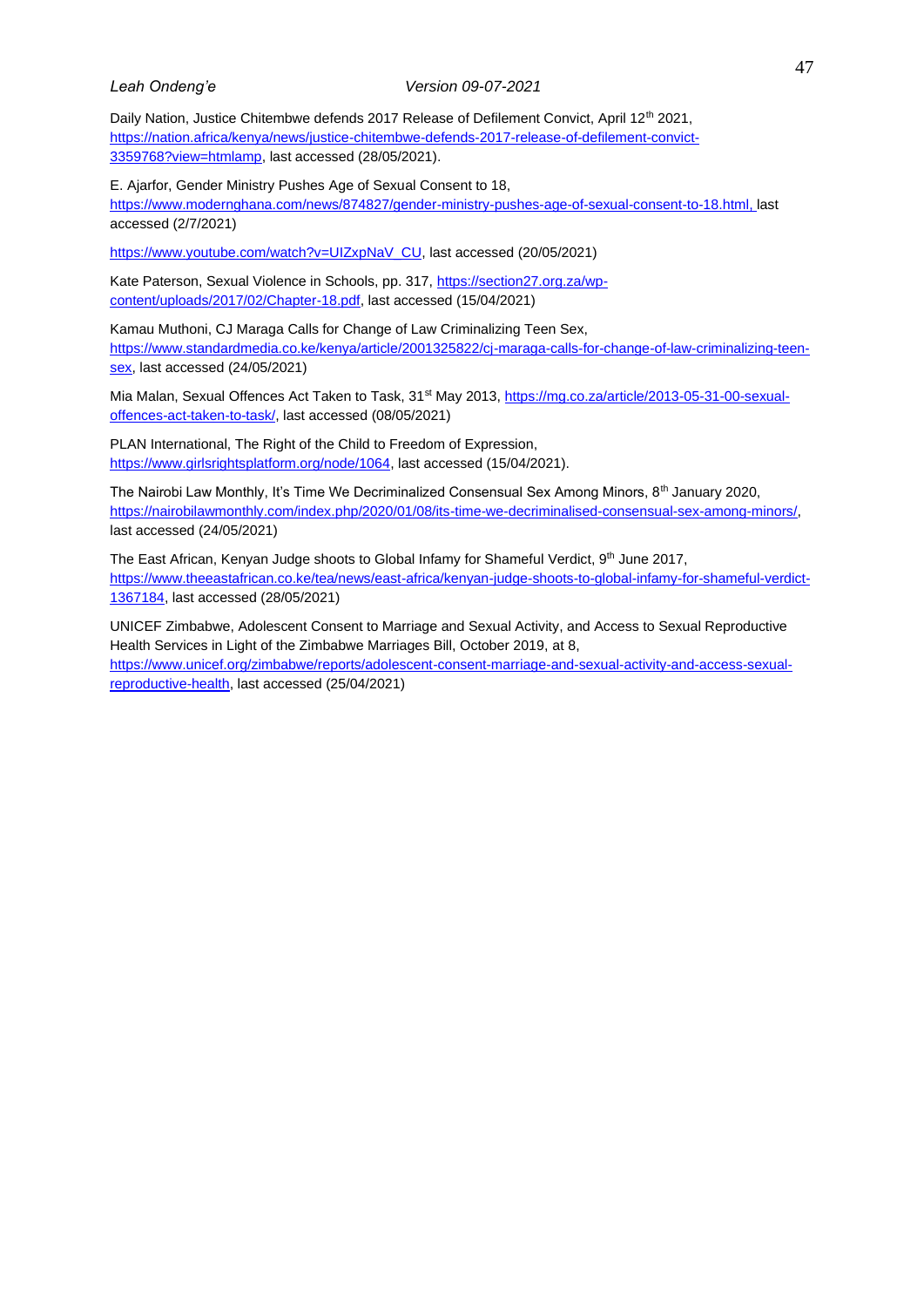Daily Nation, Justice Chitembwe defends 2017 Release of Defilement Convict, April 12th 2021, https://nation.africa/kenya/news/justice-chitembwe-defends-2017-release-of-defilement-convict-3359768?view=htmlamp, last accessed (28/05/2021).

E. Ajarfor, Gender Ministry Pushes Age of Sexual Consent to 18, https://www.modernghana.com/news/874827/gender-ministry-pushes-age-of-sexual-consent-to-18.html, last accessed (2/7/2021)

https://www.youtube.com/watch?v=UIZxpNaV_CU, last accessed (20/05/2021)

Kate Paterson, Sexual Violence in Schools, pp. 317, https://section27.org.za/wp-content/uploads/2017/02/Chapter-18.pdf, last accessed (15/04/2021)

Kamau Muthoni, CJ Maraga Calls for Change of Law Criminalizing Teen Sex, https://www.standardmedia.co.ke/kenya/article/2001325822/cj-maraga-calls-for-change-of-law-criminalizing-teen-sex, last accessed (24/05/2021)

Mia Malan, Sexual Offences Act Taken to Task, 31st May 2013, https://mg.co.za/article/2013-05-31-00-sexual-offences-act-taken-to-task/, last accessed (08/05/2021)

PLAN International, The Right of the Child to Freedom of Expression, https://www.girlsrightsplatform.org/node/1064, last accessed (15/04/2021).

The Nairobi Law Monthly, It's Time We Decriminalized Consensual Sex Among Minors, 8th January 2020, https://nairobilawmonthly.com/index.php/2020/01/08/its-time-we-decriminalised-consensual-sex-among-minors/, last accessed (24/05/2021)

The East African, Kenyan Judge shoots to Global Infamy for Shameful Verdict, 9th June 2017, https://www.theeastafrican.co.ke/tea/news/east-africa/kenyan-judge-shoots-to-global-infamy-for-shameful-verdict-1367184, last accessed (28/05/2021)

UNICEF Zimbabwe, Adolescent Consent to Marriage and Sexual Activity, and Access to Sexual Reproductive Health Services in Light of the Zimbabwe Marriages Bill, October 2019, at 8, https://www.unicef.org/zimbabwe/reports/adolescent-consent-marriage-and-sexual-activity-and-access-sexual-reproductive-health, last accessed (25/04/2021)